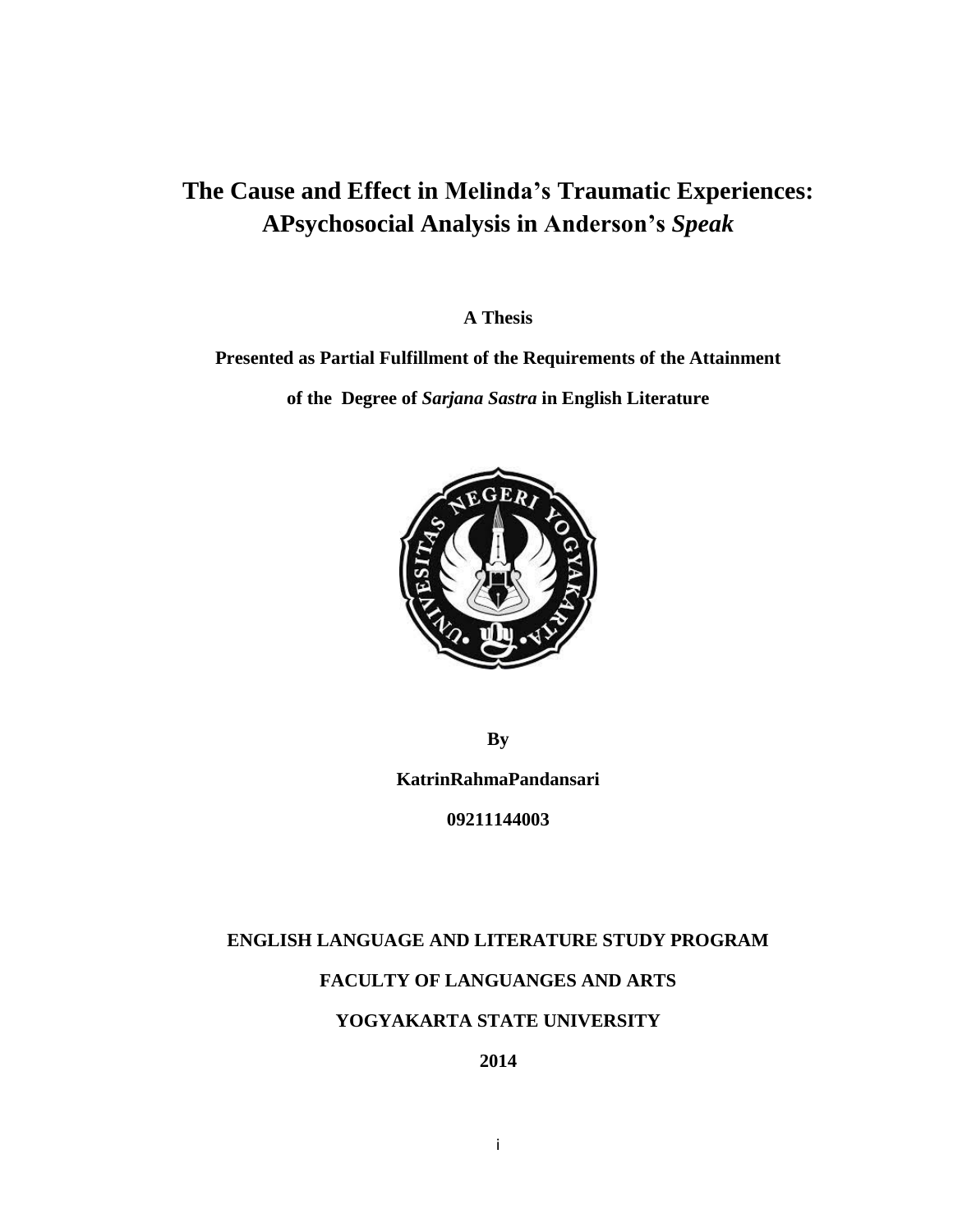# The Cause and Effect in Melinda's Traumatic Experiences: APsychosocial Analysis in Anderson's *Speak*

**A Thesis**

**Presented as Partial Fulfillment of the Requirements of the Attainment**

**of the Degree of *Sarjana Sastra* in English Literature**

**By**

**KatrinRahmaPandansari**

**09211144003**

**ENGLISH LANGUAGE AND LITERATURE STUDY PROGRAM**

**FACULTY OF LANGUANGES AND ARTS**

**YOGYAKARTA STATE UNIVERSITY**

**2014**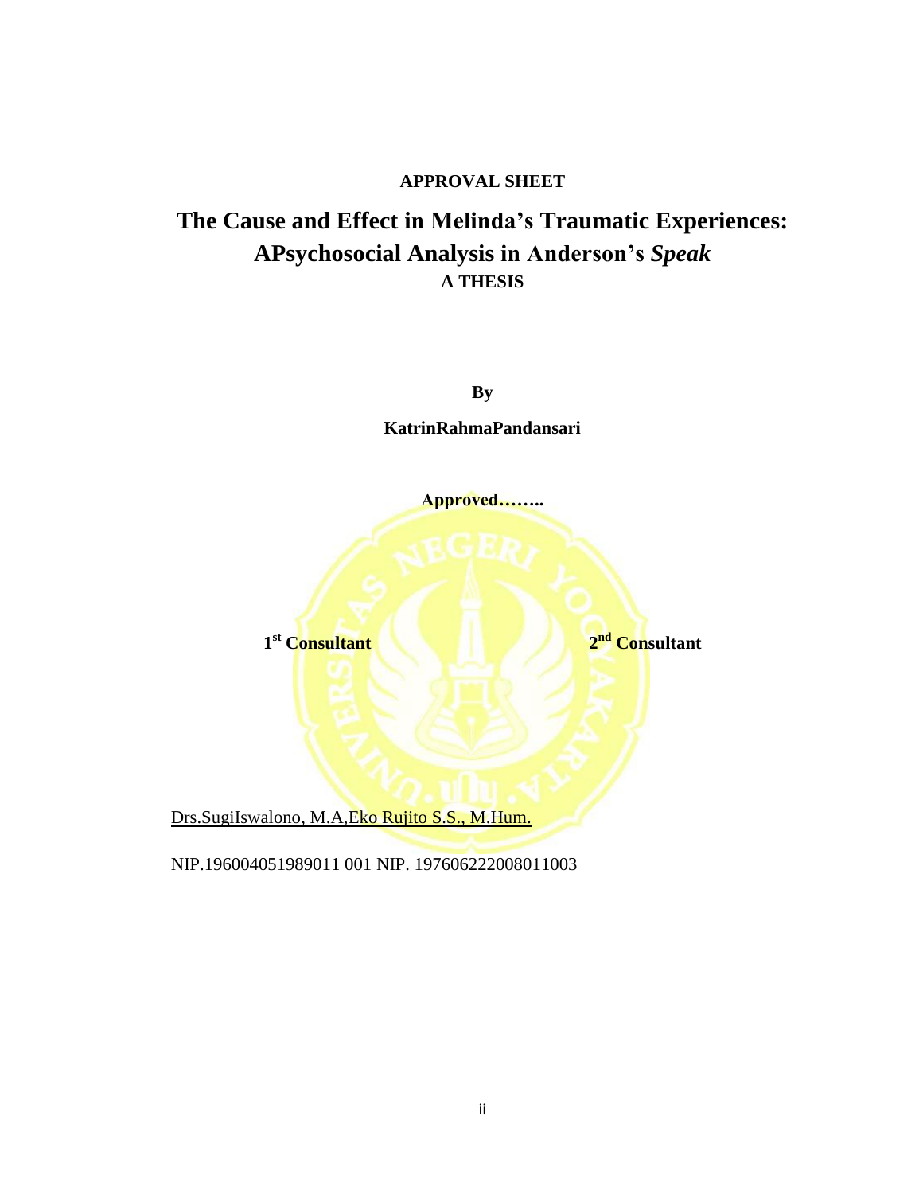**APPROVAL SHEET**

# The Cause and Effect in Melinda's Traumatic Experiences: APsychosocial Analysis in Anderson's *Speak*

**A THESIS**

**By**

**KatrinRahmaPandansari**

**Approved……..**

**1st Consultant** **2nd Consultant**

Drs.SugiIswalono, M.A,Eko Rujito S.S., M.Hum.

NIP.196004051989011 001 NIP. 197606222008011003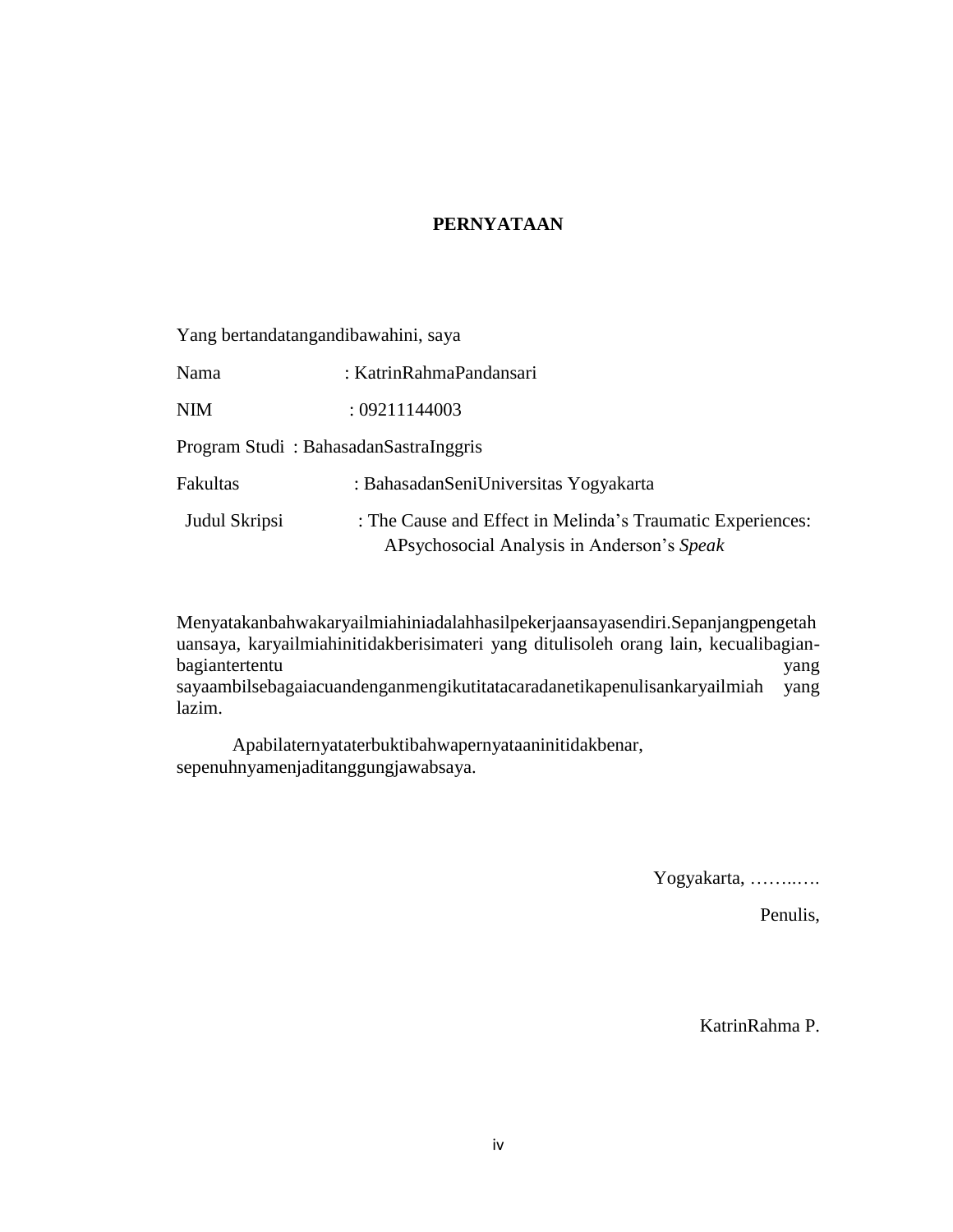**PERNYATAAN**

Yang bertandatangandibawahini, saya

Nama : KatrinRahmaPandansari

NIM : 09211144003

Program Studi : BahasadanSastraInggris

Fakultas : BahasadanSeniUniversitas Yogyakarta

Judul Skripsi : The Cause and Effect in Melinda's Traumatic Experiences: APsychosocial Analysis in Anderson's *Speak*

Menyatakanbahwakaryailmiahiniadalahhasilpekerjaansayasendiri.Sepanjangpengetahuansaya, karyailmiahinitidakberisimateri yang ditulisoleh orang lain, kecualibagian-bagiantertentu yang sayaambilsebagaiacuandenganmengikutitatacaradanetikapenulisankaryailmiah yang lazim.

Apabilaternyataterbuktibahwapernyataaninitidakbenar, sepenuhnyamenjaditanggungjawabsaya.

Yogyakarta, ……..….

Penulis,

KatrinRahma P.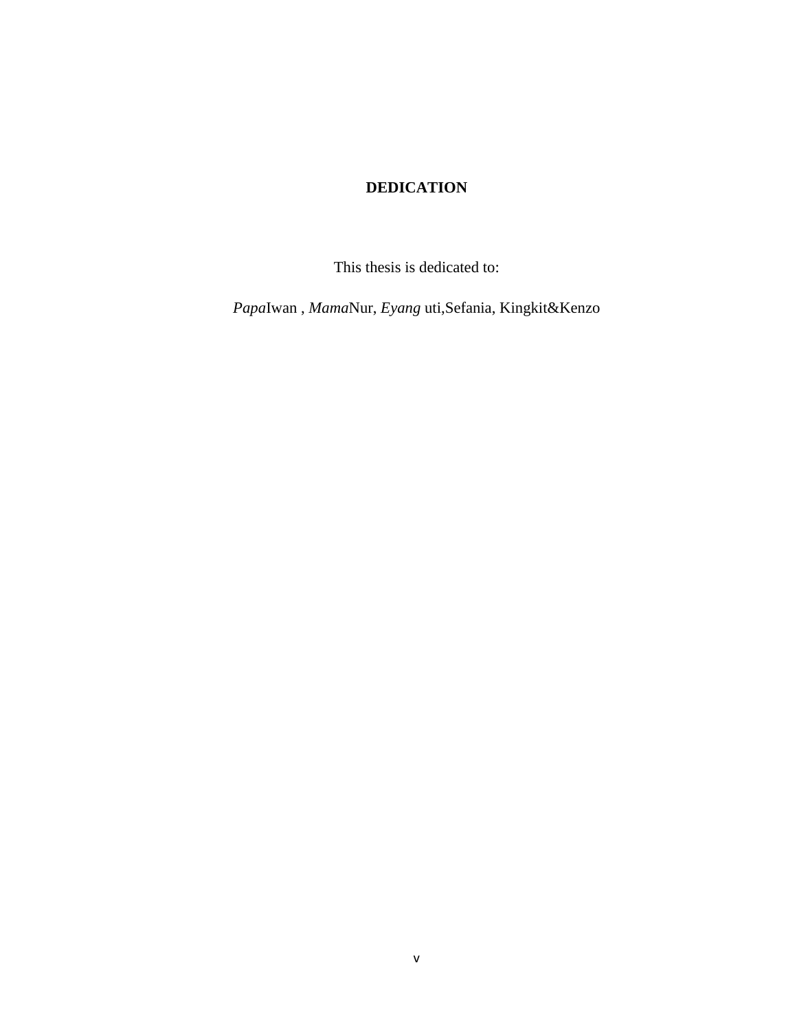# DEDICATION

This thesis is dedicated to:

*Papa*Iwan , *Mama*Nur, *Eyang* uti,Sefania, Kingkit&Kenzo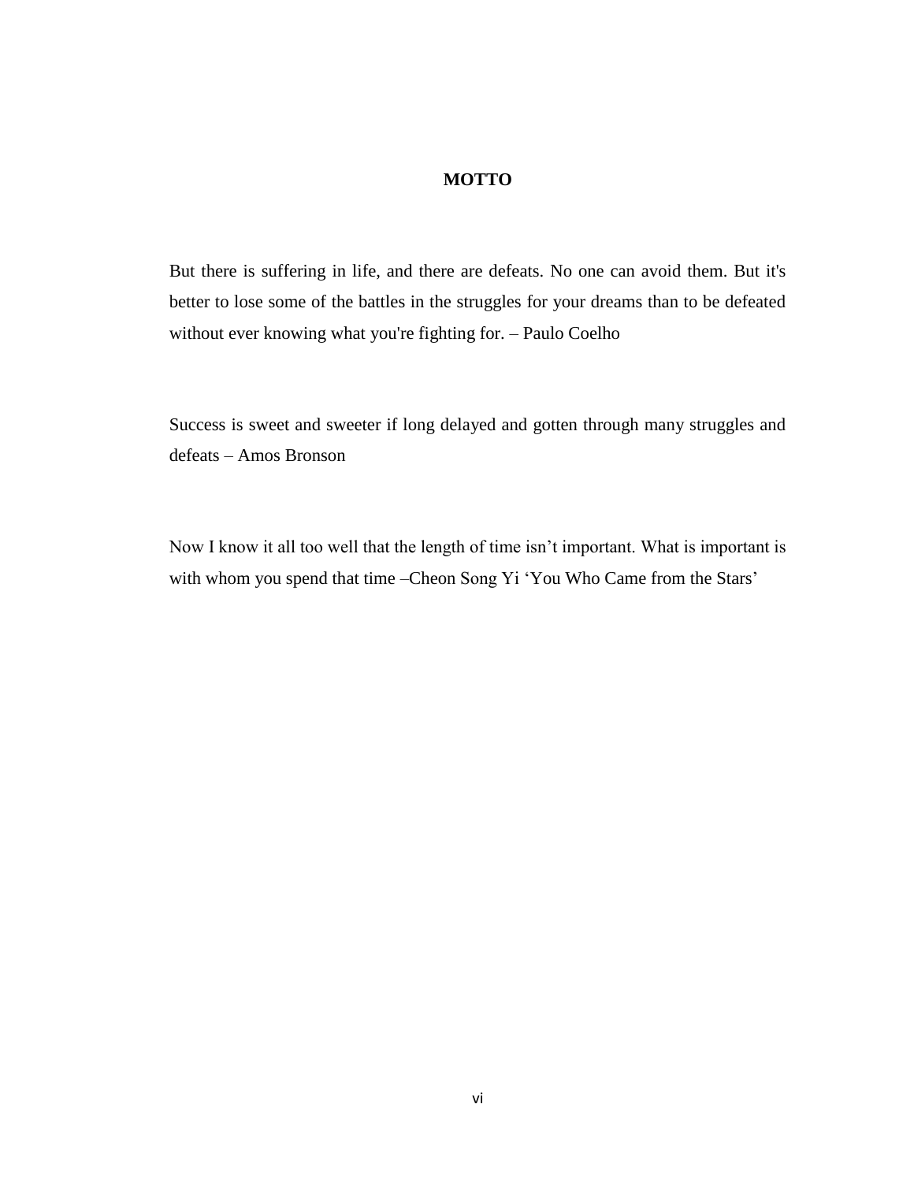# MOTTO

But there is suffering in life, and there are defeats. No one can avoid them. But it's better to lose some of the battles in the struggles for your dreams than to be defeated without ever knowing what you're fighting for. – Paulo Coelho

Success is sweet and sweeter if long delayed and gotten through many struggles and defeats – Amos Bronson

Now I know it all too well that the length of time isn't important. What is important is with whom you spend that time –Cheon Song Yi 'You Who Came from the Stars'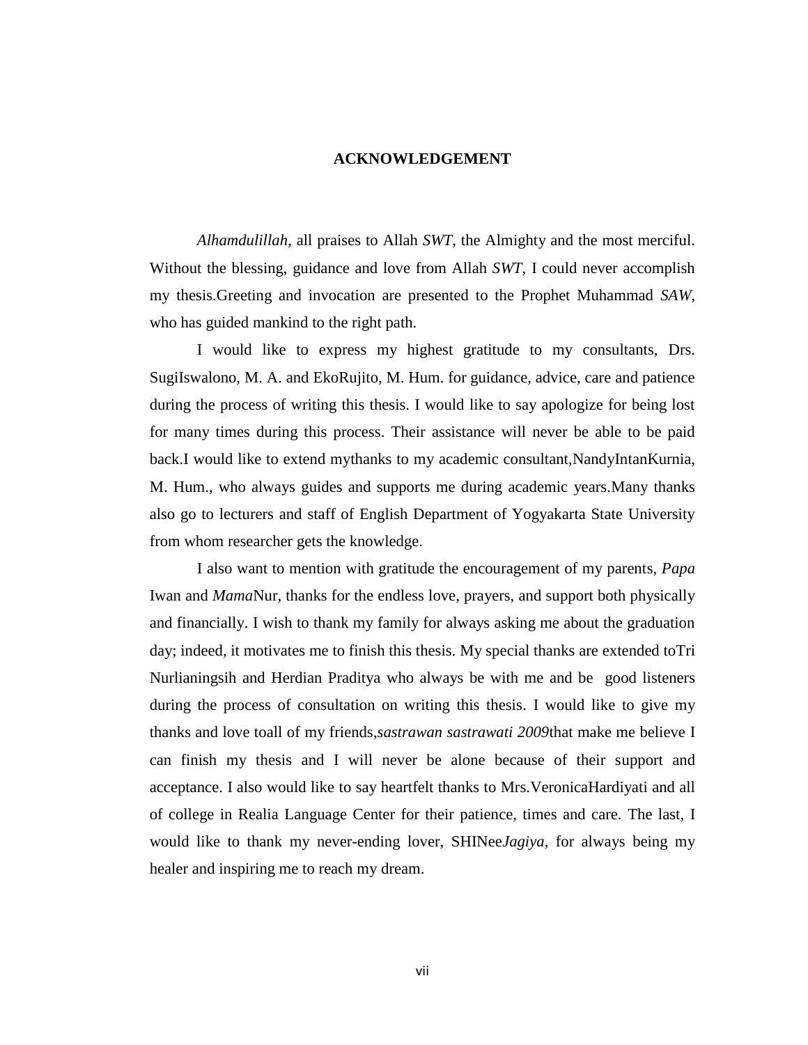# ACKNOWLEDGEMENT

*Alhamdulillah*, all praises to Allah *SWT*, the Almighty and the most merciful. Without the blessing, guidance and love from Allah *SWT*, I could never accomplish my thesis.Greeting and invocation are presented to the Prophet Muhammad *SAW*, who has guided mankind to the right path.

I would like to express my highest gratitude to my consultants, Drs. SugiIswalono, M. A. and EkoRujito, M. Hum. for guidance, advice, care and patience during the process of writing this thesis. I would like to say apologize for being lost for many times during this process. Their assistance will never be able to be paid back.I would like to extend mythanks to my academic consultant,NandyIntanKurnia, M. Hum., who always guides and supports me during academic years.Many thanks also go to lecturers and staff of English Department of Yogyakarta State University from whom researcher gets the knowledge.

I also want to mention with gratitude the encouragement of my parents, *Papa* Iwan and *Mama*Nur, thanks for the endless love, prayers, and support both physically and financially. I wish to thank my family for always asking me about the graduation day; indeed, it motivates me to finish this thesis. My special thanks are extended toTri Nurlianingsih and Herdian Praditya who always be with me and be good listeners during the process of consultation on writing this thesis. I would like to give my thanks and love toall of my friends,*sastrawan sastrawati 2009*that make me believe I can finish my thesis and I will never be alone because of their support and acceptance. I also would like to say heartfelt thanks to Mrs.VeronicaHardiyati and all of college in Realia Language Center for their patience, times and care. The last, I would like to thank my never-ending lover, SHINee*Jagiya*, for always being my healer and inspiring me to reach my dream.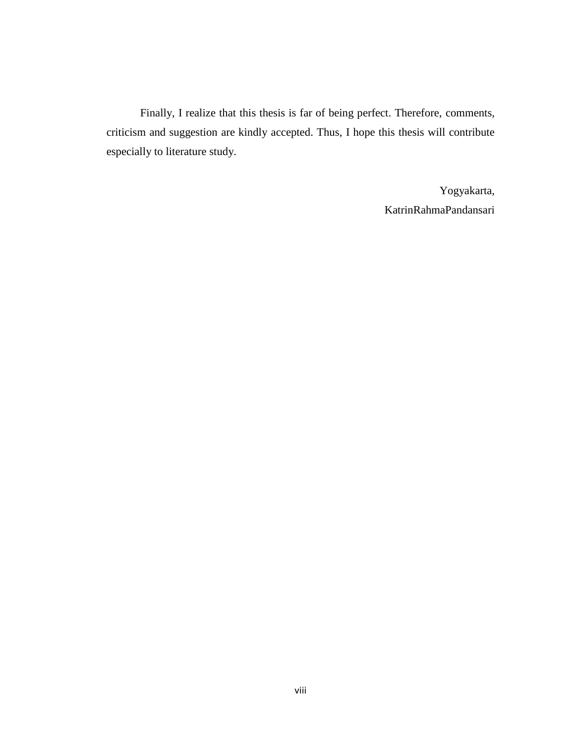Finally, I realize that this thesis is far of being perfect. Therefore, comments, criticism and suggestion are kindly accepted. Thus, I hope this thesis will contribute especially to literature study.

Yogyakarta,

KatrinRahmaPandansari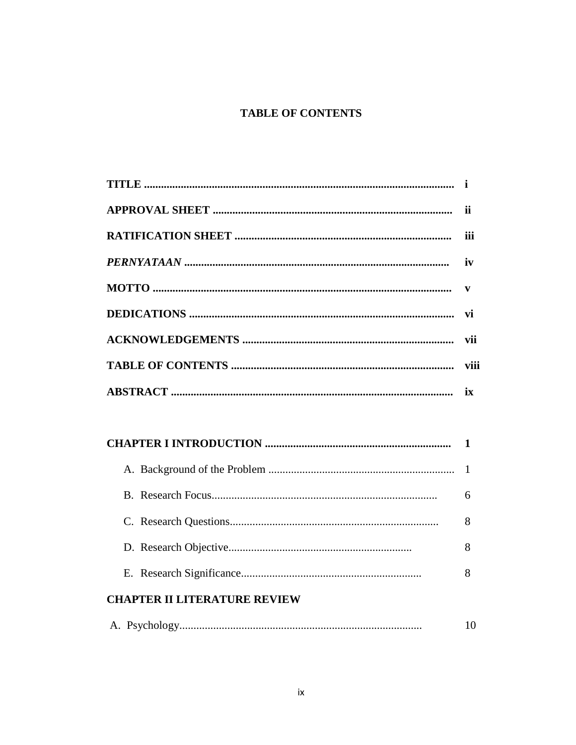# TABLE OF CONTENTS

**TITLE .............................................................................................................. i**

**APPROVAL SHEET ..................................................................................... ii**

**RATIFICATION SHEET ............................................................................. iii**

***PERNYATAAN*** **............................................................................................ iv**

**MOTTO .......................................................................................................... v**

**DEDICATIONS ............................................................................................. vi**

**ACKNOWLEDGEMENTS ........................................................................... vii**

**TABLE OF CONTENTS ............................................................................... viii**

**ABSTRACT .................................................................................................... ix**

**CHAPTER I INTRODUCTION .................................................................. 1**

A. Background of the Problem .................................................................. 1

B. Research Focus................................................................................ 6

C. Research Questions.......................................................................... 8

D. Research Objective................................................................. 8

E. Research Significance................................................................ 8

**CHAPTER II LITERATURE REVIEW**

A. Psychology...................................................................................... 10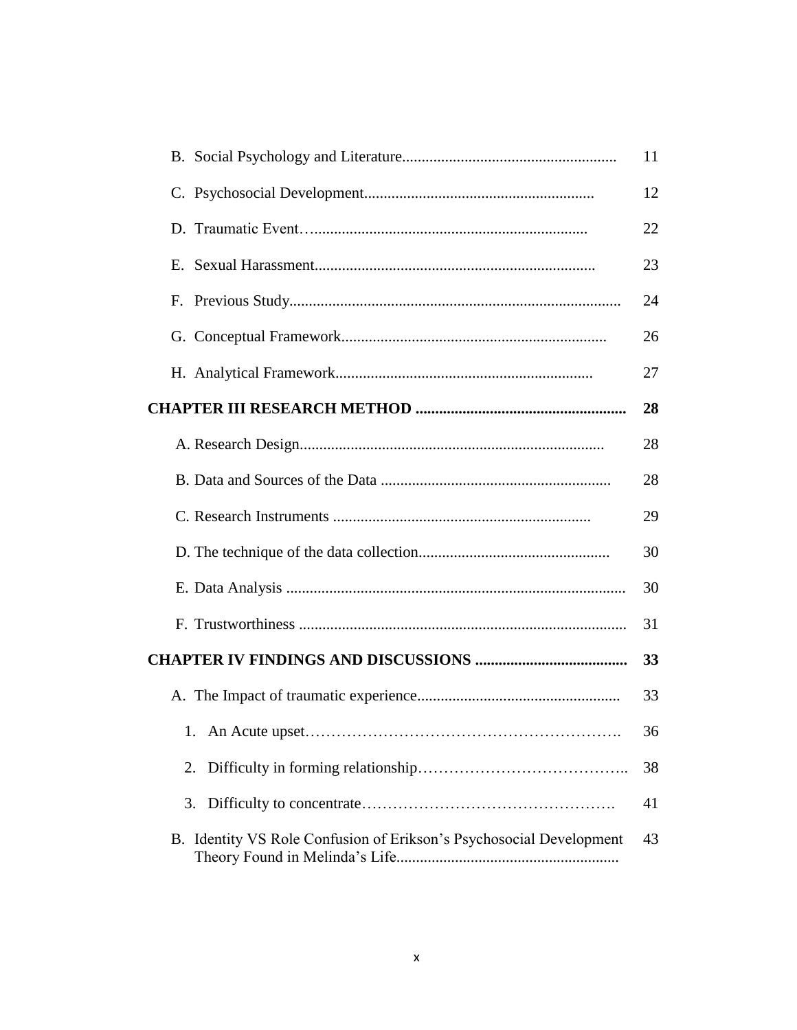| | |
|---|---|
| B. Social Psychology and Literature | 11 |
| C. Psychosocial Development | 12 |
| D. Traumatic Event | 22 |
| E. Sexual Harassment | 23 |
| F. Previous Study | 24 |
| G. Conceptual Framework | 26 |
| H. Analytical Framework | 27 |
| **CHAPTER III RESEARCH METHOD** | **28** |
| A. Research Design | 28 |
| B. Data and Sources of the Data | 28 |
| C. Research Instruments | 29 |
| D. The technique of the data collection | 30 |
| E. Data Analysis | 30 |
| F. Trustworthiness | 31 |
| **CHAPTER IV FINDINGS AND DISCUSSIONS** | **33** |
| A. The Impact of traumatic experience | 33 |
| 1. An Acute upset | 36 |
| 2. Difficulty in forming relationship | 38 |
| 3. Difficulty to concentrate | 41 |
| B. Identity VS Role Confusion of Erikson's Psychosocial Development Theory Found in Melinda's Life | 43 |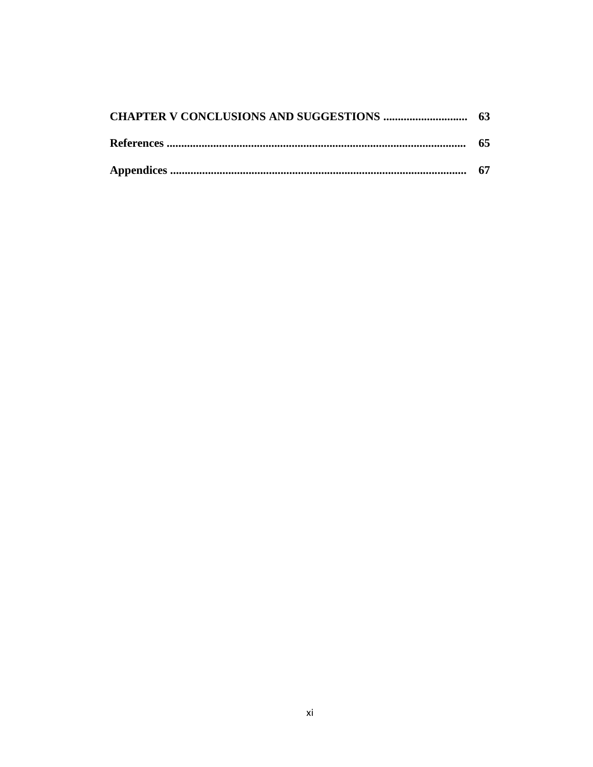**CHAPTER V CONCLUSIONS AND SUGGESTIONS ............................ 63**

**References .................................................................................................... 65**

**Appendices .................................................................................................... 67**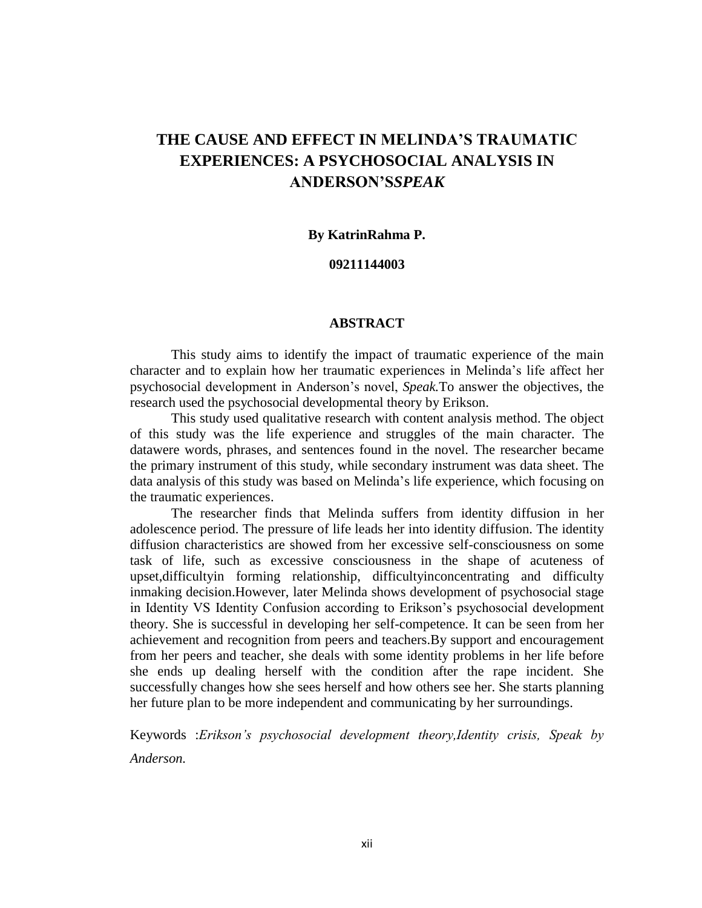# THE CAUSE AND EFFECT IN MELINDA'S TRAUMATIC EXPERIENCES: A PSYCHOSOCIAL ANALYSIS IN ANDERSON'S*SPEAK*

**By KatrinRahma P.**

**09211144003**

## ABSTRACT

This study aims to identify the impact of traumatic experience of the main character and to explain how her traumatic experiences in Melinda's life affect her psychosocial development in Anderson's novel, *Speak.*To answer the objectives, the research used the psychosocial developmental theory by Erikson.

This study used qualitative research with content analysis method. The object of this study was the life experience and struggles of the main character. The datawere words, phrases, and sentences found in the novel. The researcher became the primary instrument of this study, while secondary instrument was data sheet. The data analysis of this study was based on Melinda's life experience, which focusing on the traumatic experiences.

The researcher finds that Melinda suffers from identity diffusion in her adolescence period. The pressure of life leads her into identity diffusion. The identity diffusion characteristics are showed from her excessive self-consciousness on some task of life, such as excessive consciousness in the shape of acuteness of upset,difficultyin forming relationship, difficultyinconcentrating and difficulty inmaking decision.However, later Melinda shows development of psychosocial stage in Identity VS Identity Confusion according to Erikson's psychosocial development theory. She is successful in developing her self-competence. It can be seen from her achievement and recognition from peers and teachers.By support and encouragement from her peers and teacher, she deals with some identity problems in her life before she ends up dealing herself with the condition after the rape incident. She successfully changes how she sees herself and how others see her. She starts planning her future plan to be more independent and communicating by her surroundings.

Keywords :*Erikson's psychosocial development theory,Identity crisis, Speak by Anderson.*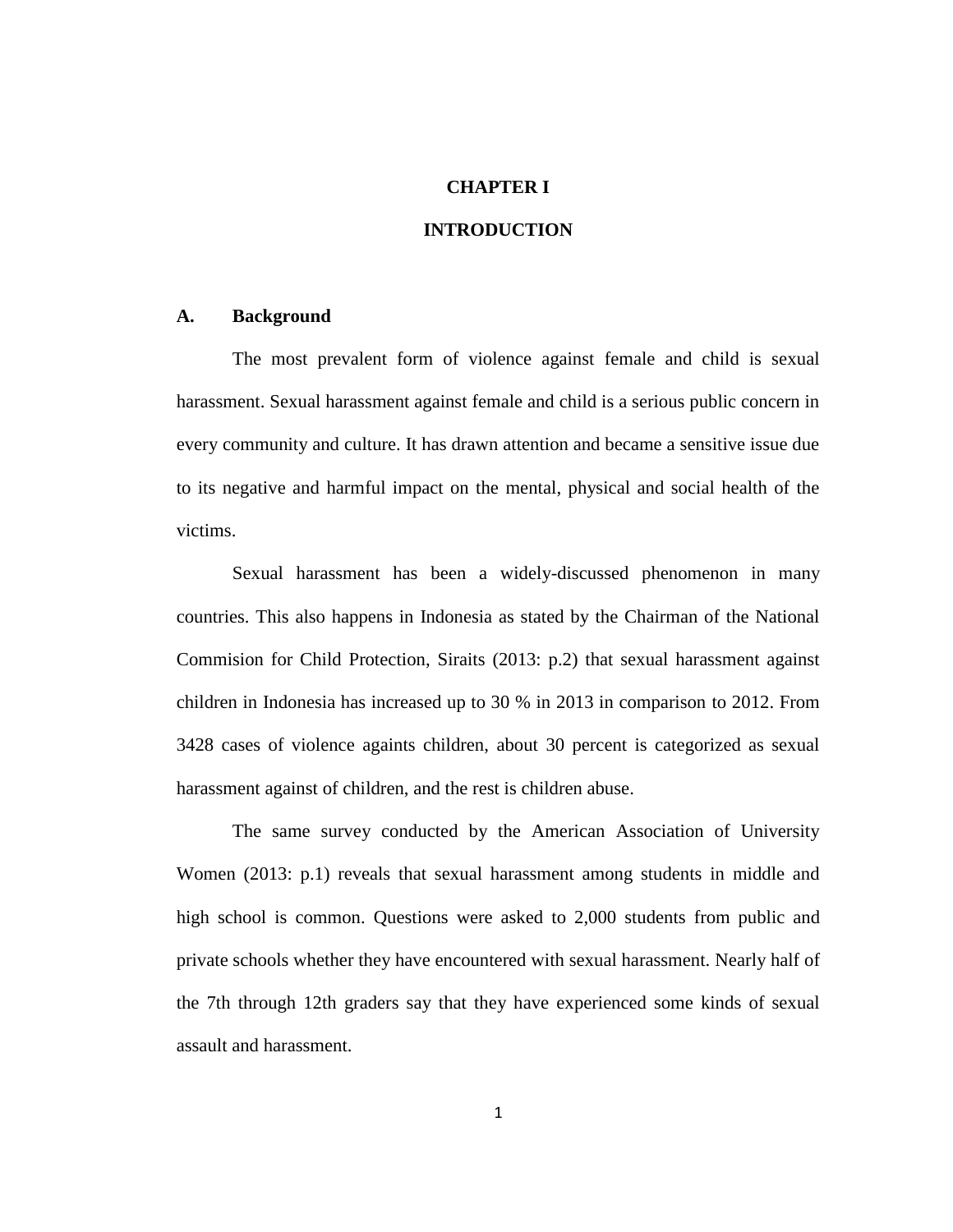# CHAPTER I

# INTRODUCTION

## A. Background

The most prevalent form of violence against female and child is sexual harassment. Sexual harassment against female and child is a serious public concern in every community and culture. It has drawn attention and became a sensitive issue due to its negative and harmful impact on the mental, physical and social health of the victims.

Sexual harassment has been a widely-discussed phenomenon in many countries. This also happens in Indonesia as stated by the Chairman of the National Commision for Child Protection, Siraits (2013: p.2) that sexual harassment against children in Indonesia has increased up to 30 % in 2013 in comparison to 2012. From 3428 cases of violence againts children, about 30 percent is categorized as sexual harassment against of children, and the rest is children abuse.

The same survey conducted by the American Association of University Women (2013: p.1) reveals that sexual harassment among students in middle and high school is common. Questions were asked to 2,000 students from public and private schools whether they have encountered with sexual harassment. Nearly half of the 7th through 12th graders say that they have experienced some kinds of sexual assault and harassment.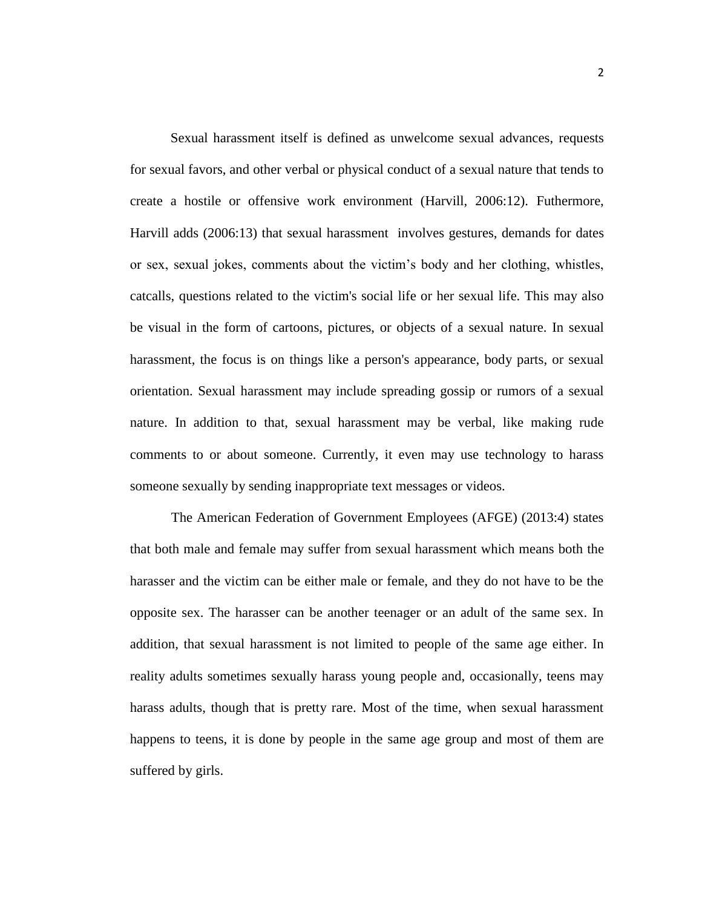Sexual harassment itself is defined as unwelcome sexual advances, requests for sexual favors, and other verbal or physical conduct of a sexual nature that tends to create a hostile or offensive work environment (Harvill, 2006:12). Futhermore, Harvill adds (2006:13) that sexual harassment involves gestures, demands for dates or sex, sexual jokes, comments about the victim's body and her clothing, whistles, catcalls, questions related to the victim's social life or her sexual life. This may also be visual in the form of cartoons, pictures, or objects of a sexual nature. In sexual harassment, the focus is on things like a person's appearance, body parts, or sexual orientation. Sexual harassment may include spreading gossip or rumors of a sexual nature. In addition to that, sexual harassment may be verbal, like making rude comments to or about someone. Currently, it even may use technology to harass someone sexually by sending inappropriate text messages or videos.

The American Federation of Government Employees (AFGE) (2013:4) states that both male and female may suffer from sexual harassment which means both the harasser and the victim can be either male or female, and they do not have to be the opposite sex. The harasser can be another teenager or an adult of the same sex. In addition, that sexual harassment is not limited to people of the same age either. In reality adults sometimes sexually harass young people and, occasionally, teens may harass adults, though that is pretty rare. Most of the time, when sexual harassment happens to teens, it is done by people in the same age group and most of them are suffered by girls.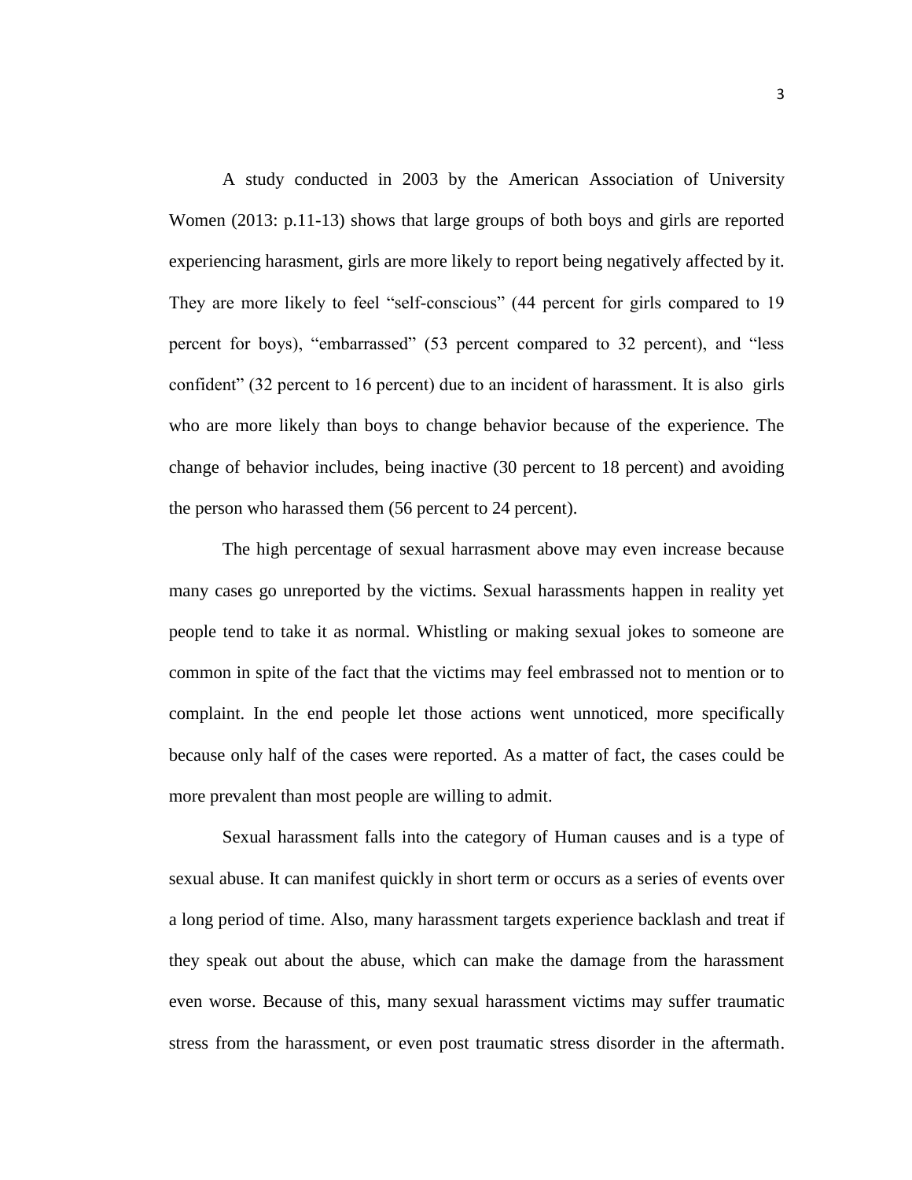A study conducted in 2003 by the American Association of University Women (2013: p.11-13) shows that large groups of both boys and girls are reported experiencing harasment, girls are more likely to report being negatively affected by it. They are more likely to feel "self-conscious" (44 percent for girls compared to 19 percent for boys), "embarrassed" (53 percent compared to 32 percent), and "less confident" (32 percent to 16 percent) due to an incident of harassment. It is also girls who are more likely than boys to change behavior because of the experience. The change of behavior includes, being inactive (30 percent to 18 percent) and avoiding the person who harassed them (56 percent to 24 percent).

The high percentage of sexual harrasment above may even increase because many cases go unreported by the victims. Sexual harassments happen in reality yet people tend to take it as normal. Whistling or making sexual jokes to someone are common in spite of the fact that the victims may feel embrassed not to mention or to complaint. In the end people let those actions went unnoticed, more specifically because only half of the cases were reported. As a matter of fact, the cases could be more prevalent than most people are willing to admit.

Sexual harassment falls into the category of Human causes and is a type of sexual abuse. It can manifest quickly in short term or occurs as a series of events over a long period of time. Also, many harassment targets experience backlash and treat if they speak out about the abuse, which can make the damage from the harassment even worse. Because of this, many sexual harassment victims may suffer traumatic stress from the harassment, or even post traumatic stress disorder in the aftermath.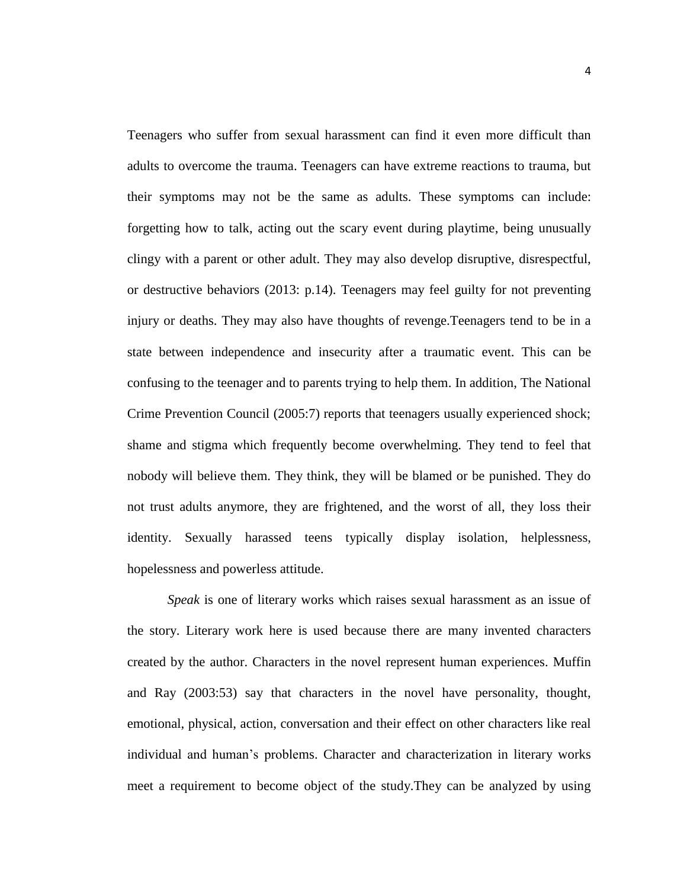Teenagers who suffer from sexual harassment can find it even more difficult than adults to overcome the trauma. Teenagers can have extreme reactions to trauma, but their symptoms may not be the same as adults. These symptoms can include: forgetting how to talk, acting out the scary event during playtime, being unusually clingy with a parent or other adult. They may also develop disruptive, disrespectful, or destructive behaviors (2013: p.14). Teenagers may feel guilty for not preventing injury or deaths. They may also have thoughts of revenge.Teenagers tend to be in a state between independence and insecurity after a traumatic event. This can be confusing to the teenager and to parents trying to help them. In addition, The National Crime Prevention Council (2005:7) reports that teenagers usually experienced shock; shame and stigma which frequently become overwhelming. They tend to feel that nobody will believe them. They think, they will be blamed or be punished. They do not trust adults anymore, they are frightened, and the worst of all, they loss their identity. Sexually harassed teens typically display isolation, helplessness, hopelessness and powerless attitude.

*Speak* is one of literary works which raises sexual harassment as an issue of the story. Literary work here is used because there are many invented characters created by the author. Characters in the novel represent human experiences. Muffin and Ray (2003:53) say that characters in the novel have personality, thought, emotional, physical, action, conversation and their effect on other characters like real individual and human's problems. Character and characterization in literary works meet a requirement to become object of the study.They can be analyzed by using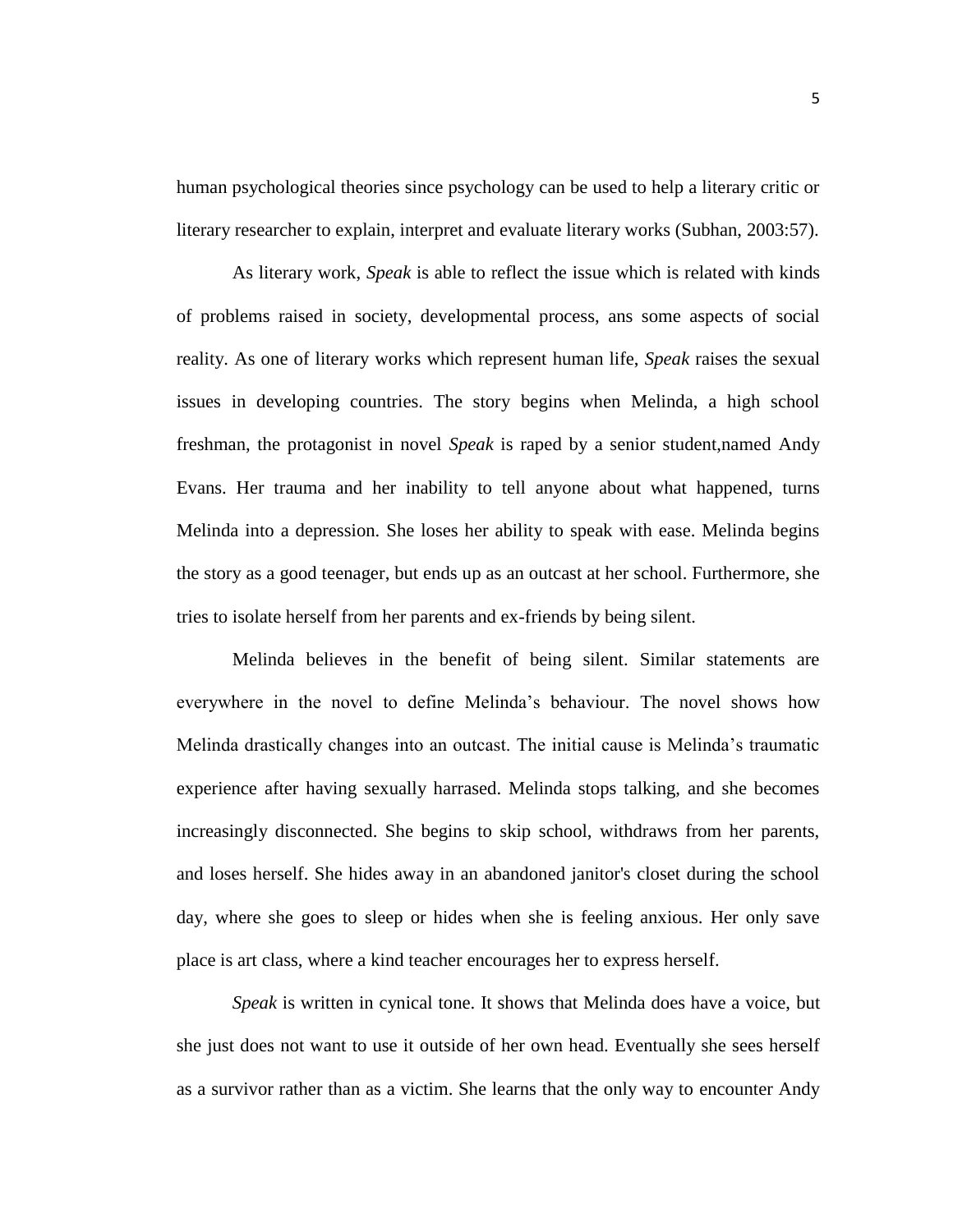human psychological theories since psychology can be used to help a literary critic or literary researcher to explain, interpret and evaluate literary works (Subhan, 2003:57).

As literary work, *Speak* is able to reflect the issue which is related with kinds of problems raised in society, developmental process, ans some aspects of social reality. As one of literary works which represent human life, *Speak* raises the sexual issues in developing countries. The story begins when Melinda, a high school freshman, the protagonist in novel *Speak* is raped by a senior student,named Andy Evans. Her trauma and her inability to tell anyone about what happened, turns Melinda into a depression. She loses her ability to speak with ease. Melinda begins the story as a good teenager, but ends up as an outcast at her school. Furthermore, she tries to isolate herself from her parents and ex-friends by being silent.

Melinda believes in the benefit of being silent. Similar statements are everywhere in the novel to define Melinda's behaviour. The novel shows how Melinda drastically changes into an outcast. The initial cause is Melinda's traumatic experience after having sexually harrased. Melinda stops talking, and she becomes increasingly disconnected. She begins to skip school, withdraws from her parents, and loses herself. She hides away in an abandoned janitor's closet during the school day, where she goes to sleep or hides when she is feeling anxious. Her only save place is art class, where a kind teacher encourages her to express herself.

*Speak* is written in cynical tone. It shows that Melinda does have a voice, but she just does not want to use it outside of her own head. Eventually she sees herself as a survivor rather than as a victim. She learns that the only way to encounter Andy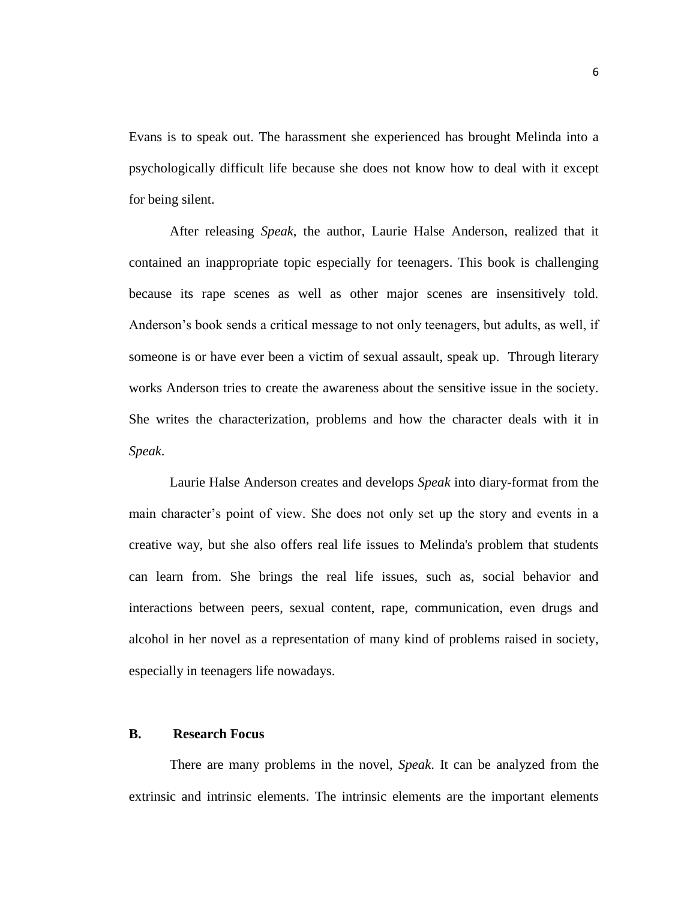Evans is to speak out. The harassment she experienced has brought Melinda into a psychologically difficult life because she does not know how to deal with it except for being silent.

After releasing *Speak*, the author, Laurie Halse Anderson, realized that it contained an inappropriate topic especially for teenagers. This book is challenging because its rape scenes as well as other major scenes are insensitively told. Anderson's book sends a critical message to not only teenagers, but adults, as well, if someone is or have ever been a victim of sexual assault, speak up. Through literary works Anderson tries to create the awareness about the sensitive issue in the society. She writes the characterization, problems and how the character deals with it in *Speak*.

Laurie Halse Anderson creates and develops *Speak* into diary-format from the main character's point of view. She does not only set up the story and events in a creative way, but she also offers real life issues to Melinda's problem that students can learn from. She brings the real life issues, such as, social behavior and interactions between peers, sexual content, rape, communication, even drugs and alcohol in her novel as a representation of many kind of problems raised in society, especially in teenagers life nowadays.

## B. Research Focus

There are many problems in the novel, *Speak*. It can be analyzed from the extrinsic and intrinsic elements. The intrinsic elements are the important elements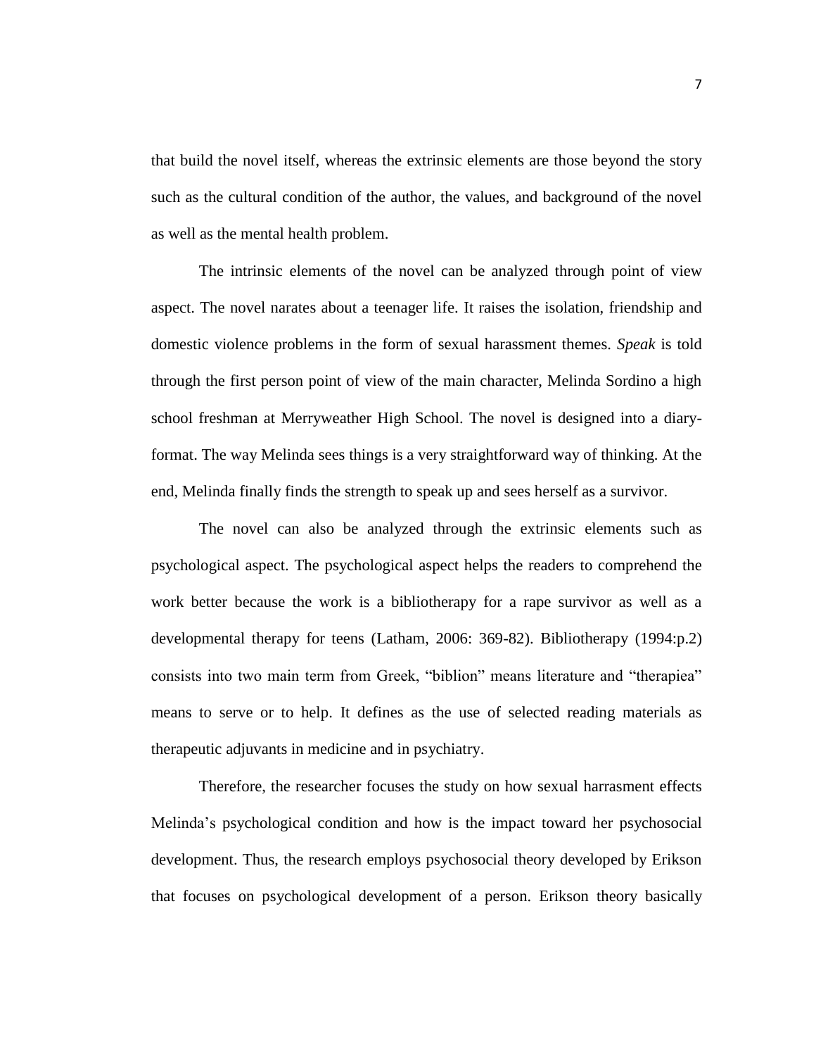that build the novel itself, whereas the extrinsic elements are those beyond the story such as the cultural condition of the author, the values, and background of the novel as well as the mental health problem.

The intrinsic elements of the novel can be analyzed through point of view aspect. The novel narates about a teenager life. It raises the isolation, friendship and domestic violence problems in the form of sexual harassment themes. *Speak* is told through the first person point of view of the main character, Melinda Sordino a high school freshman at Merryweather High School. The novel is designed into a diary-format. The way Melinda sees things is a very straightforward way of thinking. At the end, Melinda finally finds the strength to speak up and sees herself as a survivor.

The novel can also be analyzed through the extrinsic elements such as psychological aspect. The psychological aspect helps the readers to comprehend the work better because the work is a bibliotherapy for a rape survivor as well as a developmental therapy for teens (Latham, 2006: 369-82). Bibliotherapy (1994:p.2) consists into two main term from Greek, "biblion" means literature and "therapiea" means to serve or to help. It defines as the use of selected reading materials as therapeutic adjuvants in medicine and in psychiatry.

Therefore, the researcher focuses the study on how sexual harrasment effects Melinda's psychological condition and how is the impact toward her psychosocial development. Thus, the research employs psychosocial theory developed by Erikson that focuses on psychological development of a person. Erikson theory basically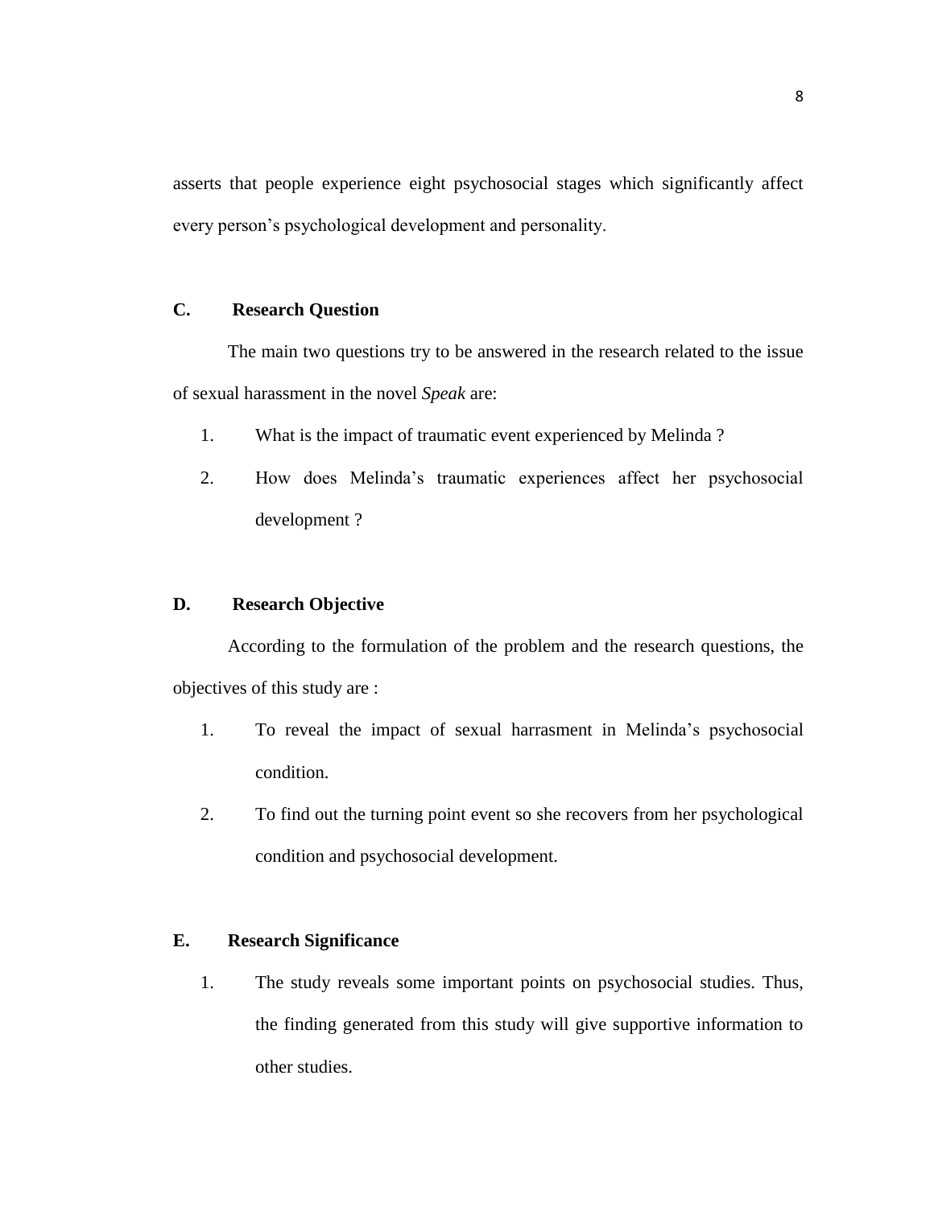asserts that people experience eight psychosocial stages which significantly affect every person's psychological development and personality.

## C. Research Question

The main two questions try to be answered in the research related to the issue of sexual harassment in the novel *Speak* are:

1. What is the impact of traumatic event experienced by Melinda ?
2. How does Melinda's traumatic experiences affect her psychosocial development ?

## D. Research Objective

According to the formulation of the problem and the research questions, the objectives of this study are :

1. To reveal the impact of sexual harrasment in Melinda's psychosocial condition.
2. To find out the turning point event so she recovers from her psychological condition and psychosocial development.

## E. Research Significance

1. The study reveals some important points on psychosocial studies. Thus, the finding generated from this study will give supportive information to other studies.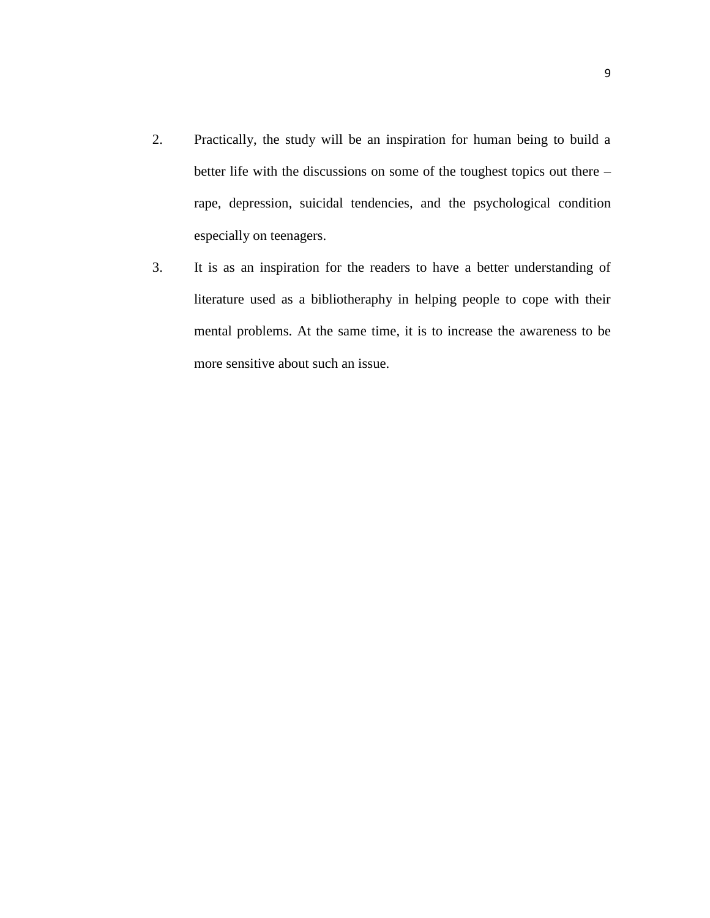2. Practically, the study will be an inspiration for human being to build a better life with the discussions on some of the toughest topics out there – rape, depression, suicidal tendencies, and the psychological condition especially on teenagers.
3. It is as an inspiration for the readers to have a better understanding of literature used as a bibliotheraphy in helping people to cope with their mental problems. At the same time, it is to increase the awareness to be more sensitive about such an issue.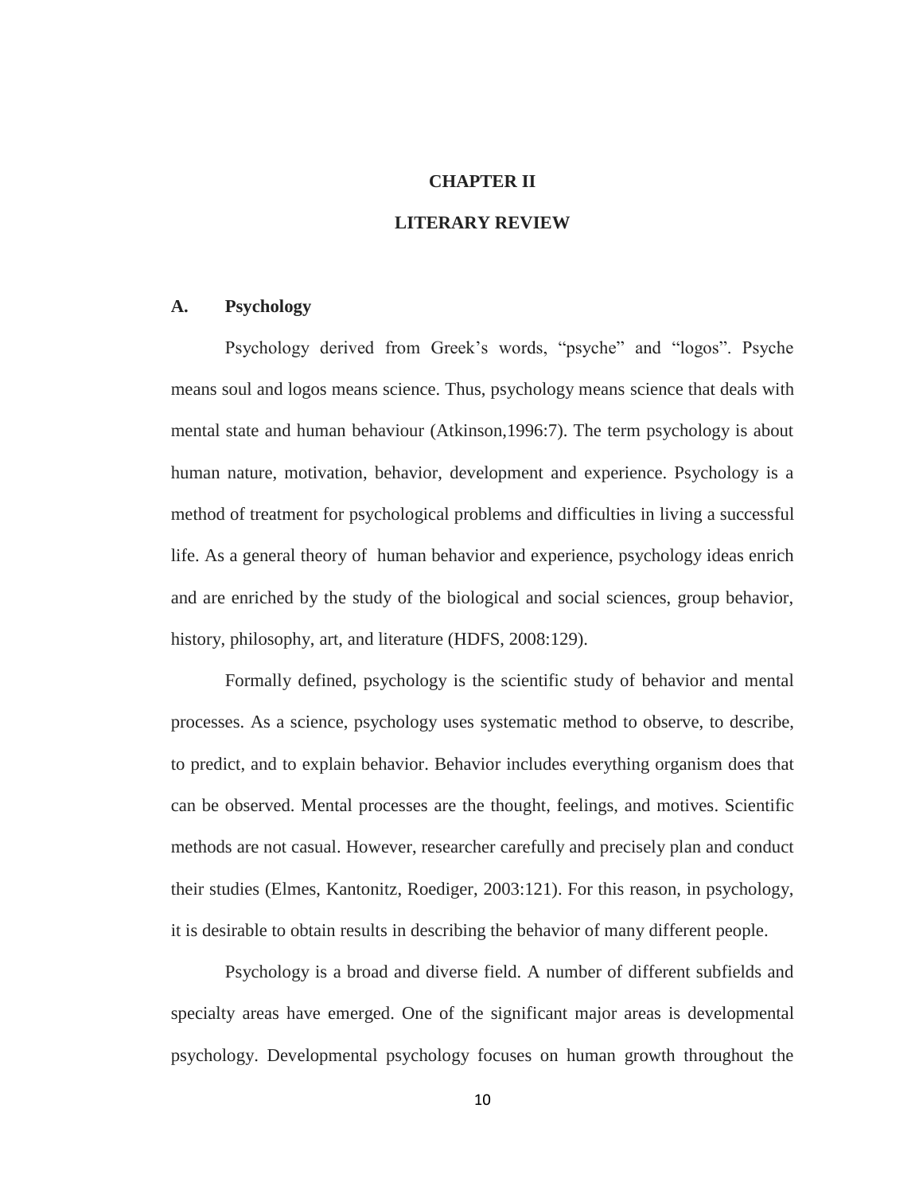# CHAPTER II

# LITERARY REVIEW

## A. Psychology

Psychology derived from Greek's words, "psyche" and "logos". Psyche means soul and logos means science. Thus, psychology means science that deals with mental state and human behaviour (Atkinson,1996:7). The term psychology is about human nature, motivation, behavior, development and experience. Psychology is a method of treatment for psychological problems and difficulties in living a successful life. As a general theory of human behavior and experience, psychology ideas enrich and are enriched by the study of the biological and social sciences, group behavior, history, philosophy, art, and literature (HDFS, 2008:129).

Formally defined, psychology is the scientific study of behavior and mental processes. As a science, psychology uses systematic method to observe, to describe, to predict, and to explain behavior. Behavior includes everything organism does that can be observed. Mental processes are the thought, feelings, and motives. Scientific methods are not casual. However, researcher carefully and precisely plan and conduct their studies (Elmes, Kantonitz, Roediger, 2003:121). For this reason, in psychology, it is desirable to obtain results in describing the behavior of many different people.

Psychology is a broad and diverse field. A number of different subfields and specialty areas have emerged. One of the significant major areas is developmental psychology. Developmental psychology focuses on human growth throughout the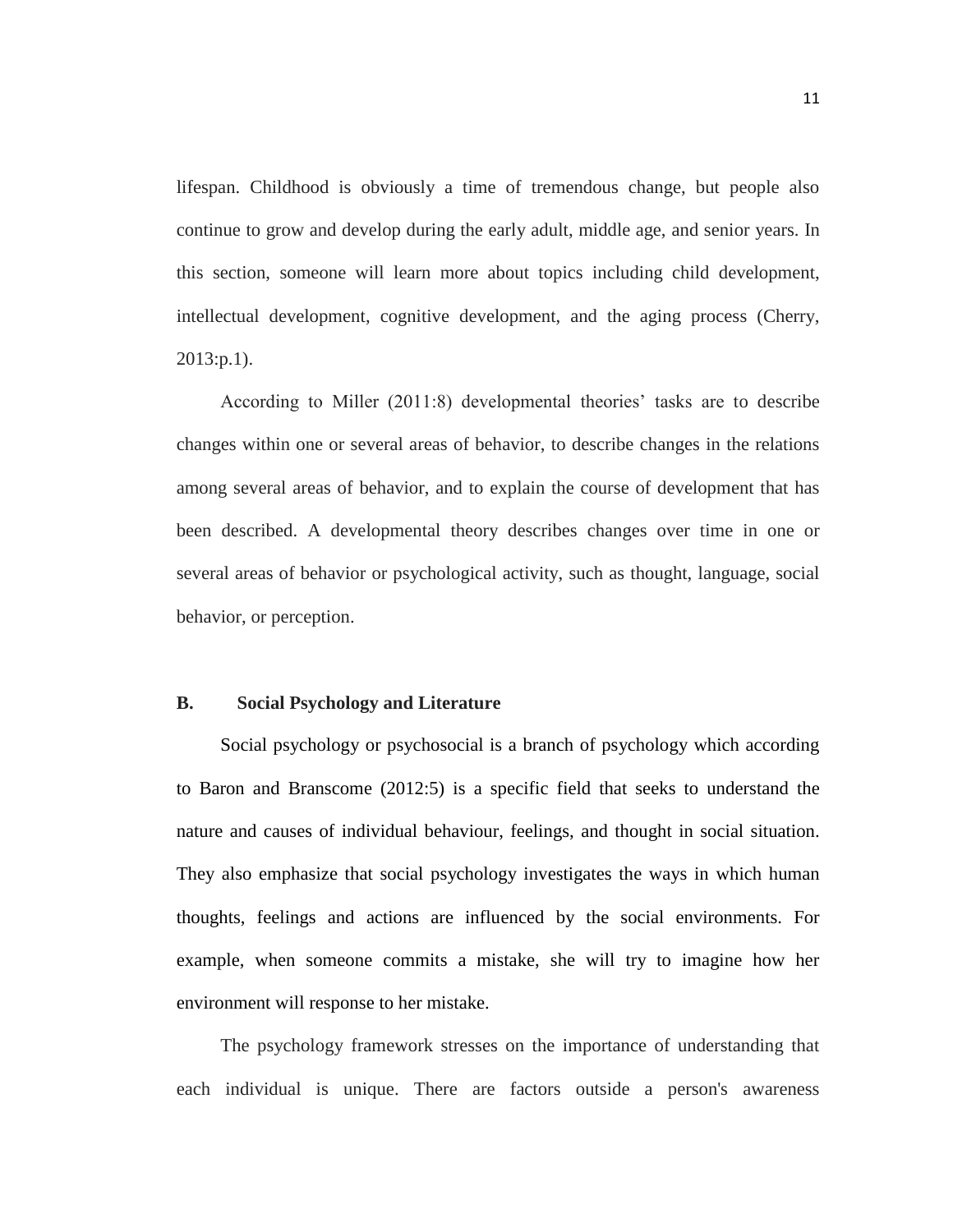lifespan. Childhood is obviously a time of tremendous change, but people also continue to grow and develop during the early adult, middle age, and senior years. In this section, someone will learn more about topics including child development, intellectual development, cognitive development, and the aging process (Cherry, 2013:p.1).

According to Miller (2011:8) developmental theories' tasks are to describe changes within one or several areas of behavior, to describe changes in the relations among several areas of behavior, and to explain the course of development that has been described. A developmental theory describes changes over time in one or several areas of behavior or psychological activity, such as thought, language, social behavior, or perception.

## B. Social Psychology and Literature

Social psychology or psychosocial is a branch of psychology which according to Baron and Branscome (2012:5) is a specific field that seeks to understand the nature and causes of individual behaviour, feelings, and thought in social situation. They also emphasize that social psychology investigates the ways in which human thoughts, feelings and actions are influenced by the social environments. For example, when someone commits a mistake, she will try to imagine how her environment will response to her mistake.

The psychology framework stresses on the importance of understanding that each individual is unique. There are factors outside a person's awareness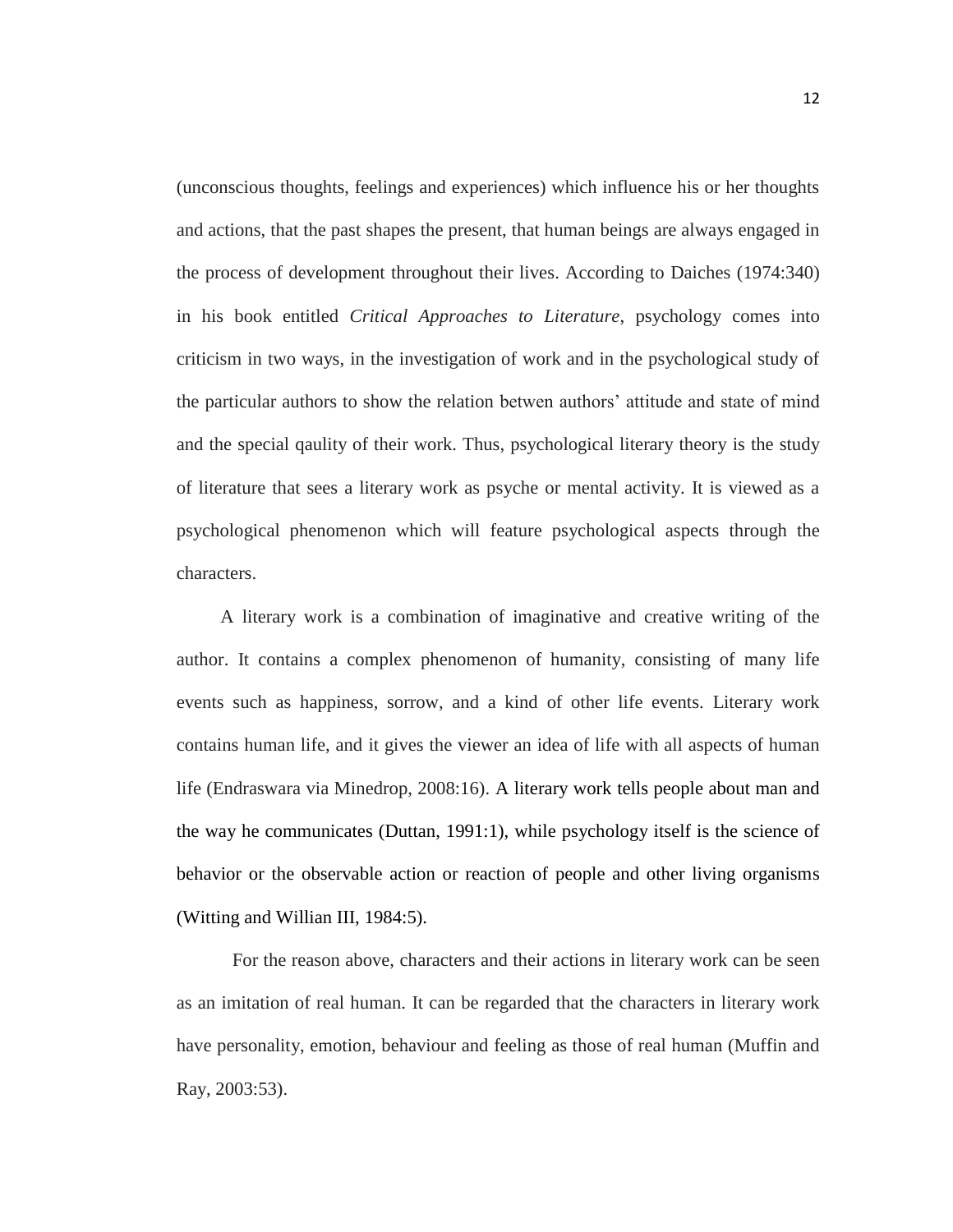(unconscious thoughts, feelings and experiences) which influence his or her thoughts and actions, that the past shapes the present, that human beings are always engaged in the process of development throughout their lives. According to Daiches (1974:340) in his book entitled *Critical Approaches to Literature*, psychology comes into criticism in two ways, in the investigation of work and in the psychological study of the particular authors to show the relation betwen authors' attitude and state of mind and the special qaulity of their work. Thus, psychological literary theory is the study of literature that sees a literary work as psyche or mental activity. It is viewed as a psychological phenomenon which will feature psychological aspects through the characters.

A literary work is a combination of imaginative and creative writing of the author. It contains a complex phenomenon of humanity, consisting of many life events such as happiness, sorrow, and a kind of other life events. Literary work contains human life, and it gives the viewer an idea of life with all aspects of human life (Endraswara via Minedrop, 2008:16). A literary work tells people about man and the way he communicates (Duttan, 1991:1), while psychology itself is the science of behavior or the observable action or reaction of people and other living organisms (Witting and Willian III, 1984:5).

For the reason above, characters and their actions in literary work can be seen as an imitation of real human. It can be regarded that the characters in literary work have personality, emotion, behaviour and feeling as those of real human (Muffin and Ray, 2003:53).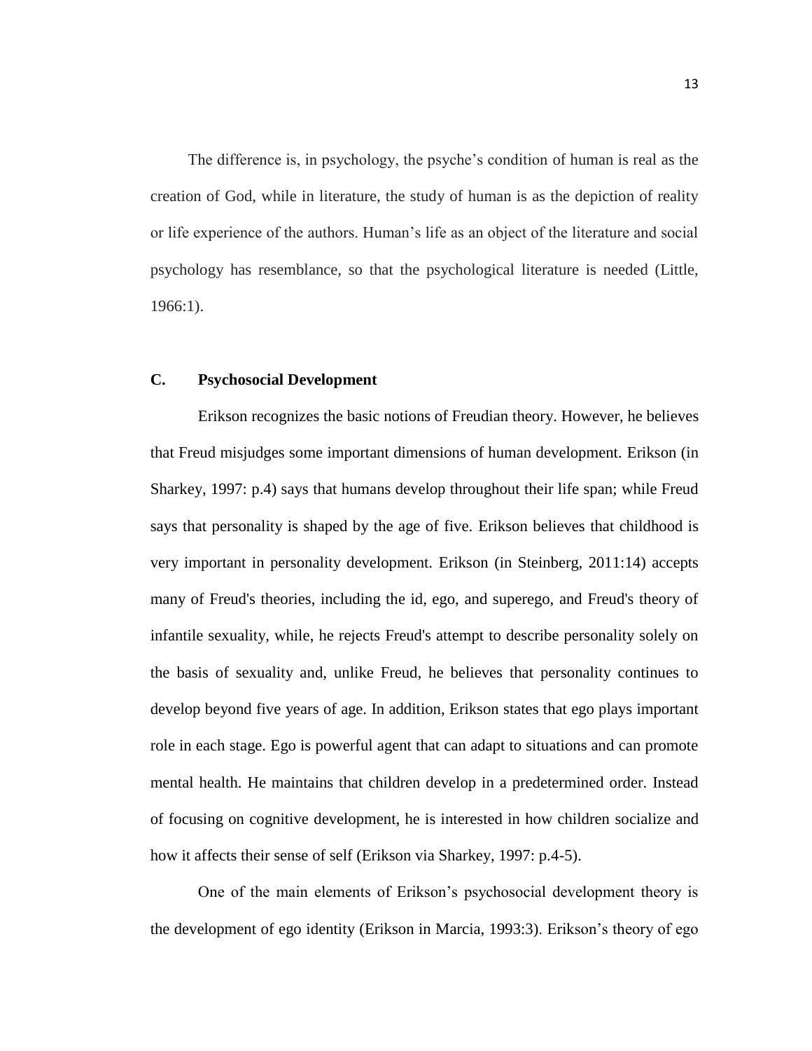The difference is, in psychology, the psyche's condition of human is real as the creation of God, while in literature, the study of human is as the depiction of reality or life experience of the authors. Human's life as an object of the literature and social psychology has resemblance, so that the psychological literature is needed (Little, 1966:1).

## C. Psychosocial Development

Erikson recognizes the basic notions of Freudian theory. However, he believes that Freud misjudges some important dimensions of human development. Erikson (in Sharkey, 1997: p.4) says that humans develop throughout their life span; while Freud says that personality is shaped by the age of five. Erikson believes that childhood is very important in personality development. Erikson (in Steinberg, 2011:14) accepts many of Freud's theories, including the id, ego, and superego, and Freud's theory of infantile sexuality, while, he rejects Freud's attempt to describe personality solely on the basis of sexuality and, unlike Freud, he believes that personality continues to develop beyond five years of age. In addition, Erikson states that ego plays important role in each stage. Ego is powerful agent that can adapt to situations and can promote mental health. He maintains that children develop in a predetermined order. Instead of focusing on cognitive development, he is interested in how children socialize and how it affects their sense of self (Erikson via Sharkey, 1997: p.4-5).

One of the main elements of Erikson's psychosocial development theory is the development of ego identity (Erikson in Marcia, 1993:3). Erikson's theory of ego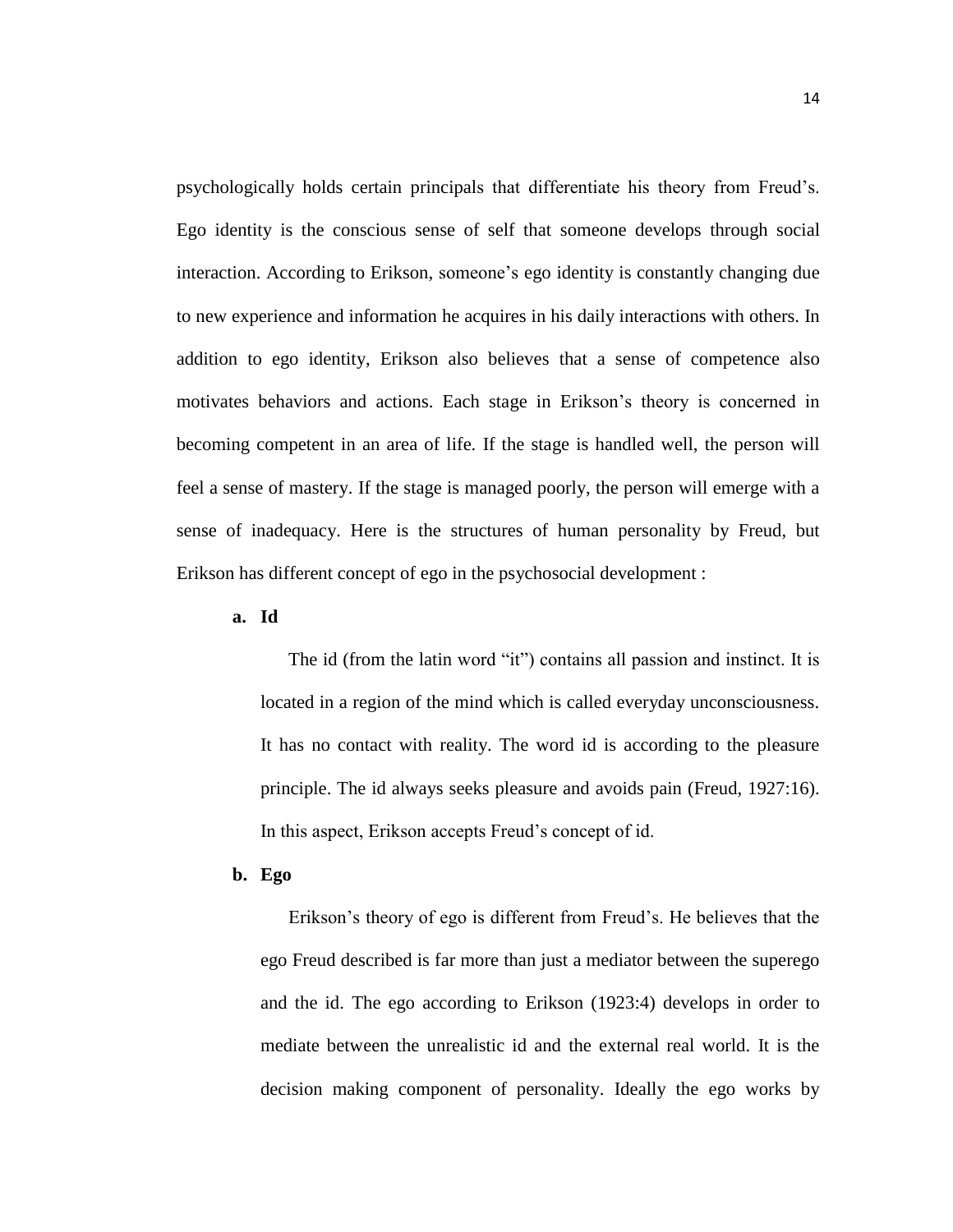psychologically holds certain principals that differentiate his theory from Freud's. Ego identity is the conscious sense of self that someone develops through social interaction. According to Erikson, someone's ego identity is constantly changing due to new experience and information he acquires in his daily interactions with others. In addition to ego identity, Erikson also believes that a sense of competence also motivates behaviors and actions. Each stage in Erikson's theory is concerned in becoming competent in an area of life. If the stage is handled well, the person will feel a sense of mastery. If the stage is managed poorly, the person will emerge with a sense of inadequacy. Here is the structures of human personality by Freud, but Erikson has different concept of ego in the psychosocial development :

**a. Id**

The id (from the latin word "it") contains all passion and instinct. It is located in a region of the mind which is called everyday unconsciousness. It has no contact with reality. The word id is according to the pleasure principle. The id always seeks pleasure and avoids pain (Freud, 1927:16). In this aspect, Erikson accepts Freud's concept of id.

**b. Ego**

Erikson's theory of ego is different from Freud's. He believes that the ego Freud described is far more than just a mediator between the superego and the id. The ego according to Erikson (1923:4) develops in order to mediate between the unrealistic id and the external real world. It is the decision making component of personality. Ideally the ego works by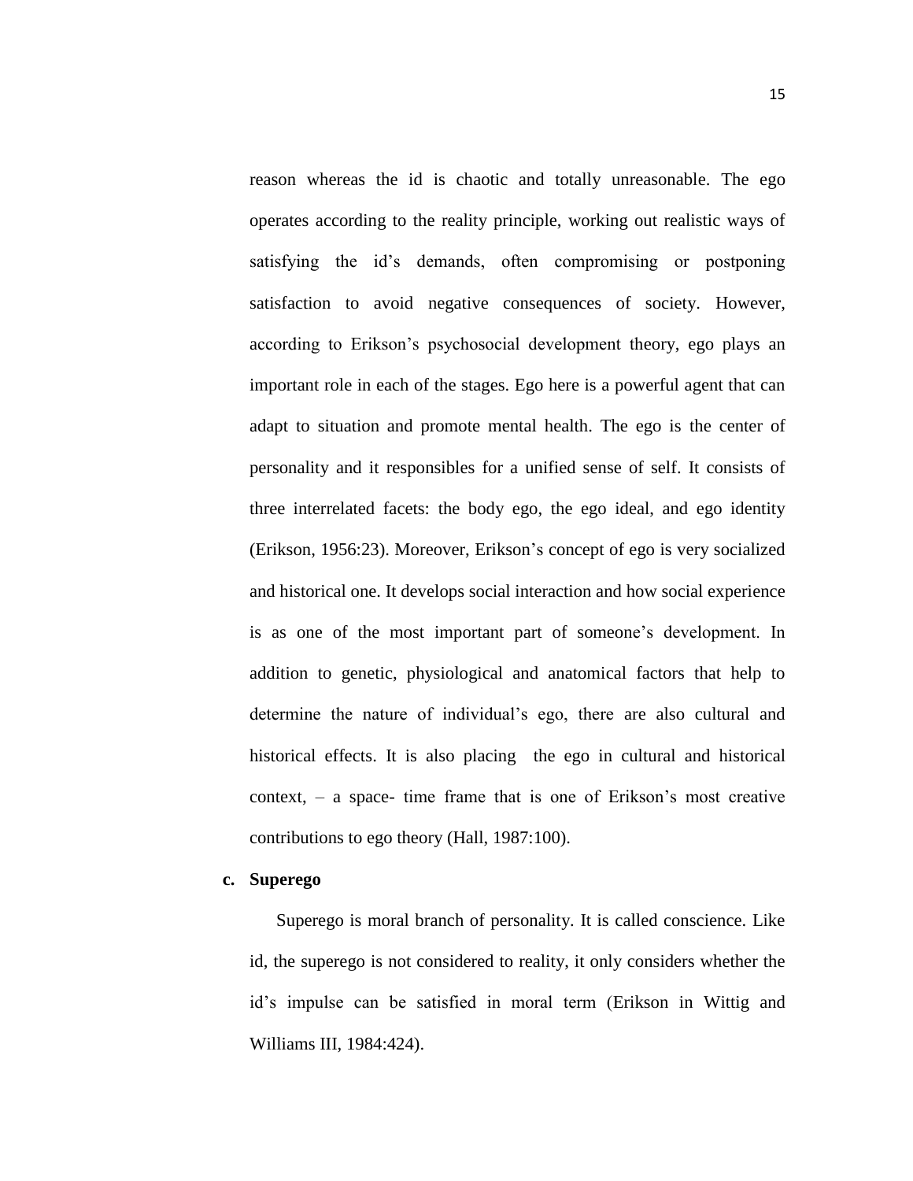reason whereas the id is chaotic and totally unreasonable. The ego operates according to the reality principle, working out realistic ways of satisfying the id's demands, often compromising or postponing satisfaction to avoid negative consequences of society. However, according to Erikson's psychosocial development theory, ego plays an important role in each of the stages. Ego here is a powerful agent that can adapt to situation and promote mental health. The ego is the center of personality and it responsibles for a unified sense of self. It consists of three interrelated facets: the body ego, the ego ideal, and ego identity (Erikson, 1956:23). Moreover, Erikson's concept of ego is very socialized and historical one. It develops social interaction and how social experience is as one of the most important part of someone's development. In addition to genetic, physiological and anatomical factors that help to determine the nature of individual's ego, there are also cultural and historical effects. It is also placing the ego in cultural and historical context, – a space- time frame that is one of Erikson's most creative contributions to ego theory (Hall, 1987:100).

**c. Superego**

Superego is moral branch of personality. It is called conscience. Like id, the superego is not considered to reality, it only considers whether the id's impulse can be satisfied in moral term (Erikson in Wittig and Williams III, 1984:424).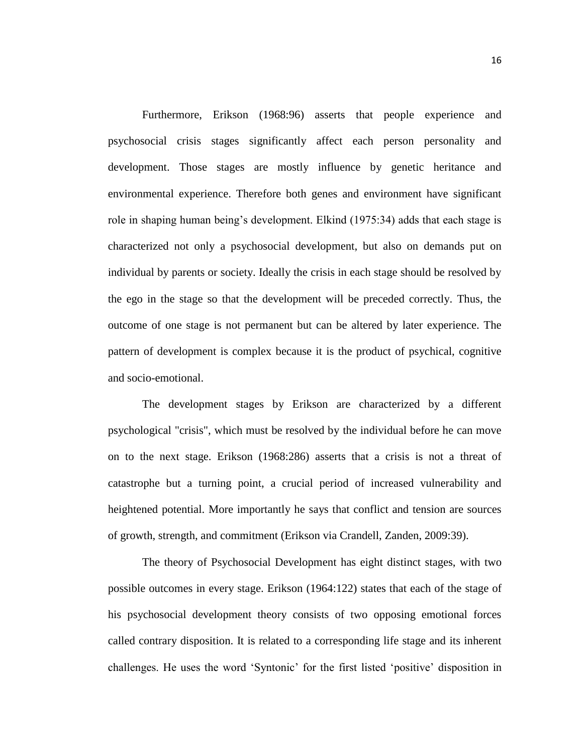Furthermore, Erikson (1968:96) asserts that people experience and psychosocial crisis stages significantly affect each person personality and development. Those stages are mostly influence by genetic heritance and environmental experience. Therefore both genes and environment have significant role in shaping human being's development. Elkind (1975:34) adds that each stage is characterized not only a psychosocial development, but also on demands put on individual by parents or society. Ideally the crisis in each stage should be resolved by the ego in the stage so that the development will be preceded correctly. Thus, the outcome of one stage is not permanent but can be altered by later experience. The pattern of development is complex because it is the product of psychical, cognitive and socio-emotional.

The development stages by Erikson are characterized by a different psychological "crisis", which must be resolved by the individual before he can move on to the next stage. Erikson (1968:286) asserts that a crisis is not a threat of catastrophe but a turning point, a crucial period of increased vulnerability and heightened potential. More importantly he says that conflict and tension are sources of growth, strength, and commitment (Erikson via Crandell, Zanden, 2009:39).

The theory of Psychosocial Development has eight distinct stages, with two possible outcomes in every stage. Erikson (1964:122) states that each of the stage of his psychosocial development theory consists of two opposing emotional forces called contrary disposition. It is related to a corresponding life stage and its inherent challenges. He uses the word 'Syntonic' for the first listed 'positive' disposition in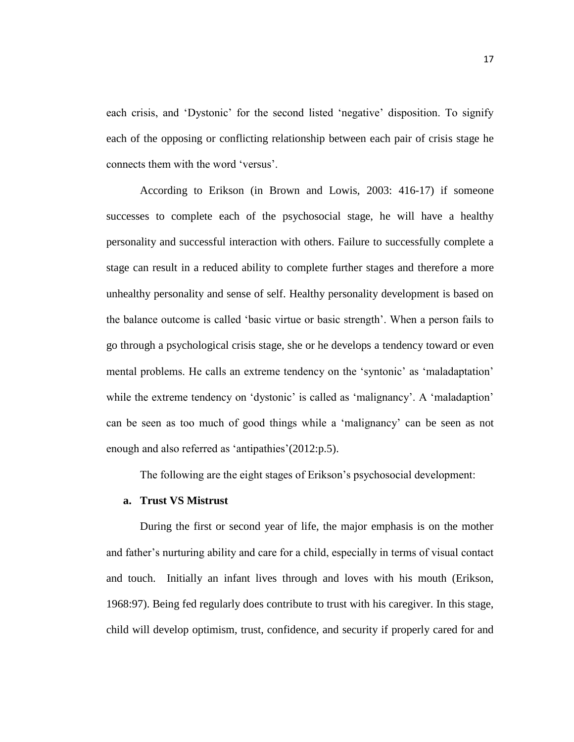each crisis, and 'Dystonic' for the second listed 'negative' disposition. To signify each of the opposing or conflicting relationship between each pair of crisis stage he connects them with the word 'versus'.

According to Erikson (in Brown and Lowis, 2003: 416-17) if someone successes to complete each of the psychosocial stage, he will have a healthy personality and successful interaction with others. Failure to successfully complete a stage can result in a reduced ability to complete further stages and therefore a more unhealthy personality and sense of self. Healthy personality development is based on the balance outcome is called 'basic virtue or basic strength'. When a person fails to go through a psychological crisis stage, she or he develops a tendency toward or even mental problems. He calls an extreme tendency on the 'syntonic' as 'maladaptation' while the extreme tendency on 'dystonic' is called as 'malignancy'. A 'maladaption' can be seen as too much of good things while a 'malignancy' can be seen as not enough and also referred as 'antipathies'(2012:p.5).

The following are the eight stages of Erikson's psychosocial development:

**a. Trust VS Mistrust**

During the first or second year of life, the major emphasis is on the mother and father's nurturing ability and care for a child, especially in terms of visual contact and touch. Initially an infant lives through and loves with his mouth (Erikson, 1968:97). Being fed regularly does contribute to trust with his caregiver. In this stage, child will develop optimism, trust, confidence, and security if properly cared for and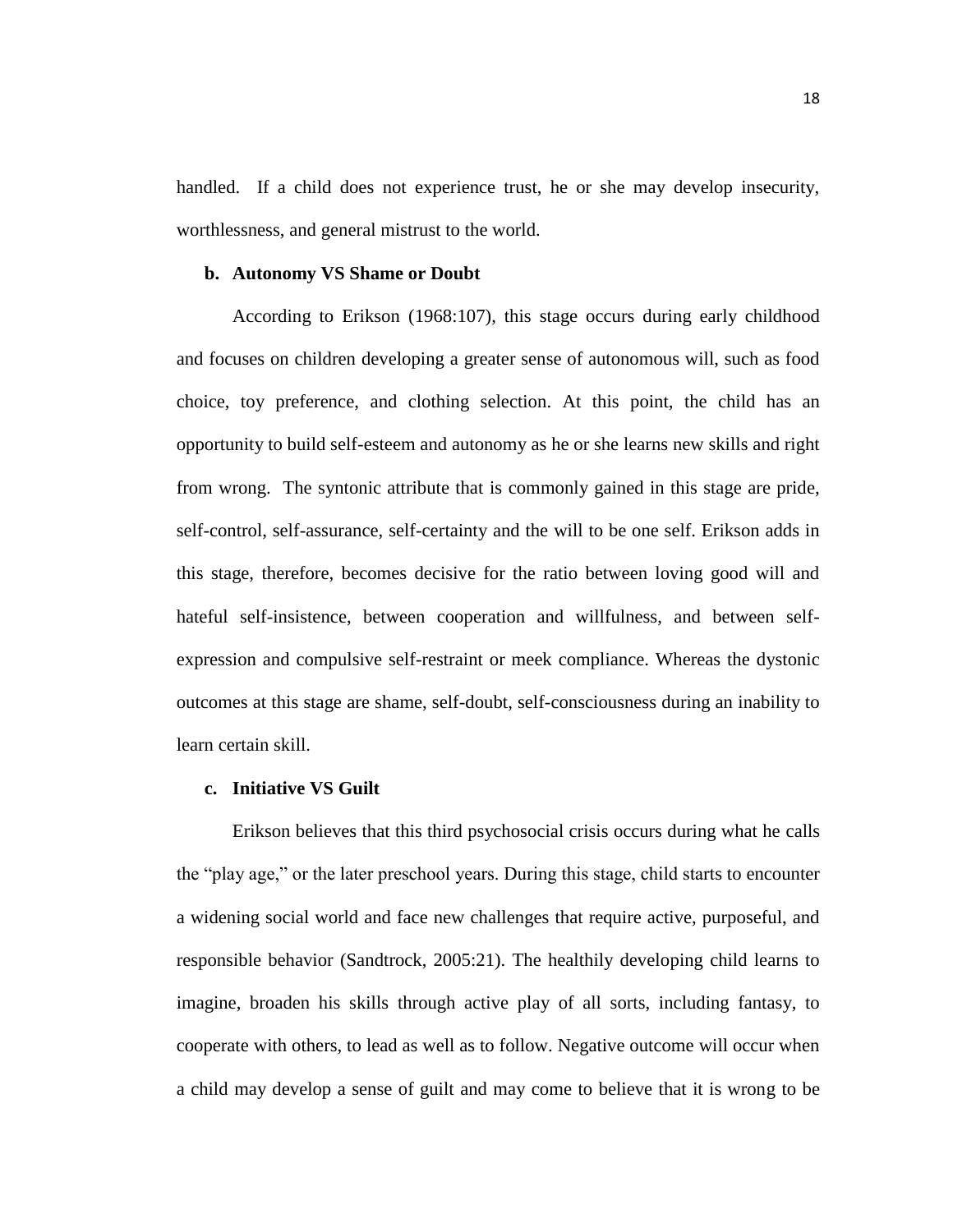handled. If a child does not experience trust, he or she may develop insecurity, worthlessness, and general mistrust to the world.

**b. Autonomy VS Shame or Doubt**

According to Erikson (1968:107), this stage occurs during early childhood and focuses on children developing a greater sense of autonomous will, such as food choice, toy preference, and clothing selection. At this point, the child has an opportunity to build self-esteem and autonomy as he or she learns new skills and right from wrong. The syntonic attribute that is commonly gained in this stage are pride, self-control, self-assurance, self-certainty and the will to be one self. Erikson adds in this stage, therefore, becomes decisive for the ratio between loving good will and hateful self-insistence, between cooperation and willfulness, and between self-expression and compulsive self-restraint or meek compliance. Whereas the dystonic outcomes at this stage are shame, self-doubt, self-consciousness during an inability to learn certain skill.

**c. Initiative VS Guilt**

Erikson believes that this third psychosocial crisis occurs during what he calls the "play age," or the later preschool years. During this stage, child starts to encounter a widening social world and face new challenges that require active, purposeful, and responsible behavior (Sandtrock, 2005:21). The healthily developing child learns to imagine, broaden his skills through active play of all sorts, including fantasy, to cooperate with others, to lead as well as to follow. Negative outcome will occur when a child may develop a sense of guilt and may come to believe that it is wrong to be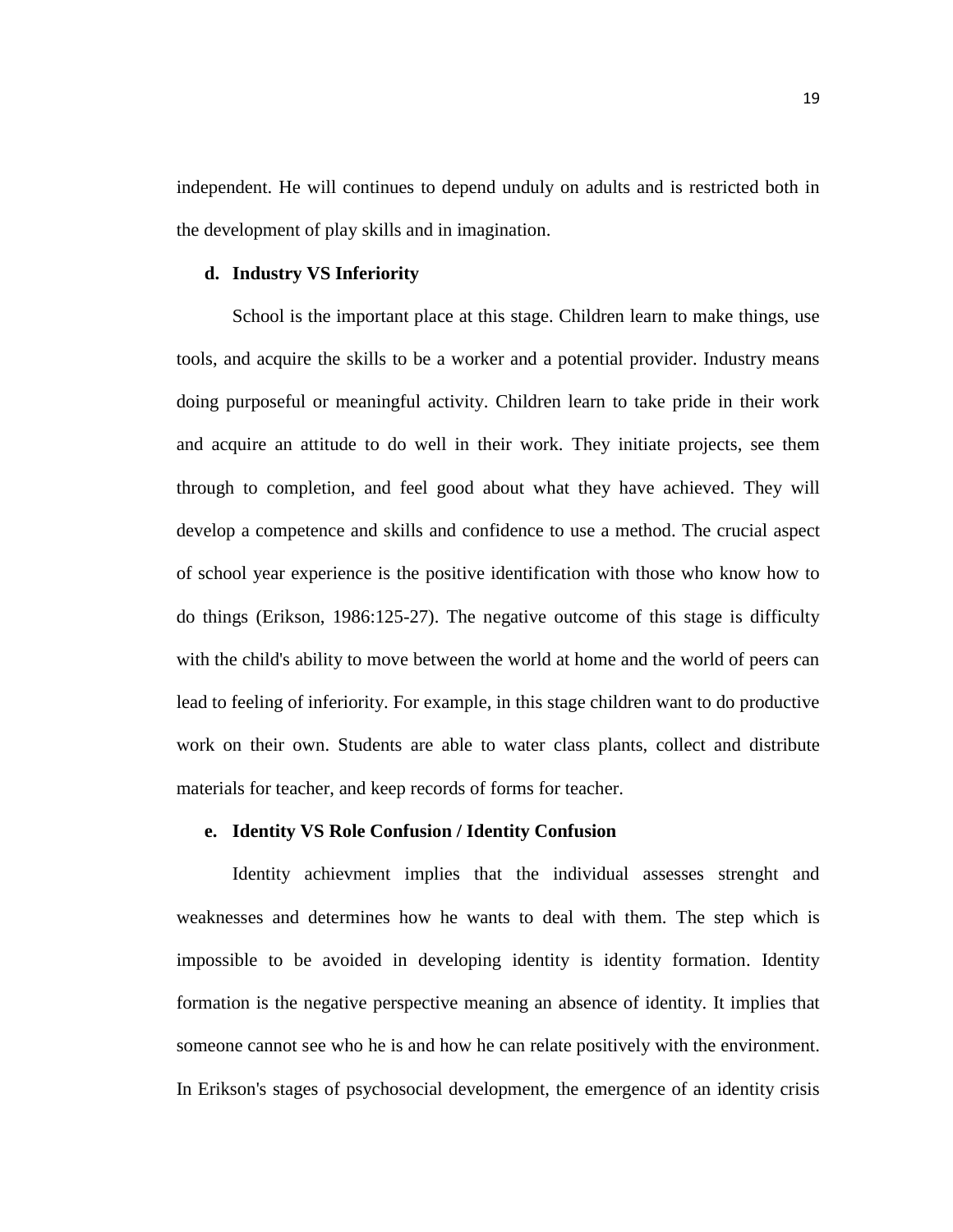independent. He will continues to depend unduly on adults and is restricted both in the development of play skills and in imagination.

**d. Industry VS Inferiority**

School is the important place at this stage. Children learn to make things, use tools, and acquire the skills to be a worker and a potential provider. Industry means doing purposeful or meaningful activity. Children learn to take pride in their work and acquire an attitude to do well in their work. They initiate projects, see them through to completion, and feel good about what they have achieved. They will develop a competence and skills and confidence to use a method. The crucial aspect of school year experience is the positive identification with those who know how to do things (Erikson, 1986:125-27). The negative outcome of this stage is difficulty with the child's ability to move between the world at home and the world of peers can lead to feeling of inferiority. For example, in this stage children want to do productive work on their own. Students are able to water class plants, collect and distribute materials for teacher, and keep records of forms for teacher.

**e. Identity VS Role Confusion / Identity Confusion**

Identity achievment implies that the individual assesses strenght and weaknesses and determines how he wants to deal with them. The step which is impossible to be avoided in developing identity is identity formation. Identity formation is the negative perspective meaning an absence of identity. It implies that someone cannot see who he is and how he can relate positively with the environment. In Erikson's stages of psychosocial development, the emergence of an identity crisis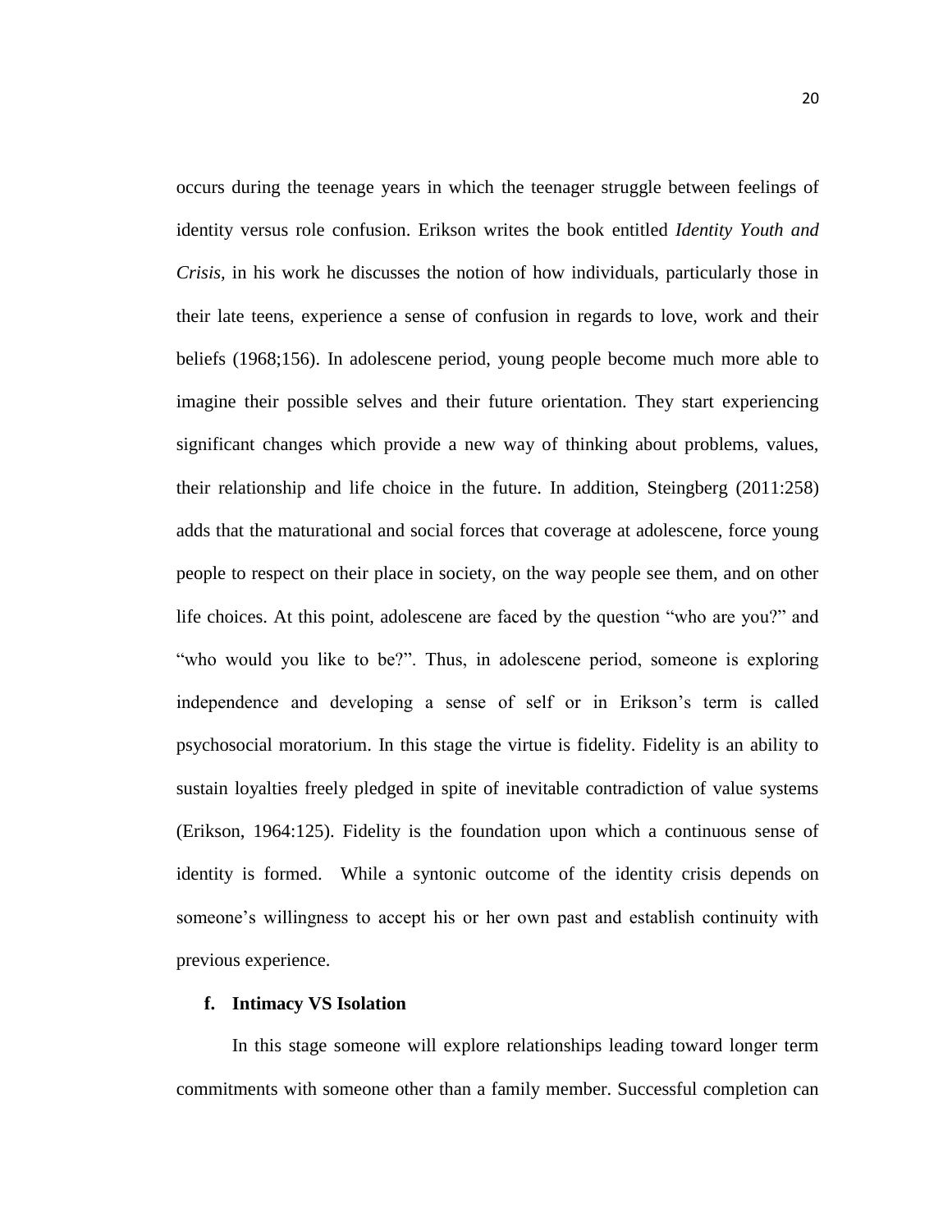occurs during the teenage years in which the teenager struggle between feelings of identity versus role confusion. Erikson writes the book entitled *Identity Youth and Crisis*, in his work he discusses the notion of how individuals, particularly those in their late teens, experience a sense of confusion in regards to love, work and their beliefs (1968;156). In adolescene period, young people become much more able to imagine their possible selves and their future orientation. They start experiencing significant changes which provide a new way of thinking about problems, values, their relationship and life choice in the future. In addition, Steingberg (2011:258) adds that the maturational and social forces that coverage at adolescene, force young people to respect on their place in society, on the way people see them, and on other life choices. At this point, adolescene are faced by the question "who are you?" and "who would you like to be?". Thus, in adolescene period, someone is exploring independence and developing a sense of self or in Erikson's term is called psychosocial moratorium. In this stage the virtue is fidelity. Fidelity is an ability to sustain loyalties freely pledged in spite of inevitable contradiction of value systems (Erikson, 1964:125). Fidelity is the foundation upon which a continuous sense of identity is formed. While a syntonic outcome of the identity crisis depends on someone's willingness to accept his or her own past and establish continuity with previous experience.

**f. Intimacy VS Isolation**

In this stage someone will explore relationships leading toward longer term commitments with someone other than a family member. Successful completion can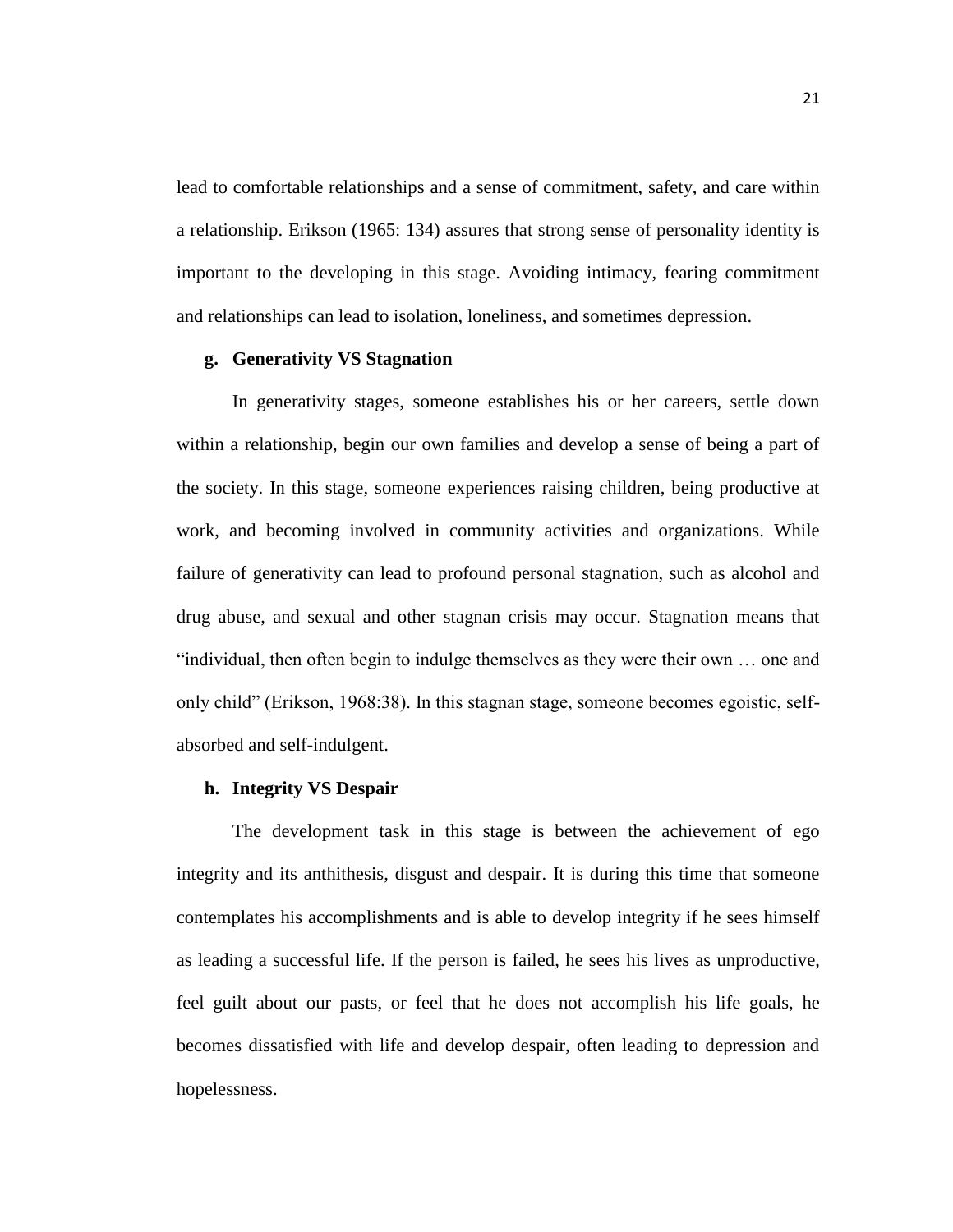lead to comfortable relationships and a sense of commitment, safety, and care within a relationship. Erikson (1965: 134) assures that strong sense of personality identity is important to the developing in this stage. Avoiding intimacy, fearing commitment and relationships can lead to isolation, loneliness, and sometimes depression.

**g. Generativity VS Stagnation**

In generativity stages, someone establishes his or her careers, settle down within a relationship, begin our own families and develop a sense of being a part of the society. In this stage, someone experiences raising children, being productive at work, and becoming involved in community activities and organizations. While failure of generativity can lead to profound personal stagnation, such as alcohol and drug abuse, and sexual and other stagnan crisis may occur. Stagnation means that "individual, then often begin to indulge themselves as they were their own … one and only child" (Erikson, 1968:38). In this stagnan stage, someone becomes egoistic, self-absorbed and self-indulgent.

**h. Integrity VS Despair**

The development task in this stage is between the achievement of ego integrity and its anthithesis, disgust and despair. It is during this time that someone contemplates his accomplishments and is able to develop integrity if he sees himself as leading a successful life. If the person is failed, he sees his lives as unproductive, feel guilt about our pasts, or feel that he does not accomplish his life goals, he becomes dissatisfied with life and develop despair, often leading to depression and hopelessness.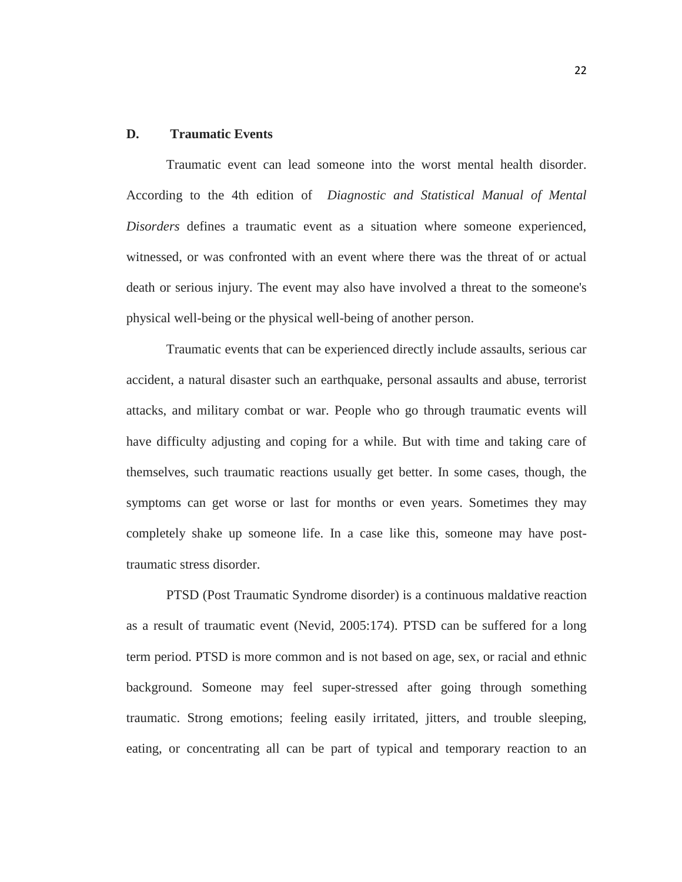## D. Traumatic Events

Traumatic event can lead someone into the worst mental health disorder. According to the 4th edition of *Diagnostic and Statistical Manual of Mental Disorders* defines a traumatic event as a situation where someone experienced, witnessed, or was confronted with an event where there was the threat of or actual death or serious injury. The event may also have involved a threat to the someone's physical well-being or the physical well-being of another person.

Traumatic events that can be experienced directly include assaults, serious car accident, a natural disaster such an earthquake, personal assaults and abuse, terrorist attacks, and military combat or war. People who go through traumatic events will have difficulty adjusting and coping for a while. But with time and taking care of themselves, such traumatic reactions usually get better. In some cases, though, the symptoms can get worse or last for months or even years. Sometimes they may completely shake up someone life. In a case like this, someone may have post-traumatic stress disorder.

PTSD (Post Traumatic Syndrome disorder) is a continuous maldative reaction as a result of traumatic event (Nevid, 2005:174). PTSD can be suffered for a long term period. PTSD is more common and is not based on age, sex, or racial and ethnic background. Someone may feel super-stressed after going through something traumatic. Strong emotions; feeling easily irritated, jitters, and trouble sleeping, eating, or concentrating all can be part of typical and temporary reaction to an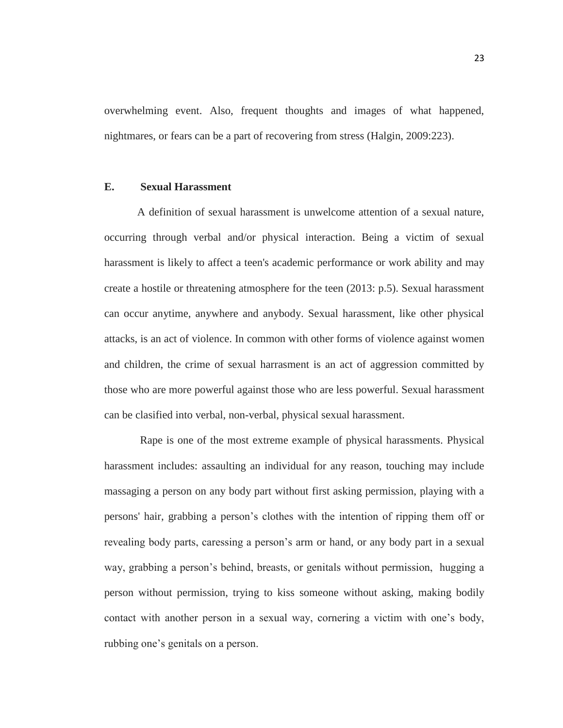overwhelming event. Also, frequent thoughts and images of what happened, nightmares, or fears can be a part of recovering from stress (Halgin, 2009:223).

## E. Sexual Harassment

A definition of sexual harassment is unwelcome attention of a sexual nature, occurring through verbal and/or physical interaction. Being a victim of sexual harassment is likely to affect a teen's academic performance or work ability and may create a hostile or threatening atmosphere for the teen (2013: p.5). Sexual harassment can occur anytime, anywhere and anybody. Sexual harassment, like other physical attacks, is an act of violence. In common with other forms of violence against women and children, the crime of sexual harrasment is an act of aggression committed by those who are more powerful against those who are less powerful. Sexual harassment can be clasified into verbal, non-verbal, physical sexual harassment.

Rape is one of the most extreme example of physical harassments. Physical harassment includes: assaulting an individual for any reason, touching may include massaging a person on any body part without first asking permission, playing with a persons' hair, grabbing a person's clothes with the intention of ripping them off or revealing body parts, caressing a person's arm or hand, or any body part in a sexual way, grabbing a person's behind, breasts, or genitals without permission, hugging a person without permission, trying to kiss someone without asking, making bodily contact with another person in a sexual way, cornering a victim with one's body, rubbing one's genitals on a person.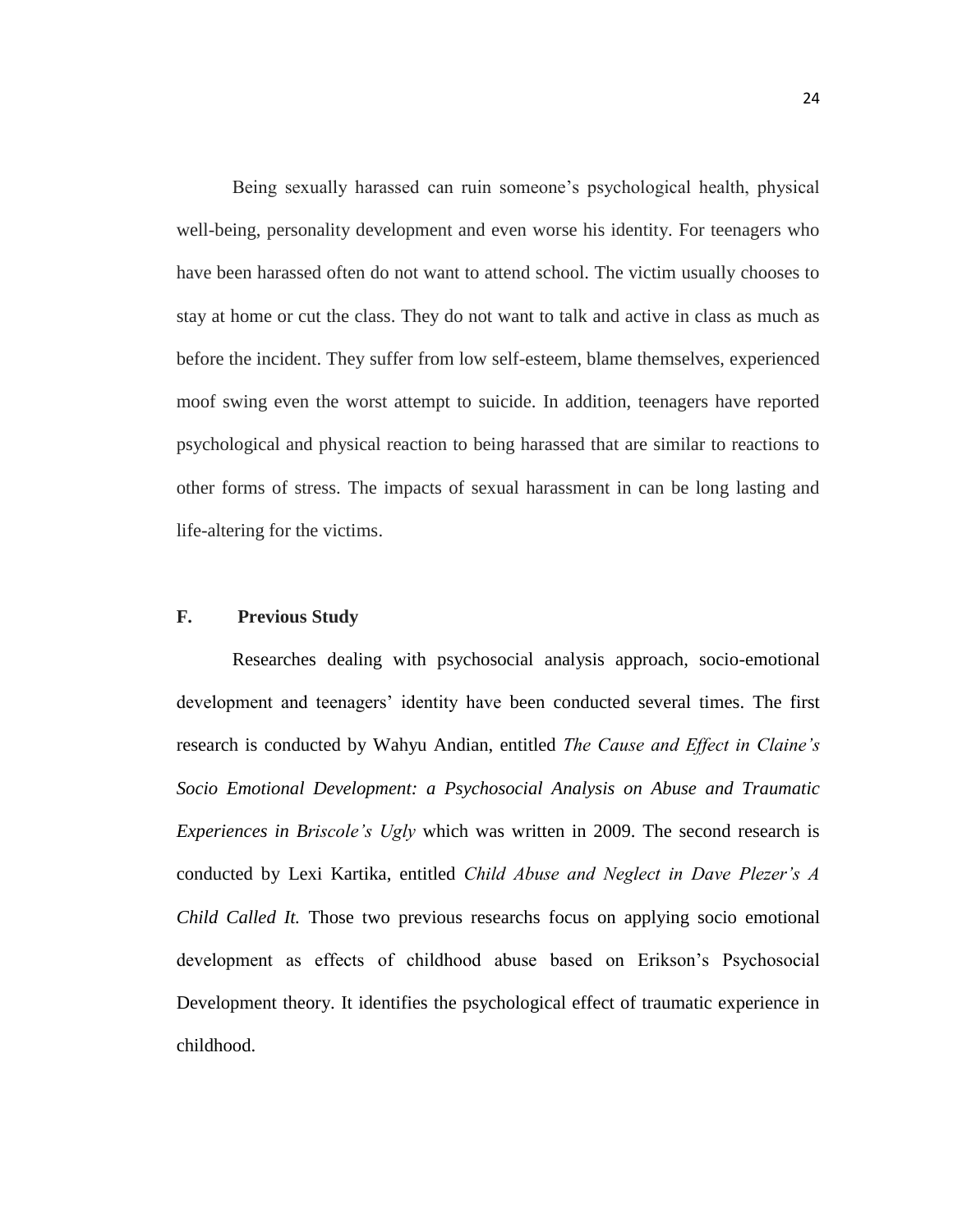Being sexually harassed can ruin someone's psychological health, physical well-being, personality development and even worse his identity. For teenagers who have been harassed often do not want to attend school. The victim usually chooses to stay at home or cut the class. They do not want to talk and active in class as much as before the incident. They suffer from low self-esteem, blame themselves, experienced moof swing even the worst attempt to suicide. In addition, teenagers have reported psychological and physical reaction to being harassed that are similar to reactions to other forms of stress. The impacts of sexual harassment in can be long lasting and life-altering for the victims.

## F. Previous Study

Researches dealing with psychosocial analysis approach, socio-emotional development and teenagers' identity have been conducted several times. The first research is conducted by Wahyu Andian, entitled *The Cause and Effect in Claine's Socio Emotional Development: a Psychosocial Analysis on Abuse and Traumatic Experiences in Briscole's Ugly* which was written in 2009. The second research is conducted by Lexi Kartika, entitled *Child Abuse and Neglect in Dave Plezer's A Child Called It.* Those two previous researchs focus on applying socio emotional development as effects of childhood abuse based on Erikson's Psychosocial Development theory. It identifies the psychological effect of traumatic experience in childhood.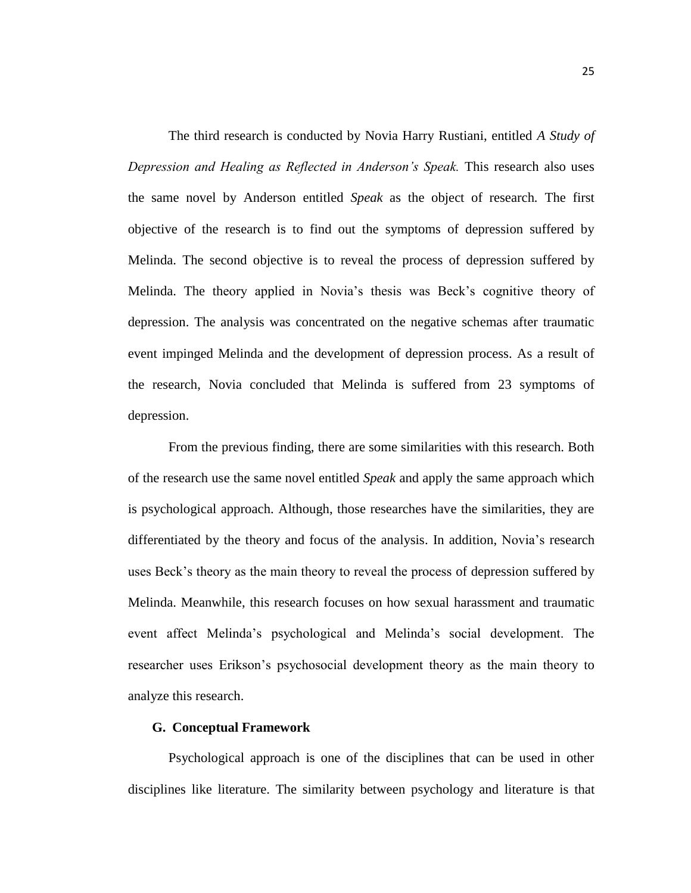The third research is conducted by Novia Harry Rustiani, entitled *A Study of Depression and Healing as Reflected in Anderson's Speak.* This research also uses the same novel by Anderson entitled *Speak* as the object of research. The first objective of the research is to find out the symptoms of depression suffered by Melinda. The second objective is to reveal the process of depression suffered by Melinda. The theory applied in Novia's thesis was Beck's cognitive theory of depression. The analysis was concentrated on the negative schemas after traumatic event impinged Melinda and the development of depression process. As a result of the research, Novia concluded that Melinda is suffered from 23 symptoms of depression.

From the previous finding, there are some similarities with this research. Both of the research use the same novel entitled *Speak* and apply the same approach which is psychological approach. Although, those researches have the similarities, they are differentiated by the theory and focus of the analysis. In addition, Novia's research uses Beck's theory as the main theory to reveal the process of depression suffered by Melinda. Meanwhile, this research focuses on how sexual harassment and traumatic event affect Melinda's psychological and Melinda's social development. The researcher uses Erikson's psychosocial development theory as the main theory to analyze this research.

## G. Conceptual Framework

Psychological approach is one of the disciplines that can be used in other disciplines like literature. The similarity between psychology and literature is that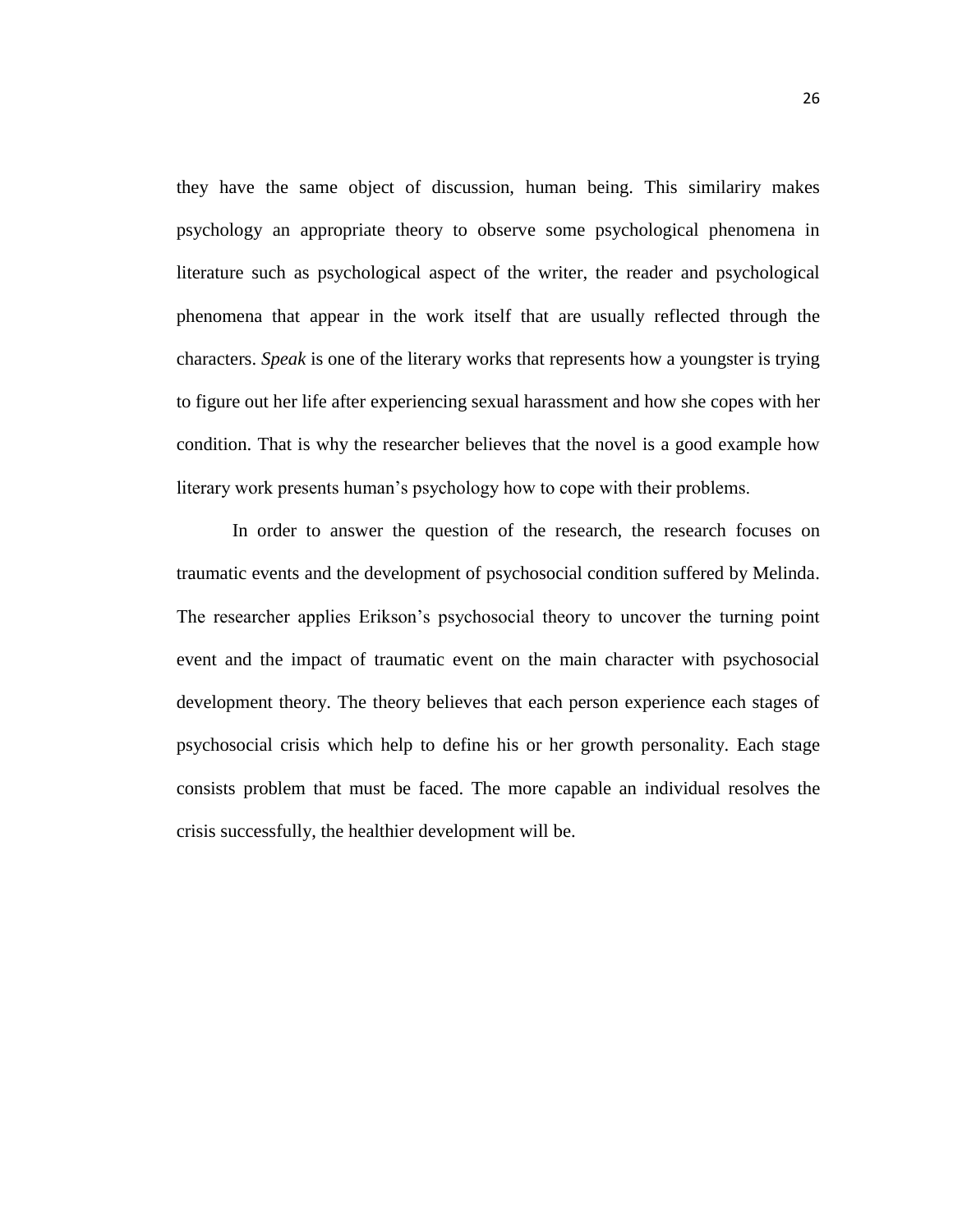they have the same object of discussion, human being. This similariry makes psychology an appropriate theory to observe some psychological phenomena in literature such as psychological aspect of the writer, the reader and psychological phenomena that appear in the work itself that are usually reflected through the characters. *Speak* is one of the literary works that represents how a youngster is trying to figure out her life after experiencing sexual harassment and how she copes with her condition. That is why the researcher believes that the novel is a good example how literary work presents human's psychology how to cope with their problems.

In order to answer the question of the research, the research focuses on traumatic events and the development of psychosocial condition suffered by Melinda. The researcher applies Erikson's psychosocial theory to uncover the turning point event and the impact of traumatic event on the main character with psychosocial development theory. The theory believes that each person experience each stages of psychosocial crisis which help to define his or her growth personality. Each stage consists problem that must be faced. The more capable an individual resolves the crisis successfully, the healthier development will be.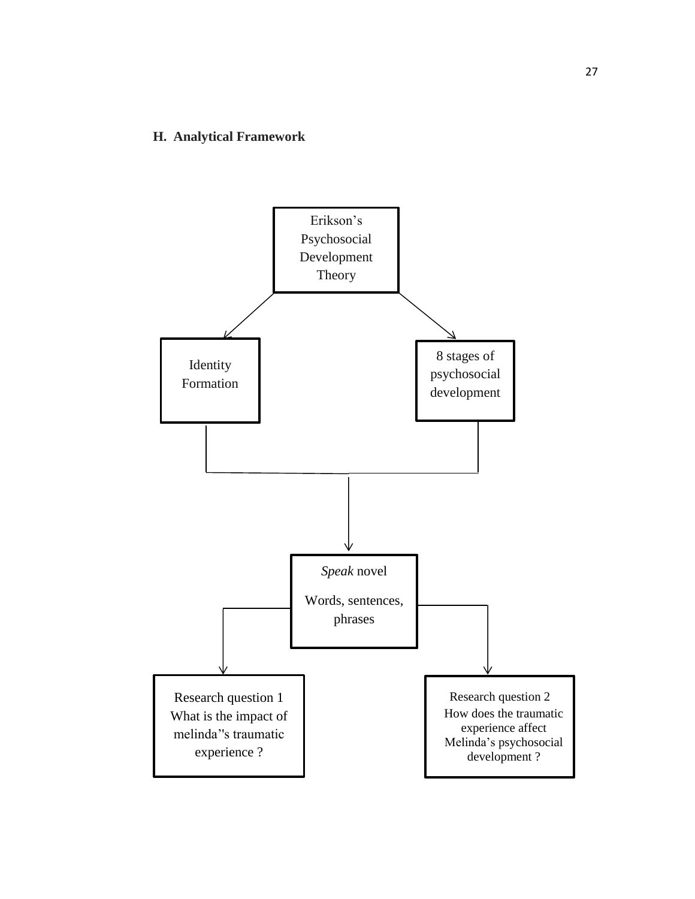**H. Analytical Framework**

Erikson's Psychosocial Development Theory

Identity Formation

8 stages of psychosocial development

*Speak* novel

Words, sentences, phrases

Research question 1
What is the impact of melinda''s traumatic experience ?

Research question 2
How does the traumatic experience affect Melinda's psychosocial development ?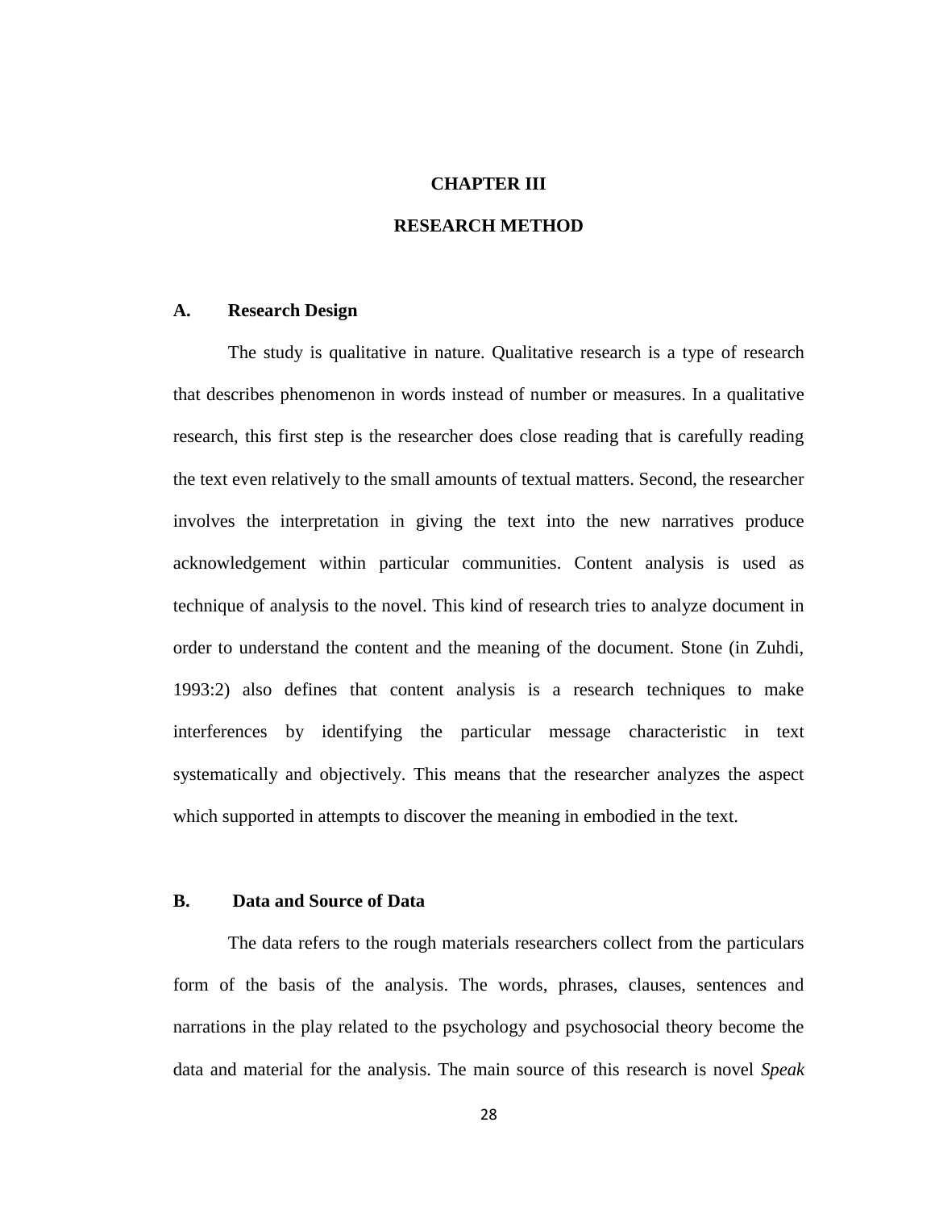# CHAPTER III

# RESEARCH METHOD

## A. Research Design

The study is qualitative in nature. Qualitative research is a type of research that describes phenomenon in words instead of number or measures. In a qualitative research, this first step is the researcher does close reading that is carefully reading the text even relatively to the small amounts of textual matters. Second, the researcher involves the interpretation in giving the text into the new narratives produce acknowledgement within particular communities. Content analysis is used as technique of analysis to the novel. This kind of research tries to analyze document in order to understand the content and the meaning of the document. Stone (in Zuhdi, 1993:2) also defines that content analysis is a research techniques to make interferences by identifying the particular message characteristic in text systematically and objectively. This means that the researcher analyzes the aspect which supported in attempts to discover the meaning in embodied in the text.

## B. Data and Source of Data

The data refers to the rough materials researchers collect from the particulars form of the basis of the analysis. The words, phrases, clauses, sentences and narrations in the play related to the psychology and psychosocial theory become the data and material for the analysis. The main source of this research is novel *Speak*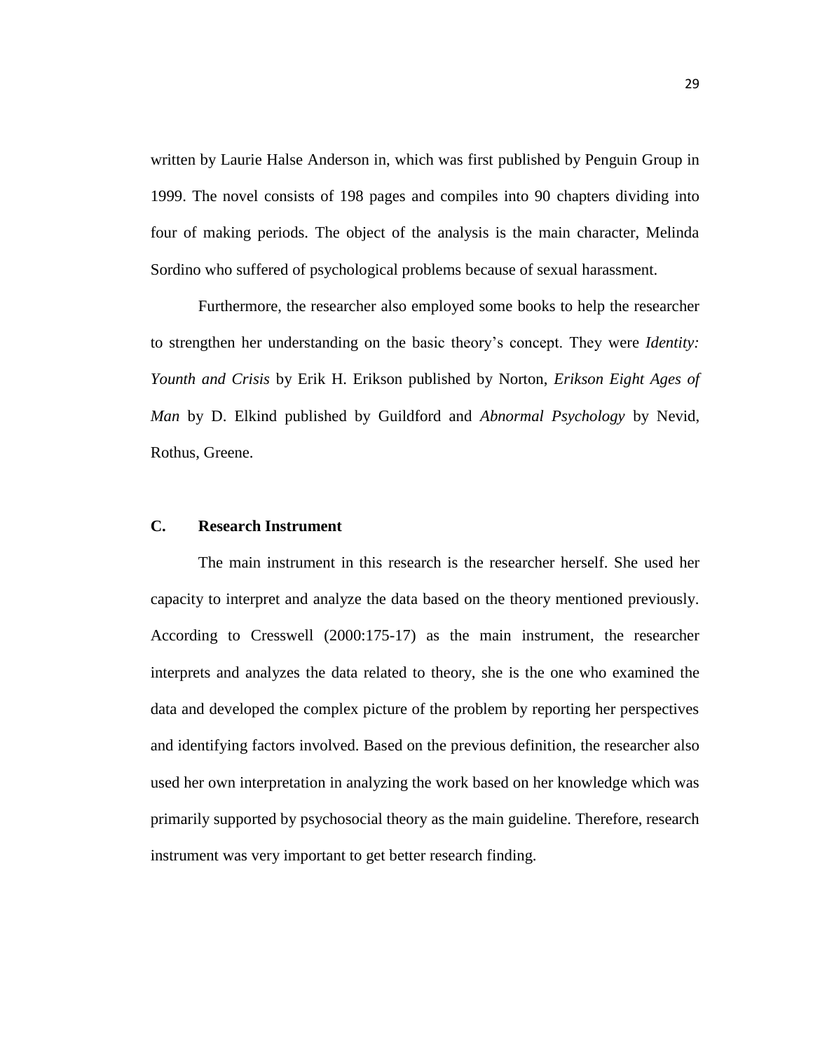written by Laurie Halse Anderson in, which was first published by Penguin Group in 1999. The novel consists of 198 pages and compiles into 90 chapters dividing into four of making periods. The object of the analysis is the main character, Melinda Sordino who suffered of psychological problems because of sexual harassment.

Furthermore, the researcher also employed some books to help the researcher to strengthen her understanding on the basic theory's concept. They were *Identity: Younth and Crisis* by Erik H. Erikson published by Norton, *Erikson Eight Ages of Man* by D. Elkind published by Guildford and *Abnormal Psychology* by Nevid, Rothus, Greene.

## C. Research Instrument

The main instrument in this research is the researcher herself. She used her capacity to interpret and analyze the data based on the theory mentioned previously. According to Cresswell (2000:175-17) as the main instrument, the researcher interprets and analyzes the data related to theory, she is the one who examined the data and developed the complex picture of the problem by reporting her perspectives and identifying factors involved. Based on the previous definition, the researcher also used her own interpretation in analyzing the work based on her knowledge which was primarily supported by psychosocial theory as the main guideline. Therefore, research instrument was very important to get better research finding.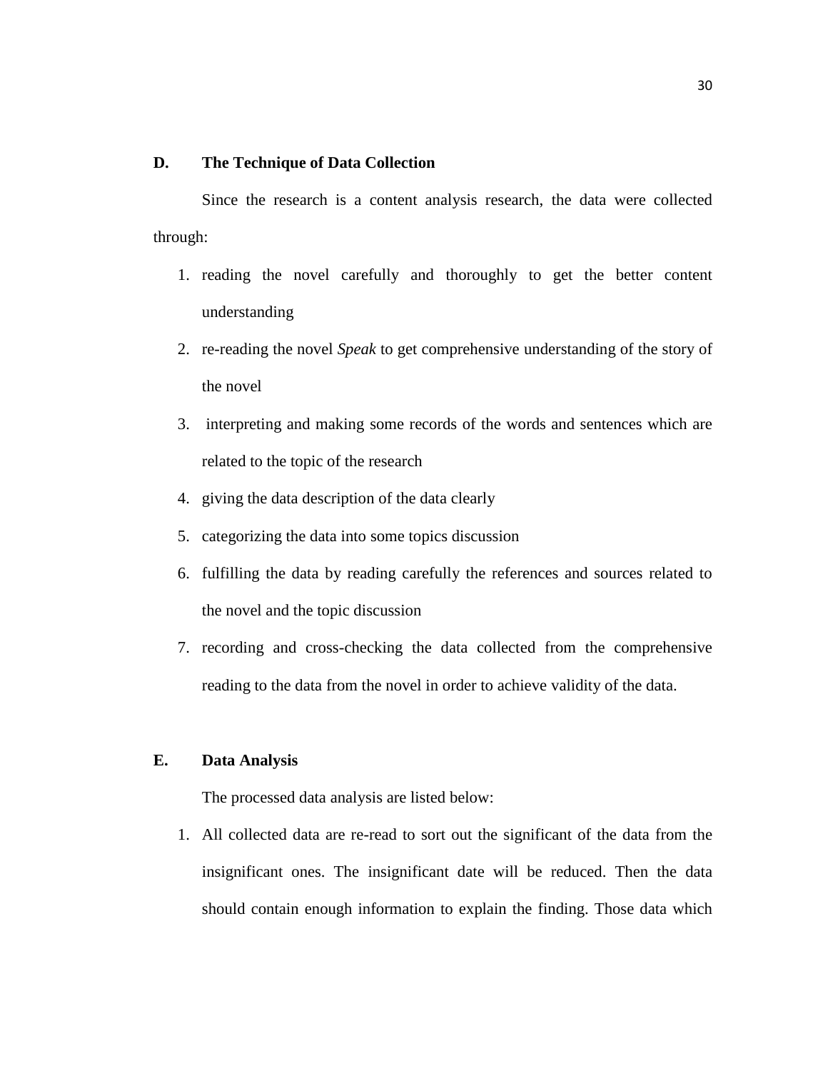## D. The Technique of Data Collection

Since the research is a content analysis research, the data were collected through:

1. reading the novel carefully and thoroughly to get the better content understanding
2. re-reading the novel *Speak* to get comprehensive understanding of the story of the novel
3. interpreting and making some records of the words and sentences which are related to the topic of the research
4. giving the data description of the data clearly
5. categorizing the data into some topics discussion
6. fulfilling the data by reading carefully the references and sources related to the novel and the topic discussion
7. recording and cross-checking the data collected from the comprehensive reading to the data from the novel in order to achieve validity of the data.

## E. Data Analysis

The processed data analysis are listed below:

1. All collected data are re-read to sort out the significant of the data from the insignificant ones. The insignificant date will be reduced. Then the data should contain enough information to explain the finding. Those data which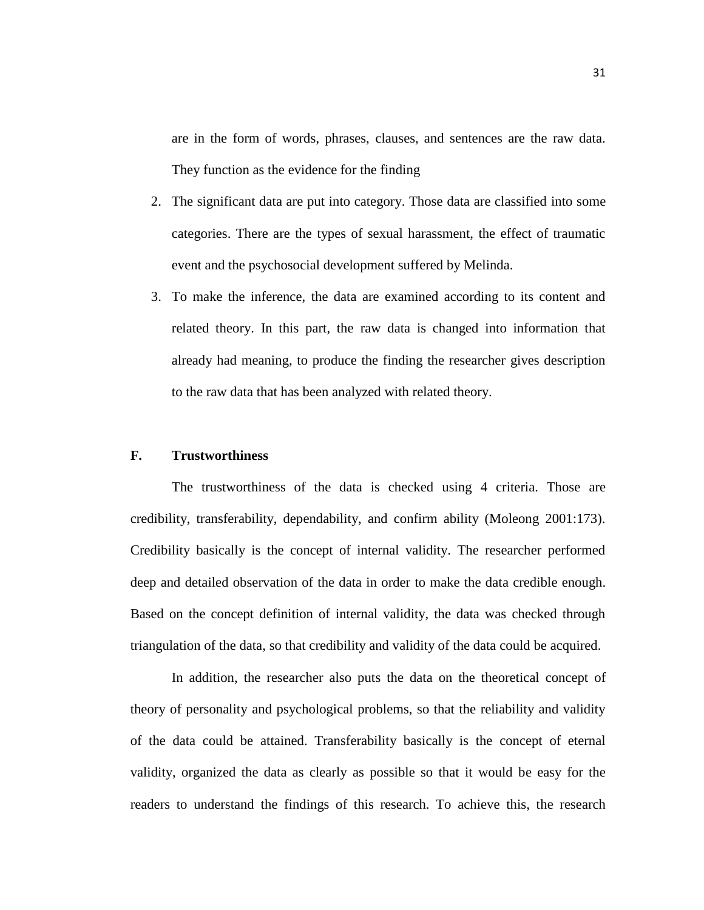are in the form of words, phrases, clauses, and sentences are the raw data. They function as the evidence for the finding

2. The significant data are put into category. Those data are classified into some categories. There are the types of sexual harassment, the effect of traumatic event and the psychosocial development suffered by Melinda.
3. To make the inference, the data are examined according to its content and related theory. In this part, the raw data is changed into information that already had meaning, to produce the finding the researcher gives description to the raw data that has been analyzed with related theory.

## F. Trustworthiness

The trustworthiness of the data is checked using 4 criteria. Those are credibility, transferability, dependability, and confirm ability (Moleong 2001:173). Credibility basically is the concept of internal validity. The researcher performed deep and detailed observation of the data in order to make the data credible enough. Based on the concept definition of internal validity, the data was checked through triangulation of the data, so that credibility and validity of the data could be acquired.

In addition, the researcher also puts the data on the theoretical concept of theory of personality and psychological problems, so that the reliability and validity of the data could be attained. Transferability basically is the concept of eternal validity, organized the data as clearly as possible so that it would be easy for the readers to understand the findings of this research. To achieve this, the research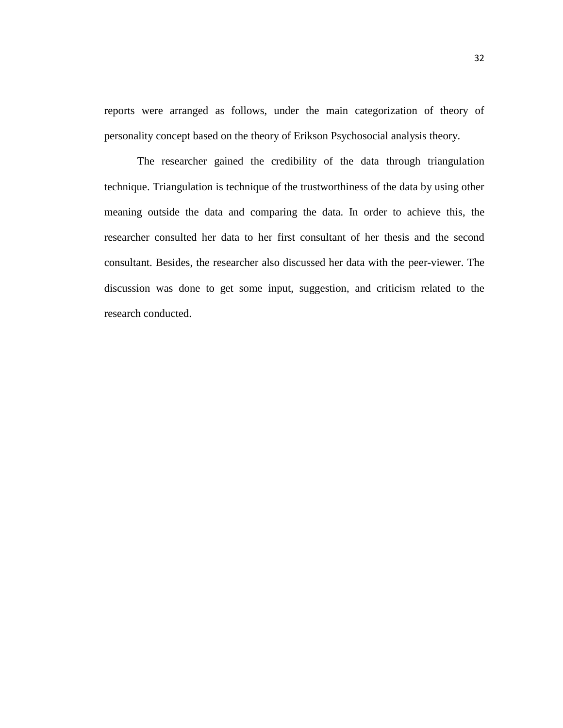reports were arranged as follows, under the main categorization of theory of personality concept based on the theory of Erikson Psychosocial analysis theory.

The researcher gained the credibility of the data through triangulation technique. Triangulation is technique of the trustworthiness of the data by using other meaning outside the data and comparing the data. In order to achieve this, the researcher consulted her data to her first consultant of her thesis and the second consultant. Besides, the researcher also discussed her data with the peer-viewer. The discussion was done to get some input, suggestion, and criticism related to the research conducted.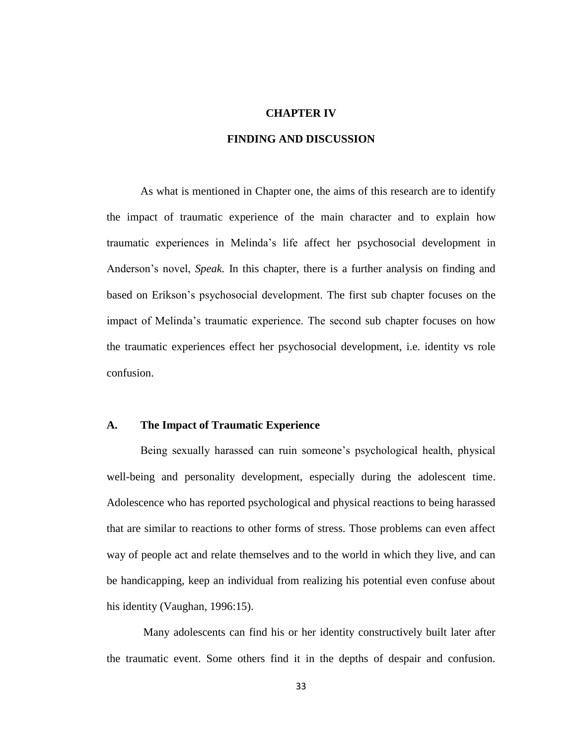# CHAPTER IV

# FINDING AND DISCUSSION

As what is mentioned in Chapter one, the aims of this research are to identify the impact of traumatic experience of the main character and to explain how traumatic experiences in Melinda's life affect her psychosocial development in Anderson's novel, *Speak*. In this chapter, there is a further analysis on finding and based on Erikson's psychosocial development. The first sub chapter focuses on the impact of Melinda's traumatic experience. The second sub chapter focuses on how the traumatic experiences effect her psychosocial development, i.e. identity vs role confusion.

## A. The Impact of Traumatic Experience

Being sexually harassed can ruin someone's psychological health, physical well-being and personality development, especially during the adolescent time. Adolescence who has reported psychological and physical reactions to being harassed that are similar to reactions to other forms of stress. Those problems can even affect way of people act and relate themselves and to the world in which they live, and can be handicapping, keep an individual from realizing his potential even confuse about his identity (Vaughan, 1996:15).

Many adolescents can find his or her identity constructively built later after the traumatic event. Some others find it in the depths of despair and confusion.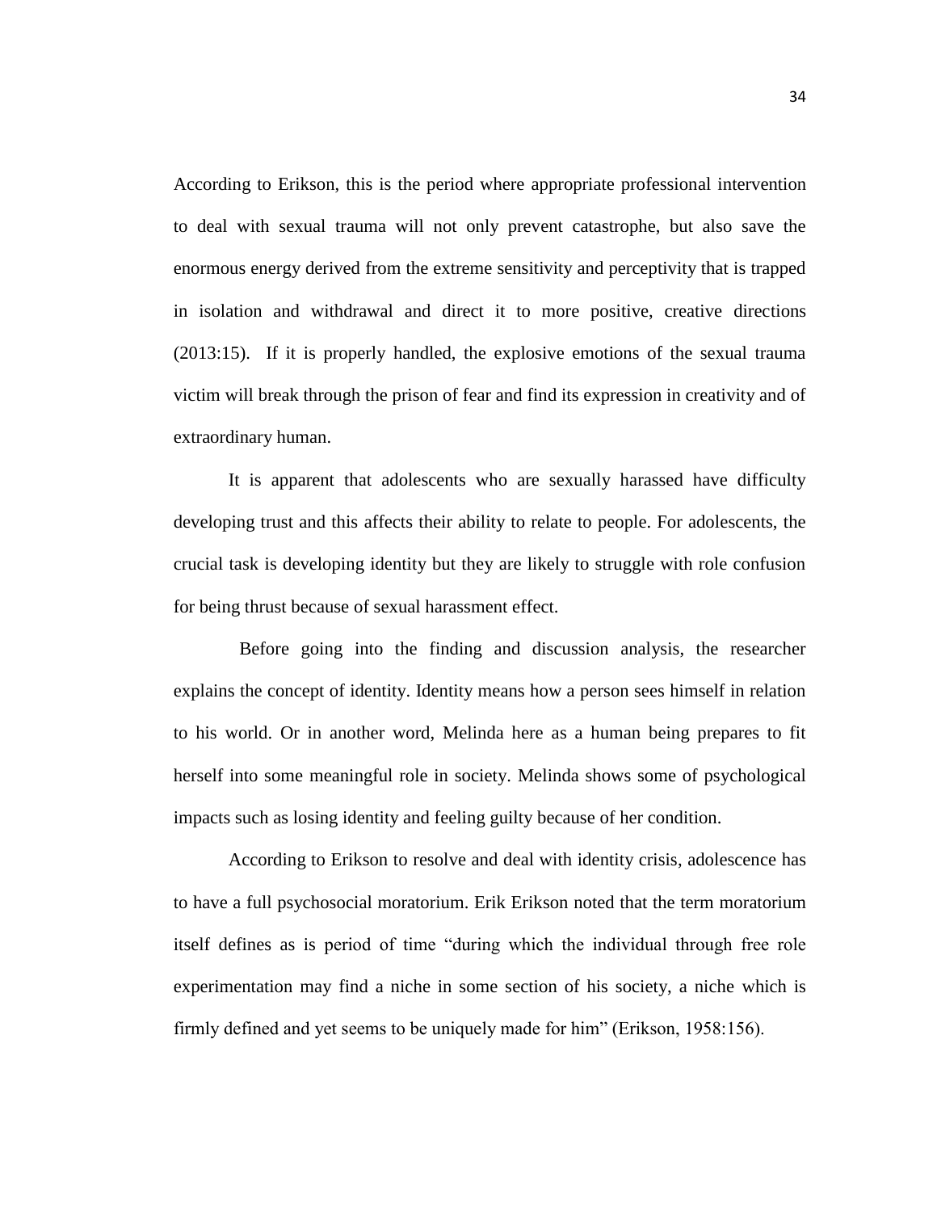According to Erikson, this is the period where appropriate professional intervention to deal with sexual trauma will not only prevent catastrophe, but also save the enormous energy derived from the extreme sensitivity and perceptivity that is trapped in isolation and withdrawal and direct it to more positive, creative directions (2013:15). If it is properly handled, the explosive emotions of the sexual trauma victim will break through the prison of fear and find its expression in creativity and of extraordinary human.

It is apparent that adolescents who are sexually harassed have difficulty developing trust and this affects their ability to relate to people. For adolescents, the crucial task is developing identity but they are likely to struggle with role confusion for being thrust because of sexual harassment effect.

Before going into the finding and discussion analysis, the researcher explains the concept of identity. Identity means how a person sees himself in relation to his world. Or in another word, Melinda here as a human being prepares to fit herself into some meaningful role in society. Melinda shows some of psychological impacts such as losing identity and feeling guilty because of her condition.

According to Erikson to resolve and deal with identity crisis, adolescence has to have a full psychosocial moratorium. Erik Erikson noted that the term moratorium itself defines as is period of time "during which the individual through free role experimentation may find a niche in some section of his society, a niche which is firmly defined and yet seems to be uniquely made for him" (Erikson, 1958:156).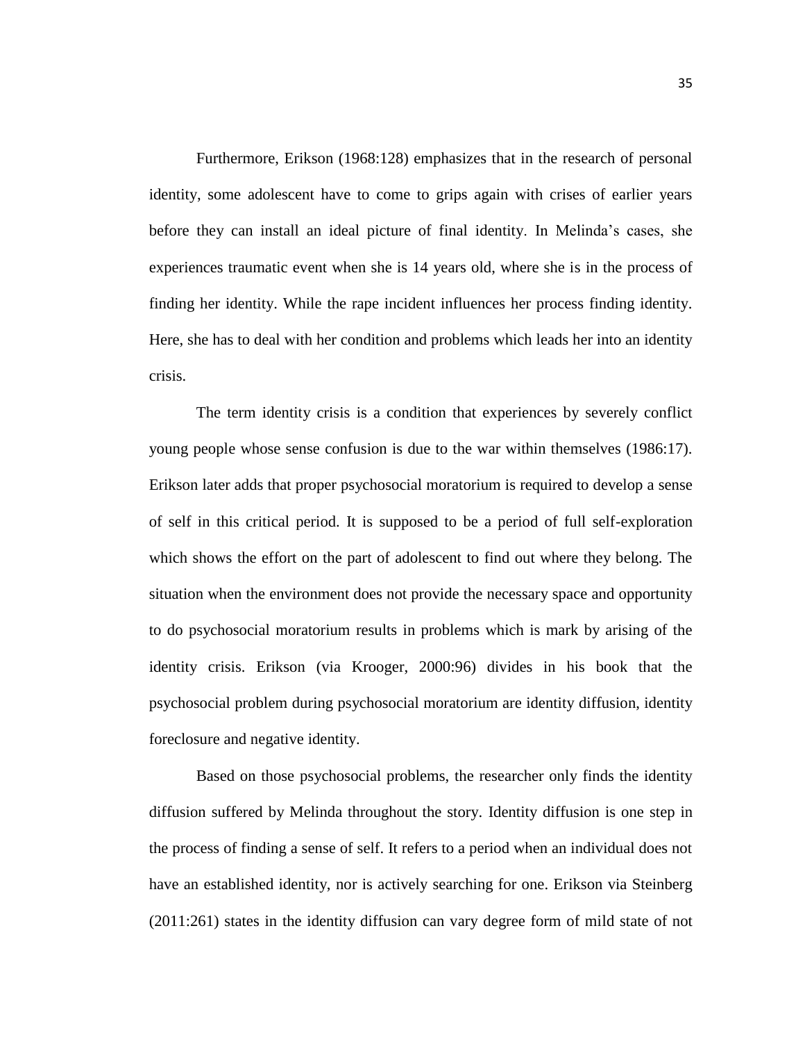Furthermore, Erikson (1968:128) emphasizes that in the research of personal identity, some adolescent have to come to grips again with crises of earlier years before they can install an ideal picture of final identity. In Melinda's cases, she experiences traumatic event when she is 14 years old, where she is in the process of finding her identity. While the rape incident influences her process finding identity. Here, she has to deal with her condition and problems which leads her into an identity crisis.

The term identity crisis is a condition that experiences by severely conflict young people whose sense confusion is due to the war within themselves (1986:17). Erikson later adds that proper psychosocial moratorium is required to develop a sense of self in this critical period. It is supposed to be a period of full self-exploration which shows the effort on the part of adolescent to find out where they belong. The situation when the environment does not provide the necessary space and opportunity to do psychosocial moratorium results in problems which is mark by arising of the identity crisis. Erikson (via Krooger, 2000:96) divides in his book that the psychosocial problem during psychosocial moratorium are identity diffusion, identity foreclosure and negative identity.

Based on those psychosocial problems, the researcher only finds the identity diffusion suffered by Melinda throughout the story. Identity diffusion is one step in the process of finding a sense of self. It refers to a period when an individual does not have an established identity, nor is actively searching for one. Erikson via Steinberg (2011:261) states in the identity diffusion can vary degree form of mild state of not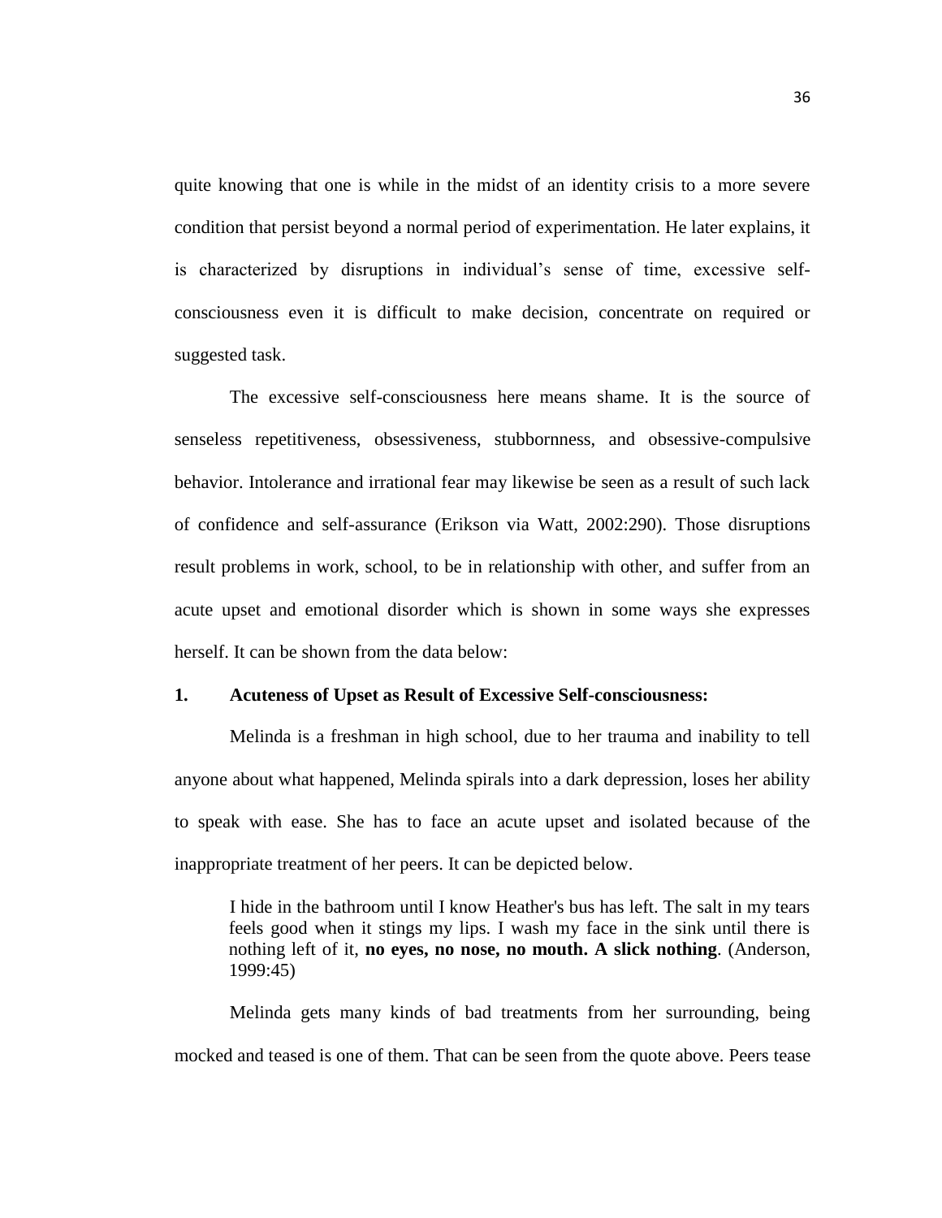quite knowing that one is while in the midst of an identity crisis to a more severe condition that persist beyond a normal period of experimentation. He later explains, it is characterized by disruptions in individual's sense of time, excessive self-consciousness even it is difficult to make decision, concentrate on required or suggested task.

The excessive self-consciousness here means shame. It is the source of senseless repetitiveness, obsessiveness, stubbornness, and obsessive-compulsive behavior. Intolerance and irrational fear may likewise be seen as a result of such lack of confidence and self-assurance (Erikson via Watt, 2002:290). Those disruptions result problems in work, school, to be in relationship with other, and suffer from an acute upset and emotional disorder which is shown in some ways she expresses herself. It can be shown from the data below:

**1. Acuteness of Upset as Result of Excessive Self-consciousness:**

Melinda is a freshman in high school, due to her trauma and inability to tell anyone about what happened, Melinda spirals into a dark depression, loses her ability to speak with ease. She has to face an acute upset and isolated because of the inappropriate treatment of her peers. It can be depicted below.

> I hide in the bathroom until I know Heather's bus has left. The salt in my tears feels good when it stings my lips. I wash my face in the sink until there is nothing left of it, **no eyes, no nose, no mouth. A slick nothing**. (Anderson, 1999:45)

Melinda gets many kinds of bad treatments from her surrounding, being mocked and teased is one of them. That can be seen from the quote above. Peers tease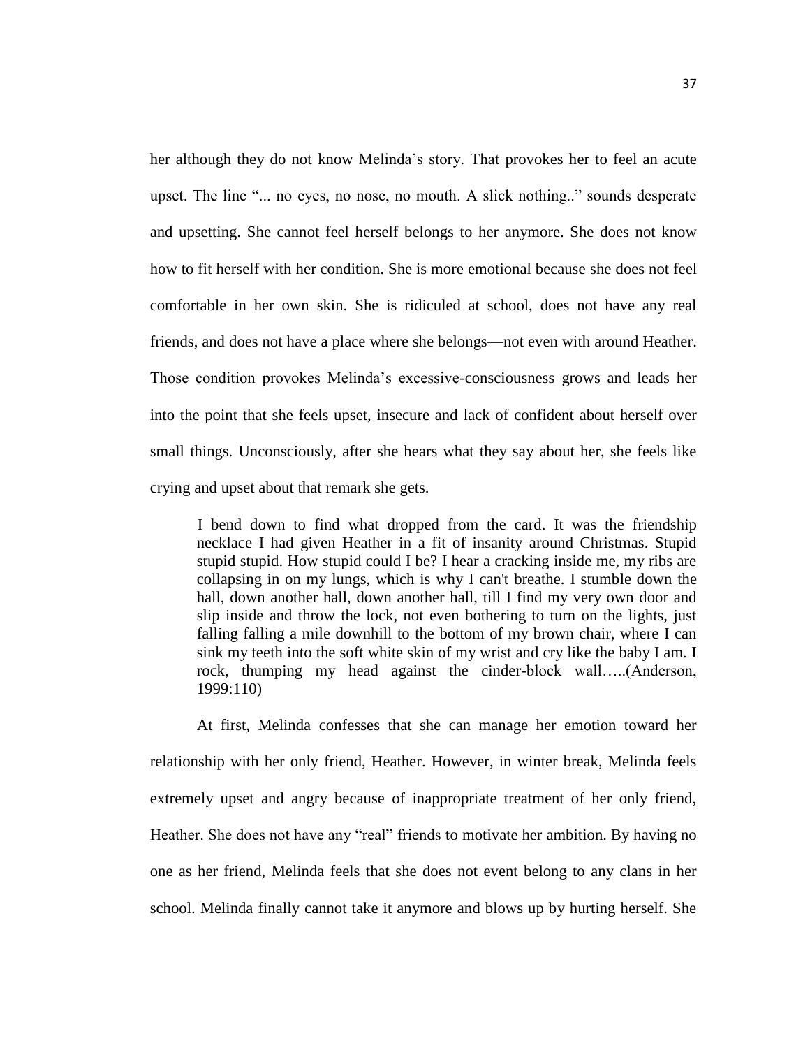her although they do not know Melinda's story. That provokes her to feel an acute upset. The line "... no eyes, no nose, no mouth. A slick nothing.." sounds desperate and upsetting. She cannot feel herself belongs to her anymore. She does not know how to fit herself with her condition. She is more emotional because she does not feel comfortable in her own skin. She is ridiculed at school, does not have any real friends, and does not have a place where she belongs—not even with around Heather. Those condition provokes Melinda's excessive-consciousness grows and leads her into the point that she feels upset, insecure and lack of confident about herself over small things. Unconsciously, after she hears what they say about her, she feels like crying and upset about that remark she gets.

> I bend down to find what dropped from the card. It was the friendship necklace I had given Heather in a fit of insanity around Christmas. Stupid stupid stupid. How stupid could I be? I hear a cracking inside me, my ribs are collapsing in on my lungs, which is why I can't breathe. I stumble down the hall, down another hall, down another hall, till I find my very own door and slip inside and throw the lock, not even bothering to turn on the lights, just falling falling a mile downhill to the bottom of my brown chair, where I can sink my teeth into the soft white skin of my wrist and cry like the baby I am. I rock, thumping my head against the cinder-block wall…..(Anderson, 1999:110)

At first, Melinda confesses that she can manage her emotion toward her relationship with her only friend, Heather. However, in winter break, Melinda feels extremely upset and angry because of inappropriate treatment of her only friend, Heather. She does not have any "real" friends to motivate her ambition. By having no one as her friend, Melinda feels that she does not event belong to any clans in her school. Melinda finally cannot take it anymore and blows up by hurting herself. She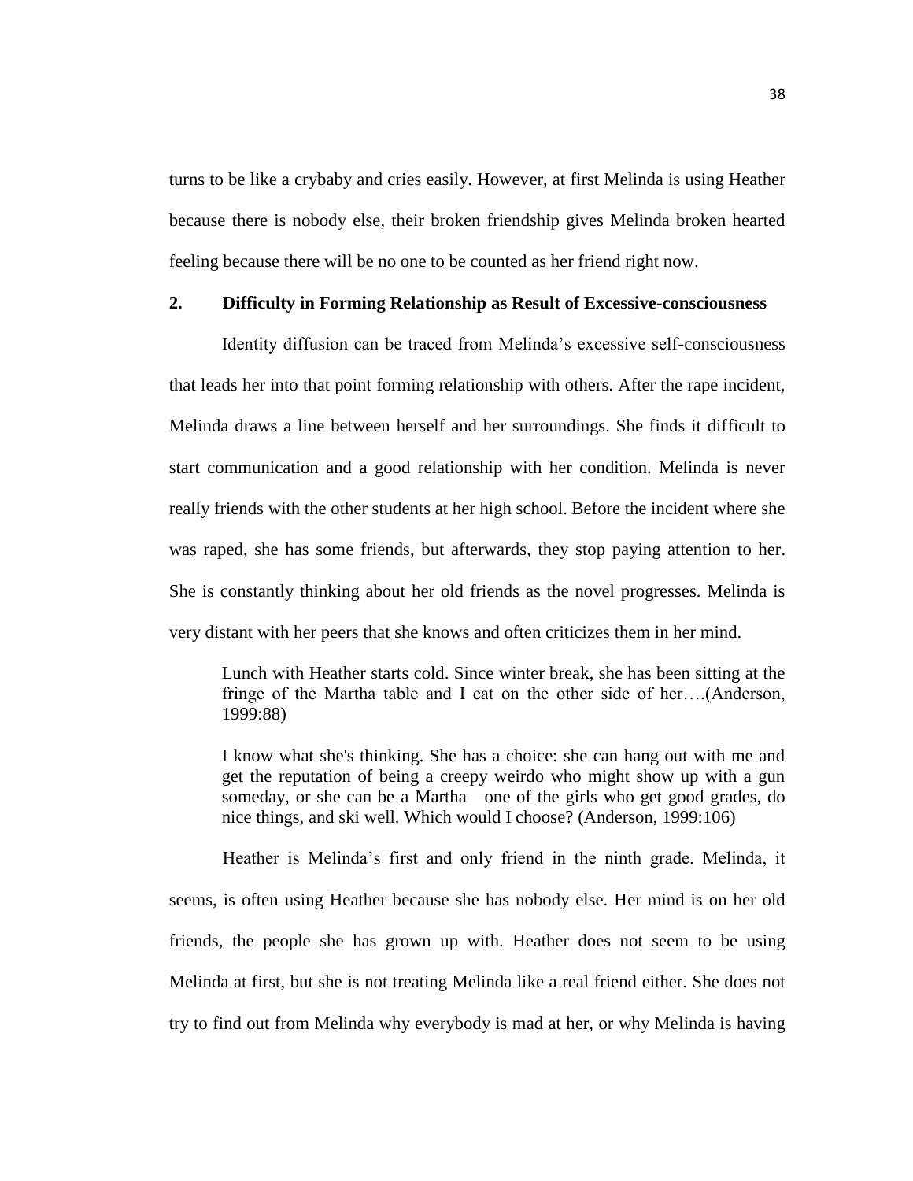turns to be like a crybaby and cries easily. However, at first Melinda is using Heather because there is nobody else, their broken friendship gives Melinda broken hearted feeling because there will be no one to be counted as her friend right now.

## 2. Difficulty in Forming Relationship as Result of Excessive-consciousness

Identity diffusion can be traced from Melinda's excessive self-consciousness that leads her into that point forming relationship with others. After the rape incident, Melinda draws a line between herself and her surroundings. She finds it difficult to start communication and a good relationship with her condition. Melinda is never really friends with the other students at her high school. Before the incident where she was raped, she has some friends, but afterwards, they stop paying attention to her. She is constantly thinking about her old friends as the novel progresses. Melinda is very distant with her peers that she knows and often criticizes them in her mind.

> Lunch with Heather starts cold. Since winter break, she has been sitting at the fringe of the Martha table and I eat on the other side of her….(Anderson, 1999:88)
>
> I know what she's thinking. She has a choice: she can hang out with me and get the reputation of being a creepy weirdo who might show up with a gun someday, or she can be a Martha—one of the girls who get good grades, do nice things, and ski well. Which would I choose? (Anderson, 1999:106)

Heather is Melinda's first and only friend in the ninth grade. Melinda, it seems, is often using Heather because she has nobody else. Her mind is on her old friends, the people she has grown up with. Heather does not seem to be using Melinda at first, but she is not treating Melinda like a real friend either. She does not try to find out from Melinda why everybody is mad at her, or why Melinda is having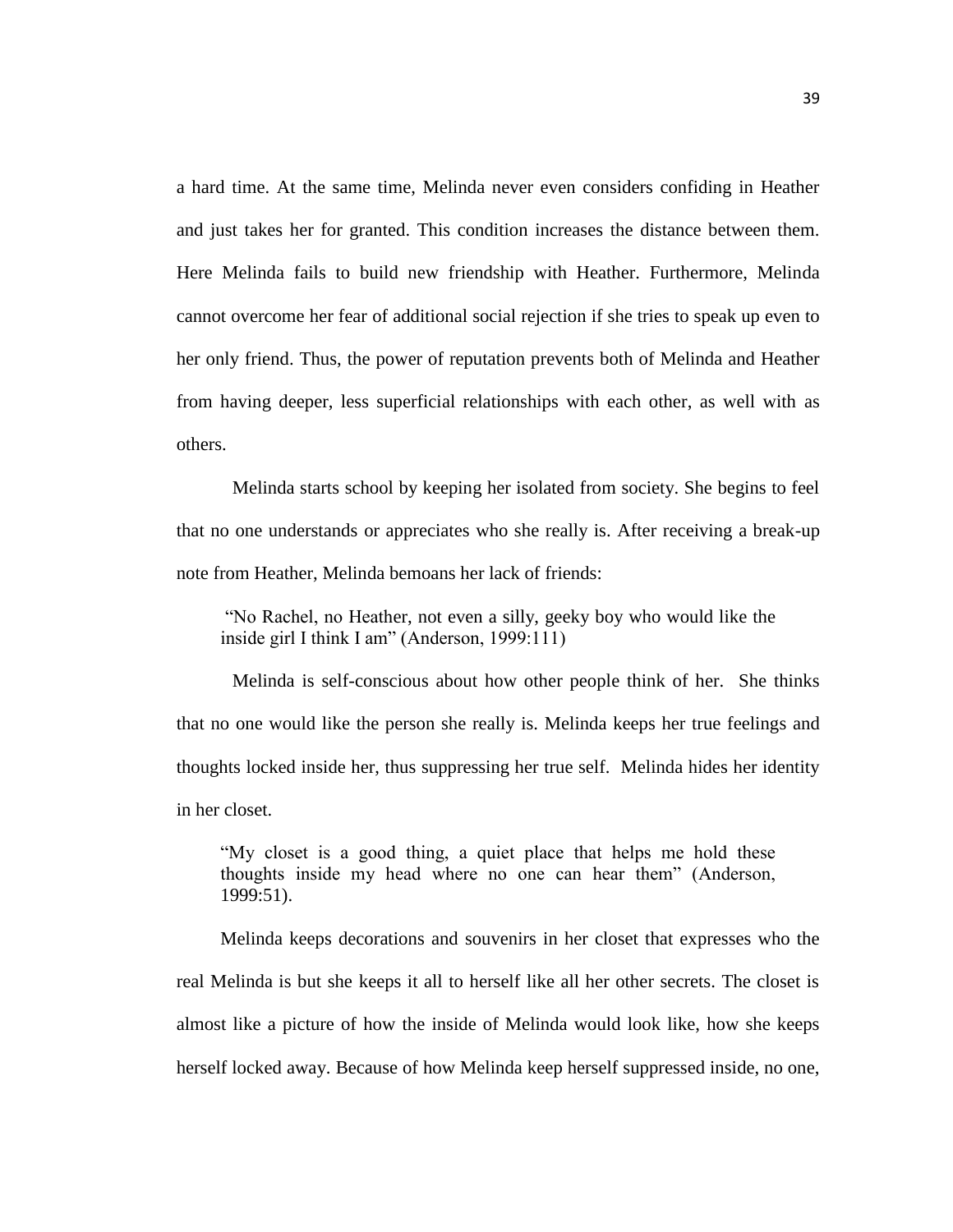a hard time. At the same time, Melinda never even considers confiding in Heather and just takes her for granted. This condition increases the distance between them. Here Melinda fails to build new friendship with Heather. Furthermore, Melinda cannot overcome her fear of additional social rejection if she tries to speak up even to her only friend. Thus, the power of reputation prevents both of Melinda and Heather from having deeper, less superficial relationships with each other, as well with as others.

Melinda starts school by keeping her isolated from society. She begins to feel that no one understands or appreciates who she really is. After receiving a break-up note from Heather, Melinda bemoans her lack of friends:

> "No Rachel, no Heather, not even a silly, geeky boy who would like the inside girl I think I am" (Anderson, 1999:111)

Melinda is self-conscious about how other people think of her. She thinks that no one would like the person she really is. Melinda keeps her true feelings and thoughts locked inside her, thus suppressing her true self. Melinda hides her identity in her closet.

> "My closet is a good thing, a quiet place that helps me hold these thoughts inside my head where no one can hear them" (Anderson, 1999:51).

Melinda keeps decorations and souvenirs in her closet that expresses who the real Melinda is but she keeps it all to herself like all her other secrets. The closet is almost like a picture of how the inside of Melinda would look like, how she keeps herself locked away. Because of how Melinda keep herself suppressed inside, no one,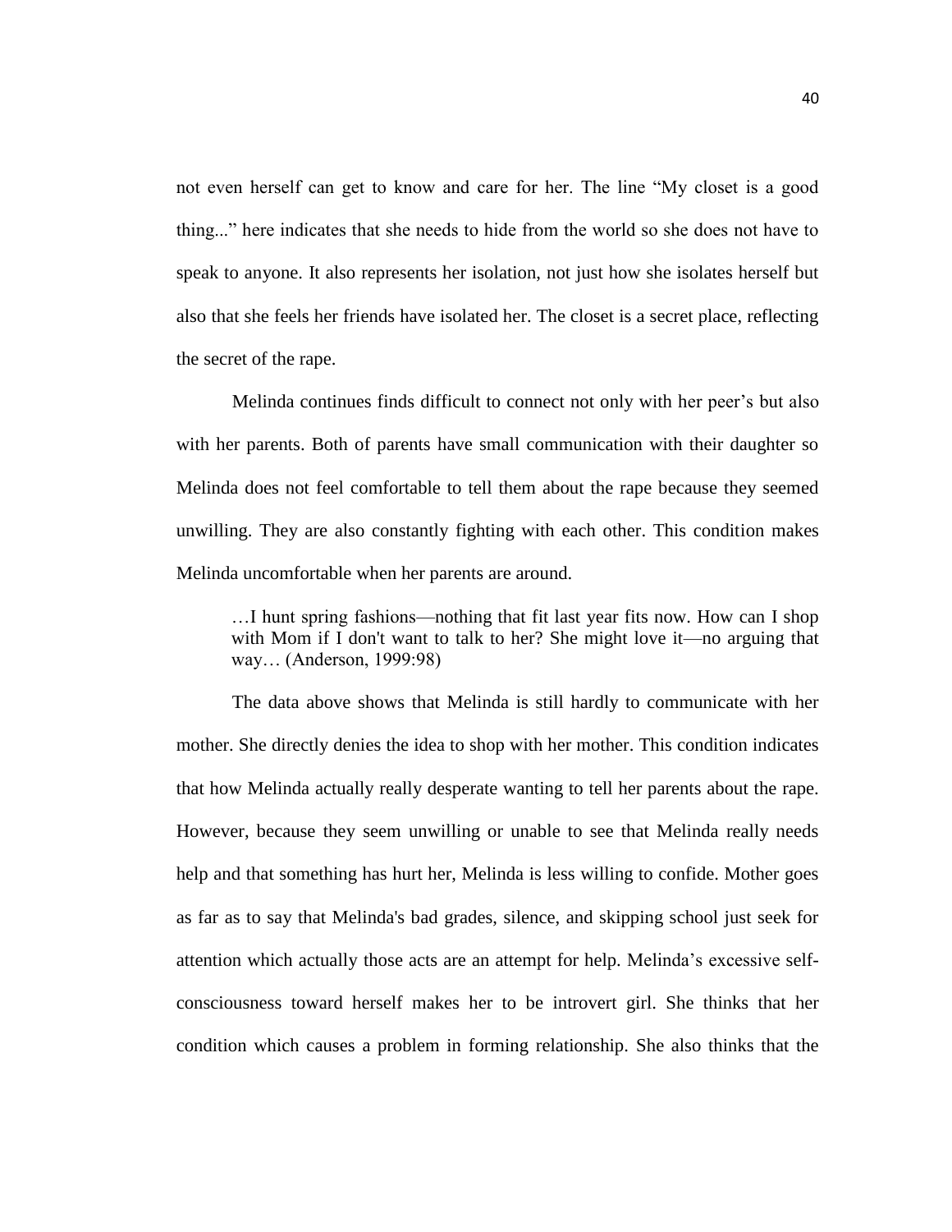not even herself can get to know and care for her. The line "My closet is a good thing..." here indicates that she needs to hide from the world so she does not have to speak to anyone. It also represents her isolation, not just how she isolates herself but also that she feels her friends have isolated her. The closet is a secret place, reflecting the secret of the rape.

Melinda continues finds difficult to connect not only with her peer's but also with her parents. Both of parents have small communication with their daughter so Melinda does not feel comfortable to tell them about the rape because they seemed unwilling. They are also constantly fighting with each other. This condition makes Melinda uncomfortable when her parents are around.

> …I hunt spring fashions—nothing that fit last year fits now. How can I shop with Mom if I don't want to talk to her? She might love it—no arguing that way… (Anderson, 1999:98)

The data above shows that Melinda is still hardly to communicate with her mother. She directly denies the idea to shop with her mother. This condition indicates that how Melinda actually really desperate wanting to tell her parents about the rape. However, because they seem unwilling or unable to see that Melinda really needs help and that something has hurt her, Melinda is less willing to confide. Mother goes as far as to say that Melinda's bad grades, silence, and skipping school just seek for attention which actually those acts are an attempt for help. Melinda's excessive self-consciousness toward herself makes her to be introvert girl. She thinks that her condition which causes a problem in forming relationship. She also thinks that the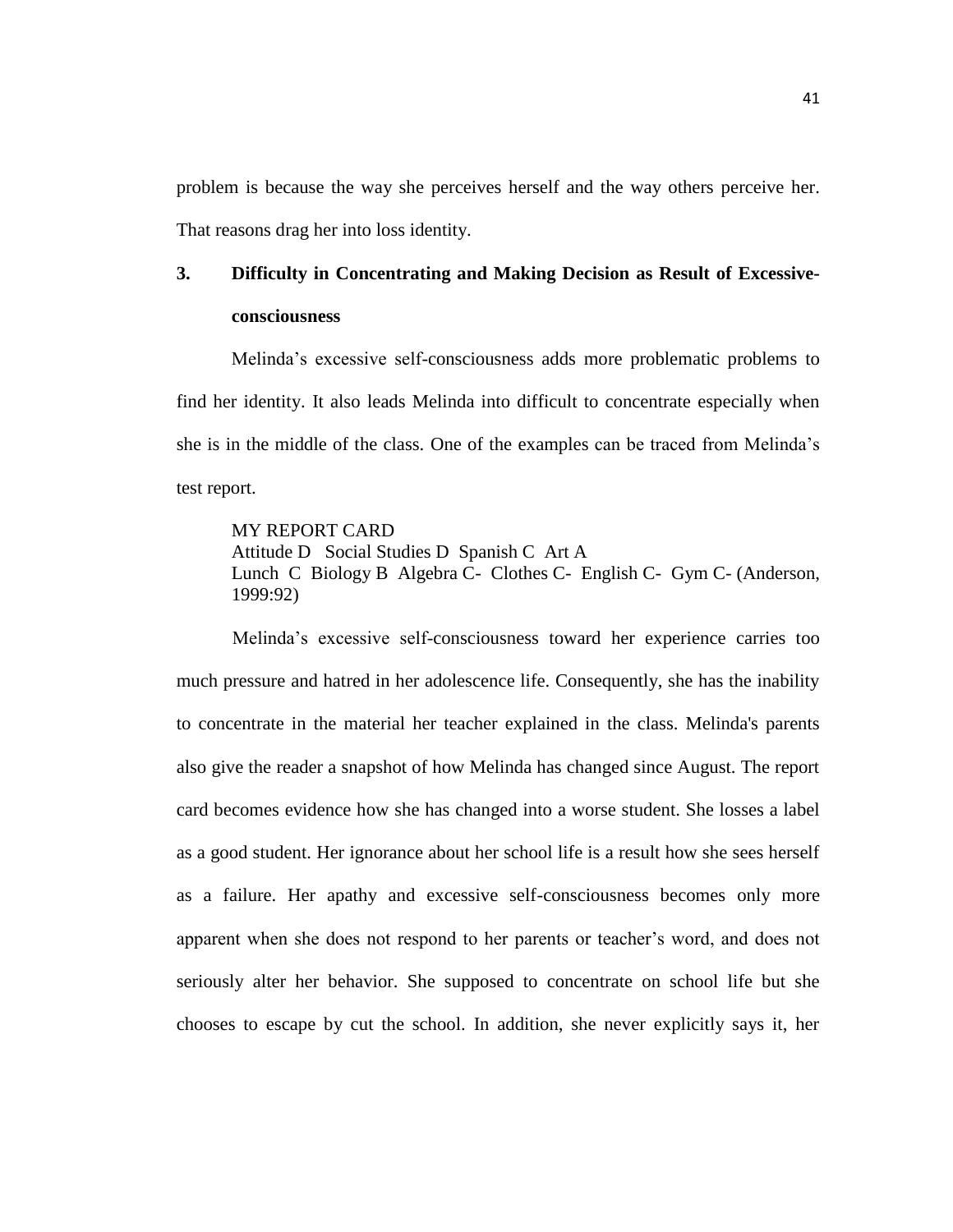problem is because the way she perceives herself and the way others perceive her. That reasons drag her into loss identity.

### 3. Difficulty in Concentrating and Making Decision as Result of Excessive-consciousness

Melinda's excessive self-consciousness adds more problematic problems to find her identity. It also leads Melinda into difficult to concentrate especially when she is in the middle of the class. One of the examples can be traced from Melinda's test report.

> MY REPORT CARD
> Attitude D Social Studies D Spanish C Art A
> Lunch C Biology B Algebra C- Clothes C- English C- Gym C- (Anderson, 1999:92)

Melinda's excessive self-consciousness toward her experience carries too much pressure and hatred in her adolescence life. Consequently, she has the inability to concentrate in the material her teacher explained in the class. Melinda's parents also give the reader a snapshot of how Melinda has changed since August. The report card becomes evidence how she has changed into a worse student. She losses a label as a good student. Her ignorance about her school life is a result how she sees herself as a failure. Her apathy and excessive self-consciousness becomes only more apparent when she does not respond to her parents or teacher's word, and does not seriously alter her behavior. She supposed to concentrate on school life but she chooses to escape by cut the school. In addition, she never explicitly says it, her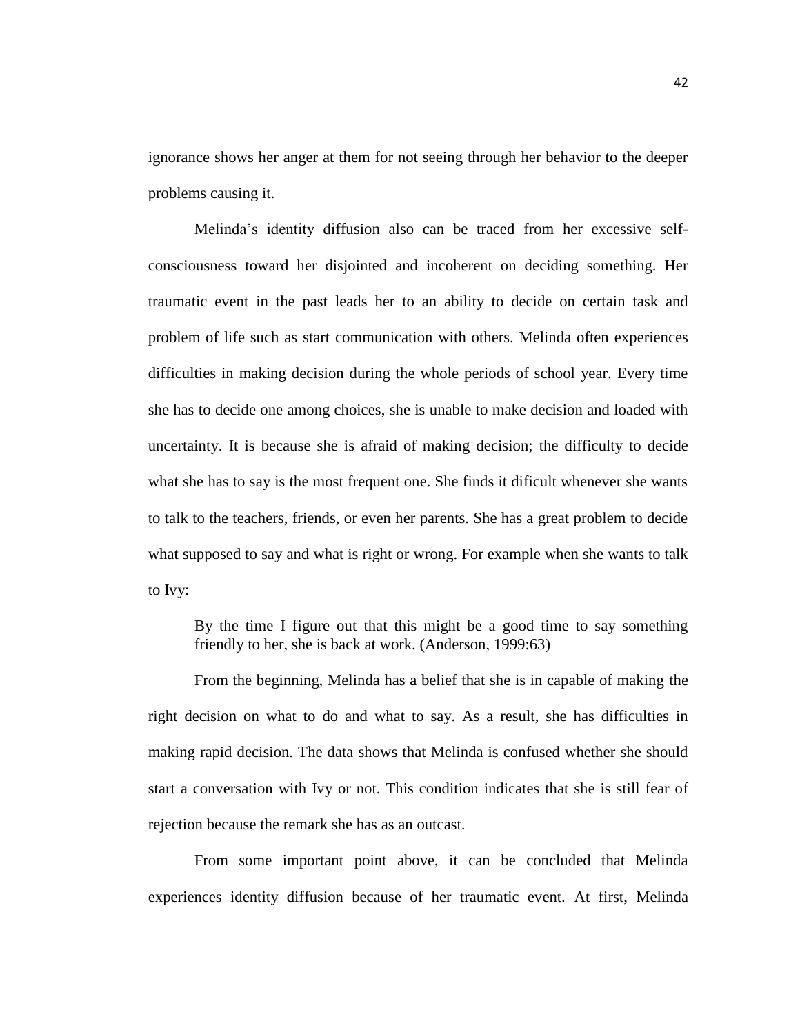ignorance shows her anger at them for not seeing through her behavior to the deeper problems causing it.

Melinda's identity diffusion also can be traced from her excessive self-consciousness toward her disjointed and incoherent on deciding something. Her traumatic event in the past leads her to an ability to decide on certain task and problem of life such as start communication with others. Melinda often experiences difficulties in making decision during the whole periods of school year. Every time she has to decide one among choices, she is unable to make decision and loaded with uncertainty. It is because she is afraid of making decision; the difficulty to decide what she has to say is the most frequent one. She finds it dificult whenever she wants to talk to the teachers, friends, or even her parents. She has a great problem to decide what supposed to say and what is right or wrong. For example when she wants to talk to Ivy:

> By the time I figure out that this might be a good time to say something friendly to her, she is back at work. (Anderson, 1999:63)

From the beginning, Melinda has a belief that she is in capable of making the right decision on what to do and what to say. As a result, she has difficulties in making rapid decision. The data shows that Melinda is confused whether she should start a conversation with Ivy or not. This condition indicates that she is still fear of rejection because the remark she has as an outcast.

From some important point above, it can be concluded that Melinda experiences identity diffusion because of her traumatic event. At first, Melinda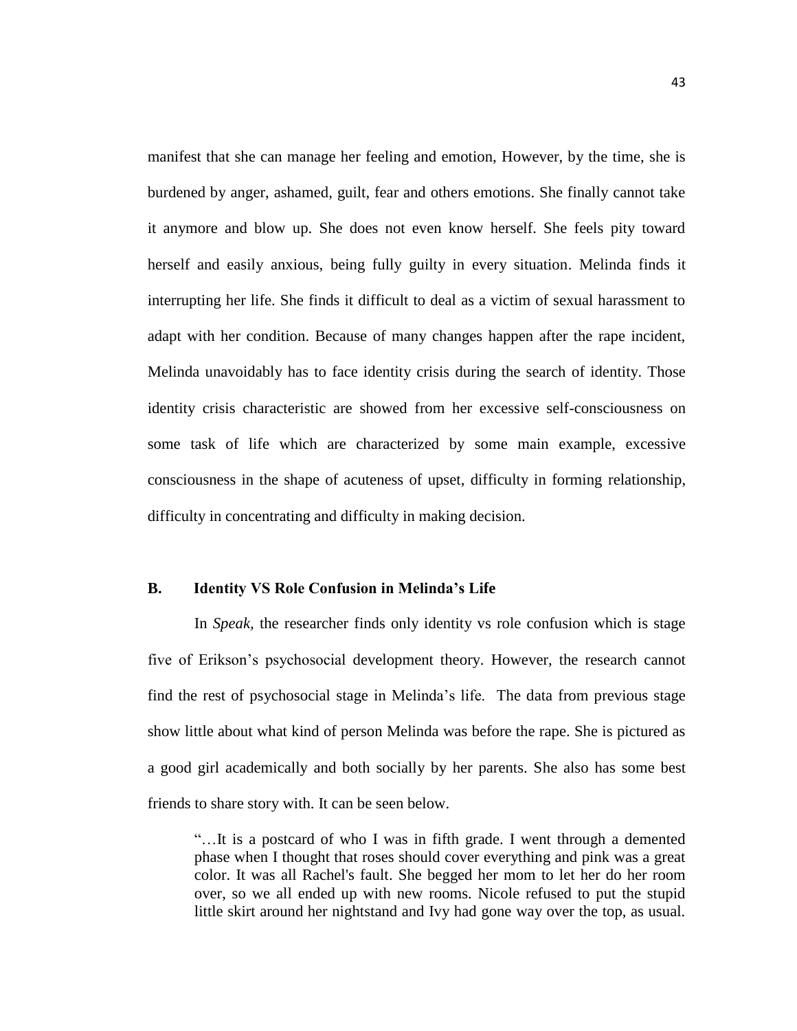manifest that she can manage her feeling and emotion, However, by the time, she is burdened by anger, ashamed, guilt, fear and others emotions. She finally cannot take it anymore and blow up. She does not even know herself. She feels pity toward herself and easily anxious, being fully guilty in every situation. Melinda finds it interrupting her life. She finds it difficult to deal as a victim of sexual harassment to adapt with her condition. Because of many changes happen after the rape incident, Melinda unavoidably has to face identity crisis during the search of identity. Those identity crisis characteristic are showed from her excessive self-consciousness on some task of life which are characterized by some main example, excessive consciousness in the shape of acuteness of upset, difficulty in forming relationship, difficulty in concentrating and difficulty in making decision.

## B. Identity VS Role Confusion in Melinda's Life

In *Speak,* the researcher finds only identity vs role confusion which is stage five of Erikson's psychosocial development theory. However, the research cannot find the rest of psychosocial stage in Melinda's life. The data from previous stage show little about what kind of person Melinda was before the rape. She is pictured as a good girl academically and both socially by her parents. She also has some best friends to share story with. It can be seen below.

> "…It is a postcard of who I was in fifth grade. I went through a demented phase when I thought that roses should cover everything and pink was a great color. It was all Rachel's fault. She begged her mom to let her do her room over, so we all ended up with new rooms. Nicole refused to put the stupid little skirt around her nightstand and Ivy had gone way over the top, as usual.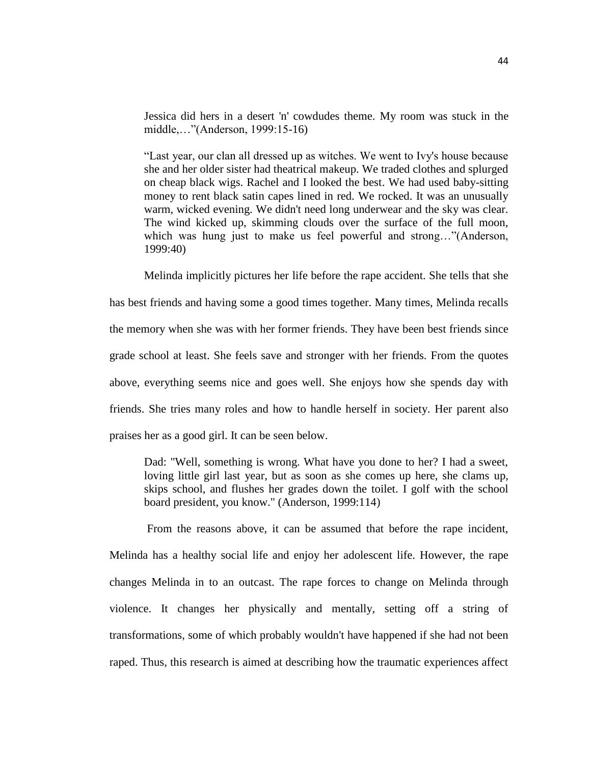> Jessica did hers in a desert 'n' cowdudes theme. My room was stuck in the middle,…"(Anderson, 1999:15-16)

> "Last year, our clan all dressed up as witches. We went to Ivy's house because she and her older sister had theatrical makeup. We traded clothes and splurged on cheap black wigs. Rachel and I looked the best. We had used baby-sitting money to rent black satin capes lined in red. We rocked. It was an unusually warm, wicked evening. We didn't need long underwear and the sky was clear. The wind kicked up, skimming clouds over the surface of the full moon, which was hung just to make us feel powerful and strong…"(Anderson, 1999:40)

Melinda implicitly pictures her life before the rape accident. She tells that she has best friends and having some a good times together. Many times, Melinda recalls the memory when she was with her former friends. They have been best friends since grade school at least. She feels save and stronger with her friends. From the quotes above, everything seems nice and goes well. She enjoys how she spends day with friends. She tries many roles and how to handle herself in society. Her parent also praises her as a good girl. It can be seen below.

> Dad: "Well, something is wrong. What have you done to her? I had a sweet, loving little girl last year, but as soon as she comes up here, she clams up, skips school, and flushes her grades down the toilet. I golf with the school board president, you know." (Anderson, 1999:114)

From the reasons above, it can be assumed that before the rape incident, Melinda has a healthy social life and enjoy her adolescent life. However, the rape changes Melinda in to an outcast. The rape forces to change on Melinda through violence. It changes her physically and mentally, setting off a string of transformations, some of which probably wouldn't have happened if she had not been raped. Thus, this research is aimed at describing how the traumatic experiences affect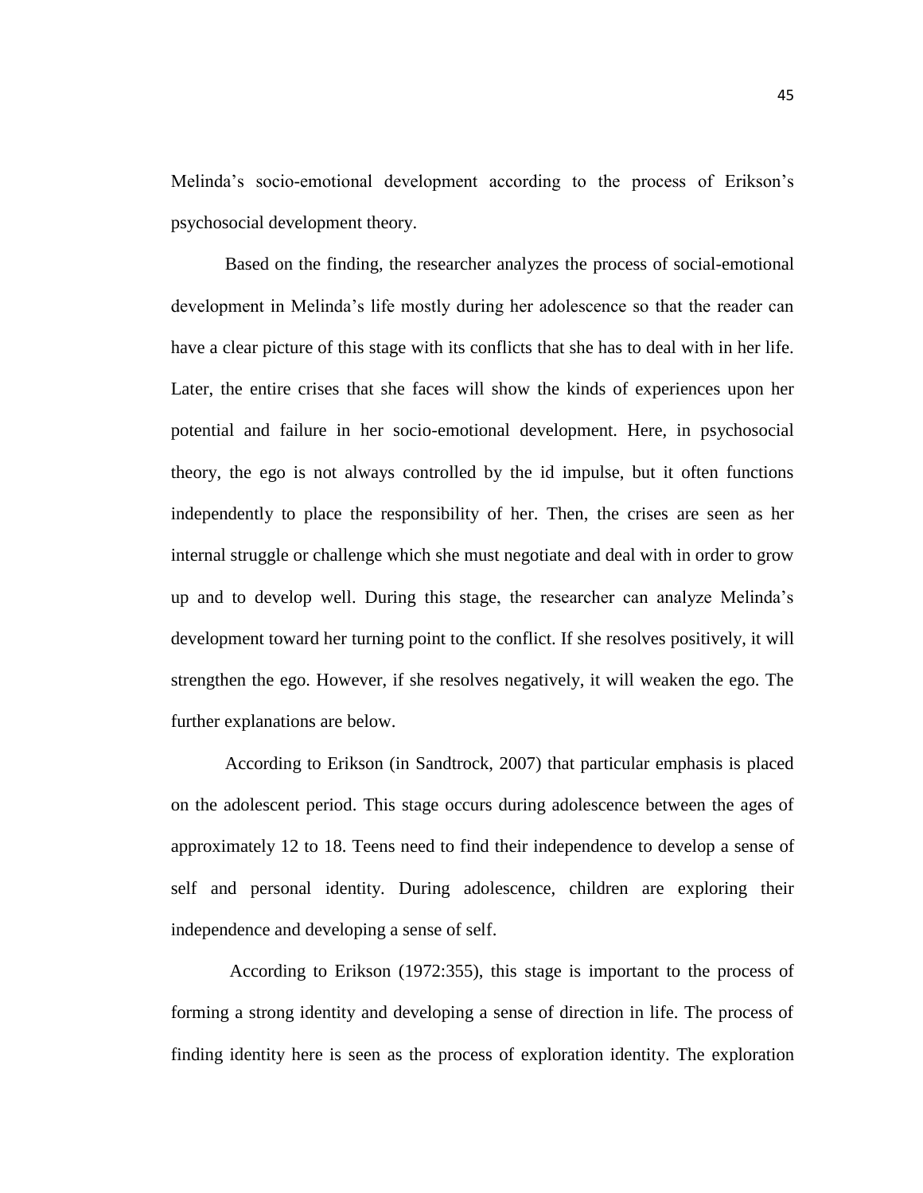Melinda’s socio-emotional development according to the process of Erikson’s psychosocial development theory.

Based on the finding, the researcher analyzes the process of social-emotional development in Melinda’s life mostly during her adolescence so that the reader can have a clear picture of this stage with its conflicts that she has to deal with in her life. Later, the entire crises that she faces will show the kinds of experiences upon her potential and failure in her socio-emotional development. Here, in psychosocial theory, the ego is not always controlled by the id impulse, but it often functions independently to place the responsibility of her. Then, the crises are seen as her internal struggle or challenge which she must negotiate and deal with in order to grow up and to develop well. During this stage, the researcher can analyze Melinda’s development toward her turning point to the conflict. If she resolves positively, it will strengthen the ego. However, if she resolves negatively, it will weaken the ego. The further explanations are below.

According to Erikson (in Sandtrock, 2007) that particular emphasis is placed on the adolescent period. This stage occurs during adolescence between the ages of approximately 12 to 18. Teens need to find their independence to develop a sense of self and personal identity. During adolescence, children are exploring their independence and developing a sense of self.

According to Erikson (1972:355), this stage is important to the process of forming a strong identity and developing a sense of direction in life. The process of finding identity here is seen as the process of exploration identity. The exploration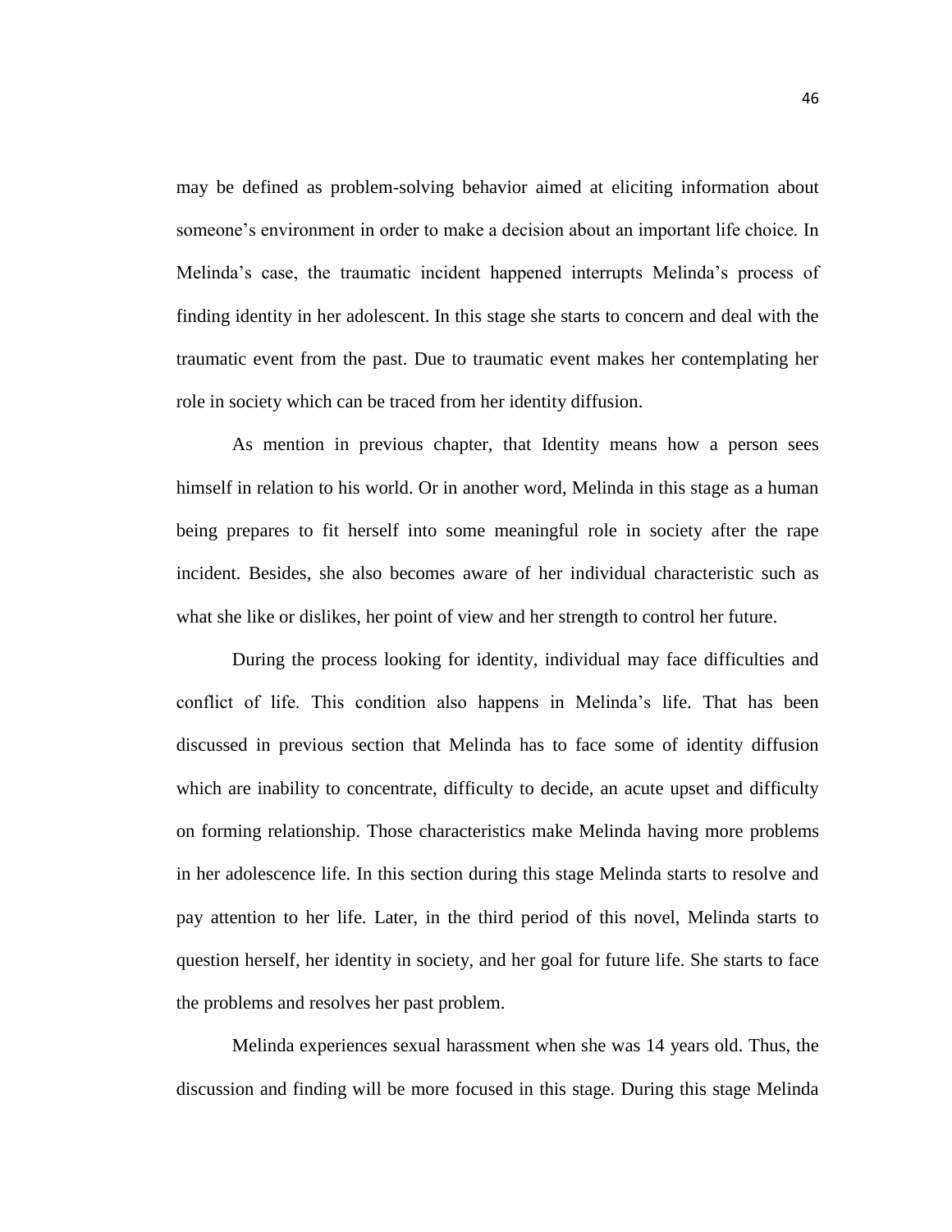may be defined as problem-solving behavior aimed at eliciting information about someone's environment in order to make a decision about an important life choice. In Melinda's case, the traumatic incident happened interrupts Melinda's process of finding identity in her adolescent. In this stage she starts to concern and deal with the traumatic event from the past. Due to traumatic event makes her contemplating her role in society which can be traced from her identity diffusion.

As mention in previous chapter, that Identity means how a person sees himself in relation to his world. Or in another word, Melinda in this stage as a human being prepares to fit herself into some meaningful role in society after the rape incident. Besides, she also becomes aware of her individual characteristic such as what she like or dislikes, her point of view and her strength to control her future.

During the process looking for identity, individual may face difficulties and conflict of life. This condition also happens in Melinda's life. That has been discussed in previous section that Melinda has to face some of identity diffusion which are inability to concentrate, difficulty to decide, an acute upset and difficulty on forming relationship. Those characteristics make Melinda having more problems in her adolescence life. In this section during this stage Melinda starts to resolve and pay attention to her life. Later, in the third period of this novel, Melinda starts to question herself, her identity in society, and her goal for future life. She starts to face the problems and resolves her past problem.

Melinda experiences sexual harassment when she was 14 years old. Thus, the discussion and finding will be more focused in this stage. During this stage Melinda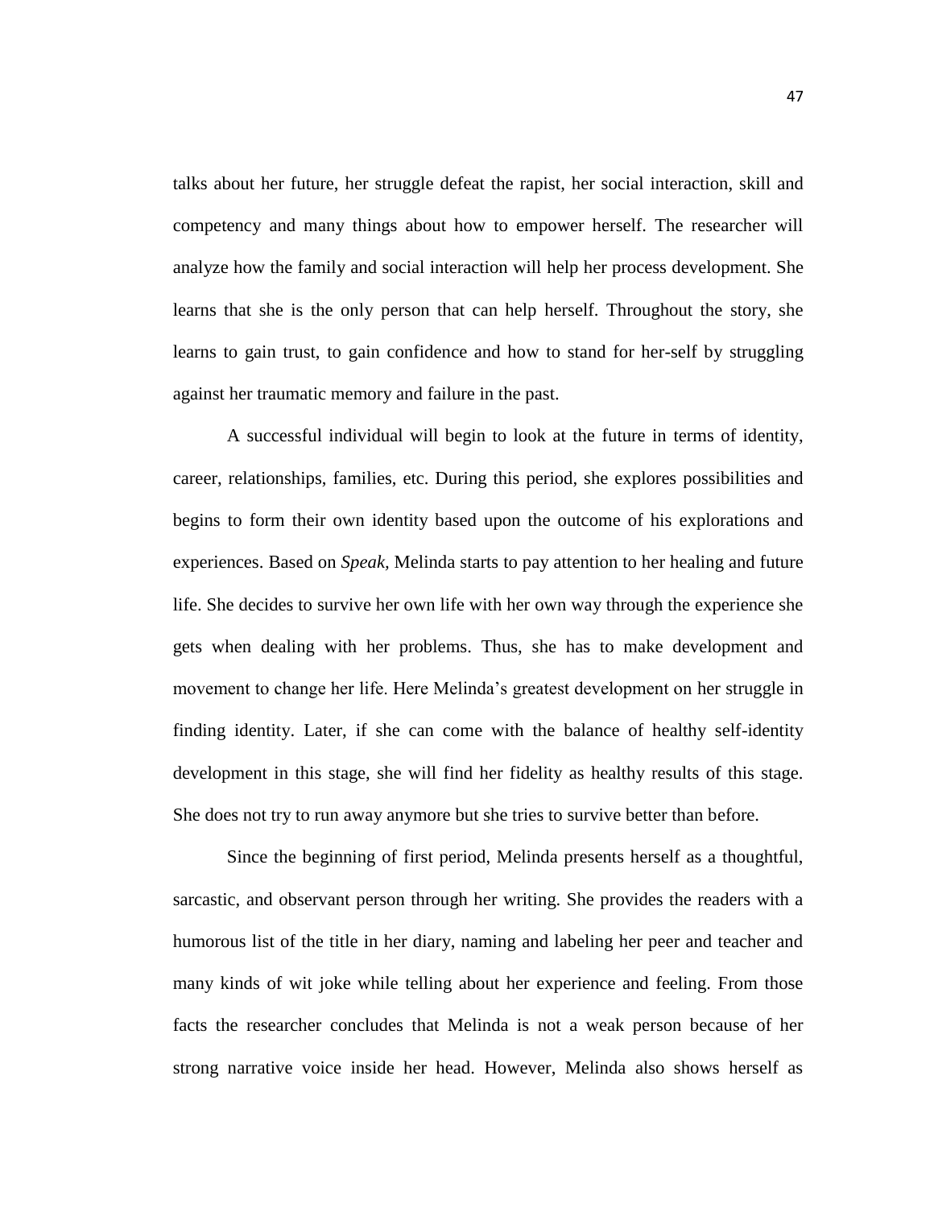talks about her future, her struggle defeat the rapist, her social interaction, skill and competency and many things about how to empower herself. The researcher will analyze how the family and social interaction will help her process development. She learns that she is the only person that can help herself. Throughout the story, she learns to gain trust, to gain confidence and how to stand for her-self by struggling against her traumatic memory and failure in the past.

A successful individual will begin to look at the future in terms of identity, career, relationships, families, etc. During this period, she explores possibilities and begins to form their own identity based upon the outcome of his explorations and experiences. Based on *Speak,* Melinda starts to pay attention to her healing and future life. She decides to survive her own life with her own way through the experience she gets when dealing with her problems. Thus, she has to make development and movement to change her life. Here Melinda's greatest development on her struggle in finding identity. Later, if she can come with the balance of healthy self-identity development in this stage, she will find her fidelity as healthy results of this stage. She does not try to run away anymore but she tries to survive better than before.

Since the beginning of first period, Melinda presents herself as a thoughtful, sarcastic, and observant person through her writing. She provides the readers with a humorous list of the title in her diary, naming and labeling her peer and teacher and many kinds of wit joke while telling about her experience and feeling. From those facts the researcher concludes that Melinda is not a weak person because of her strong narrative voice inside her head. However, Melinda also shows herself as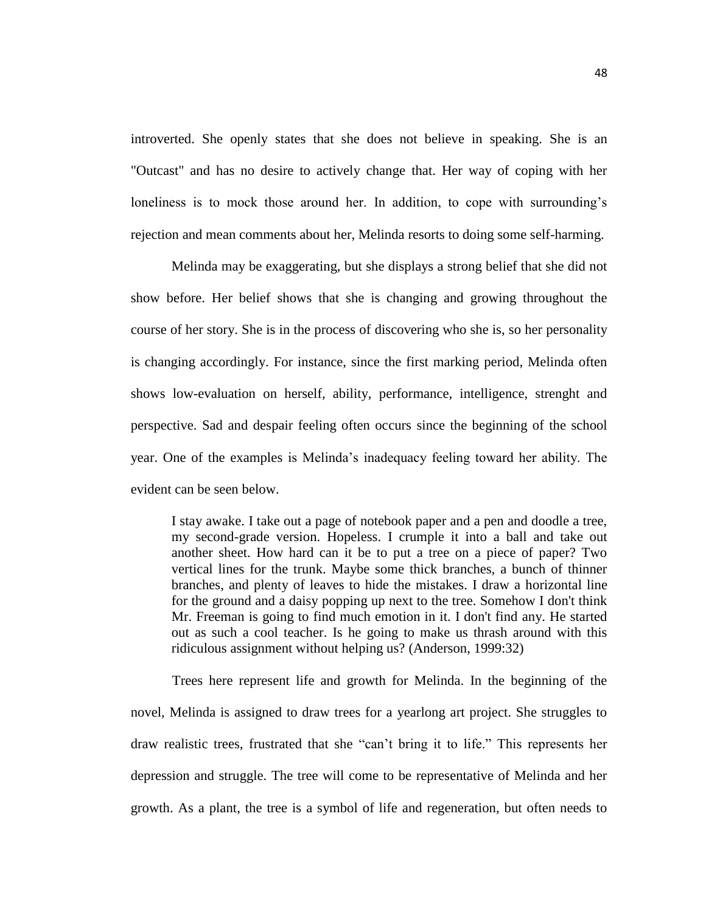introverted. She openly states that she does not believe in speaking. She is an "Outcast" and has no desire to actively change that. Her way of coping with her loneliness is to mock those around her. In addition, to cope with surrounding's rejection and mean comments about her, Melinda resorts to doing some self-harming.

Melinda may be exaggerating, but she displays a strong belief that she did not show before. Her belief shows that she is changing and growing throughout the course of her story. She is in the process of discovering who she is, so her personality is changing accordingly. For instance, since the first marking period, Melinda often shows low-evaluation on herself, ability, performance, intelligence, strenght and perspective. Sad and despair feeling often occurs since the beginning of the school year. One of the examples is Melinda's inadequacy feeling toward her ability. The evident can be seen below.

> I stay awake. I take out a page of notebook paper and a pen and doodle a tree, my second-grade version. Hopeless. I crumple it into a ball and take out another sheet. How hard can it be to put a tree on a piece of paper? Two vertical lines for the trunk. Maybe some thick branches, a bunch of thinner branches, and plenty of leaves to hide the mistakes. I draw a horizontal line for the ground and a daisy popping up next to the tree. Somehow I don't think Mr. Freeman is going to find much emotion in it. I don't find any. He started out as such a cool teacher. Is he going to make us thrash around with this ridiculous assignment without helping us? (Anderson, 1999:32)

Trees here represent life and growth for Melinda. In the beginning of the novel, Melinda is assigned to draw trees for a yearlong art project. She struggles to draw realistic trees, frustrated that she "can't bring it to life." This represents her depression and struggle. The tree will come to be representative of Melinda and her growth. As a plant, the tree is a symbol of life and regeneration, but often needs to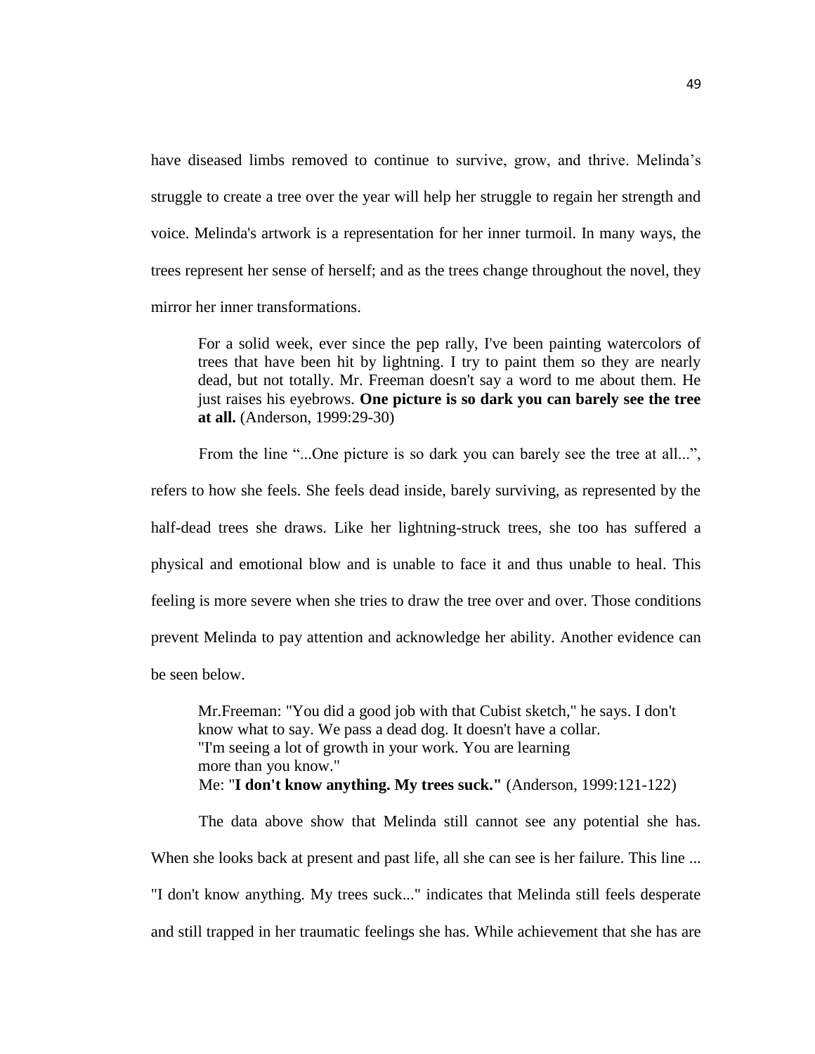have diseased limbs removed to continue to survive, grow, and thrive. Melinda's struggle to create a tree over the year will help her struggle to regain her strength and voice. Melinda's artwork is a representation for her inner turmoil. In many ways, the trees represent her sense of herself; and as the trees change throughout the novel, they mirror her inner transformations.

> For a solid week, ever since the pep rally, I've been painting watercolors of trees that have been hit by lightning. I try to paint them so they are nearly dead, but not totally. Mr. Freeman doesn't say a word to me about them. He just raises his eyebrows. **One picture is so dark you can barely see the tree at all.** (Anderson, 1999:29-30)

From the line "...One picture is so dark you can barely see the tree at all...", refers to how she feels. She feels dead inside, barely surviving, as represented by the half-dead trees she draws. Like her lightning-struck trees, she too has suffered a physical and emotional blow and is unable to face it and thus unable to heal. This feeling is more severe when she tries to draw the tree over and over. Those conditions prevent Melinda to pay attention and acknowledge her ability. Another evidence can be seen below.

> Mr.Freeman: "You did a good job with that Cubist sketch," he says. I don't know what to say. We pass a dead dog. It doesn't have a collar.
> "I'm seeing a lot of growth in your work. You are learning more than you know."
> Me: "**I don't know anything. My trees suck."** (Anderson, 1999:121-122)

The data above show that Melinda still cannot see any potential she has. When she looks back at present and past life, all she can see is her failure. This line ... "I don't know anything. My trees suck..." indicates that Melinda still feels desperate and still trapped in her traumatic feelings she has. While achievement that she has are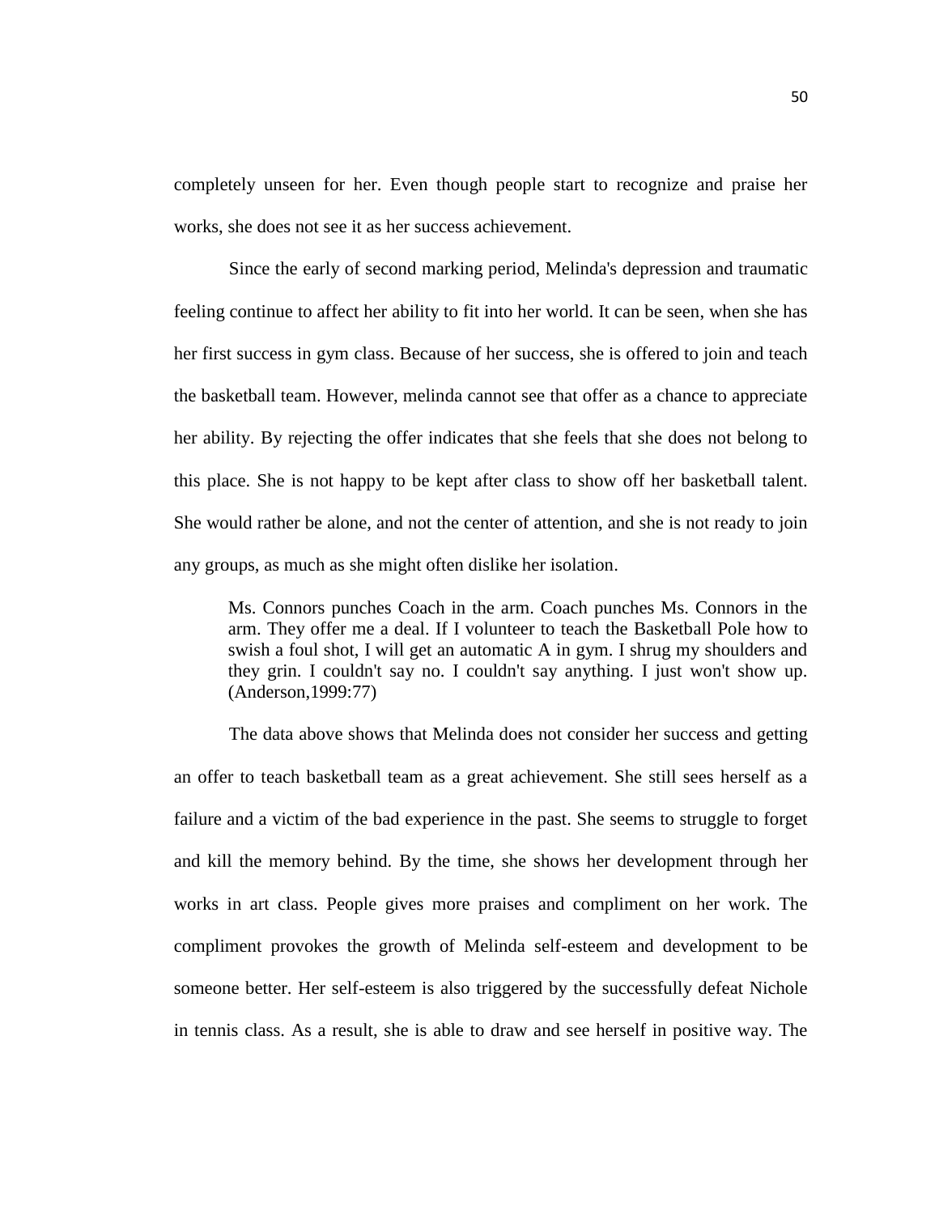completely unseen for her. Even though people start to recognize and praise her works, she does not see it as her success achievement.

Since the early of second marking period, Melinda's depression and traumatic feeling continue to affect her ability to fit into her world. It can be seen, when she has her first success in gym class. Because of her success, she is offered to join and teach the basketball team. However, melinda cannot see that offer as a chance to appreciate her ability. By rejecting the offer indicates that she feels that she does not belong to this place. She is not happy to be kept after class to show off her basketball talent. She would rather be alone, and not the center of attention, and she is not ready to join any groups, as much as she might often dislike her isolation.

> Ms. Connors punches Coach in the arm. Coach punches Ms. Connors in the arm. They offer me a deal. If I volunteer to teach the Basketball Pole how to swish a foul shot, I will get an automatic A in gym. I shrug my shoulders and they grin. I couldn't say no. I couldn't say anything. I just won't show up. (Anderson,1999:77)

The data above shows that Melinda does not consider her success and getting an offer to teach basketball team as a great achievement. She still sees herself as a failure and a victim of the bad experience in the past. She seems to struggle to forget and kill the memory behind. By the time, she shows her development through her works in art class. People gives more praises and compliment on her work. The compliment provokes the growth of Melinda self-esteem and development to be someone better. Her self-esteem is also triggered by the successfully defeat Nichole in tennis class. As a result, she is able to draw and see herself in positive way. The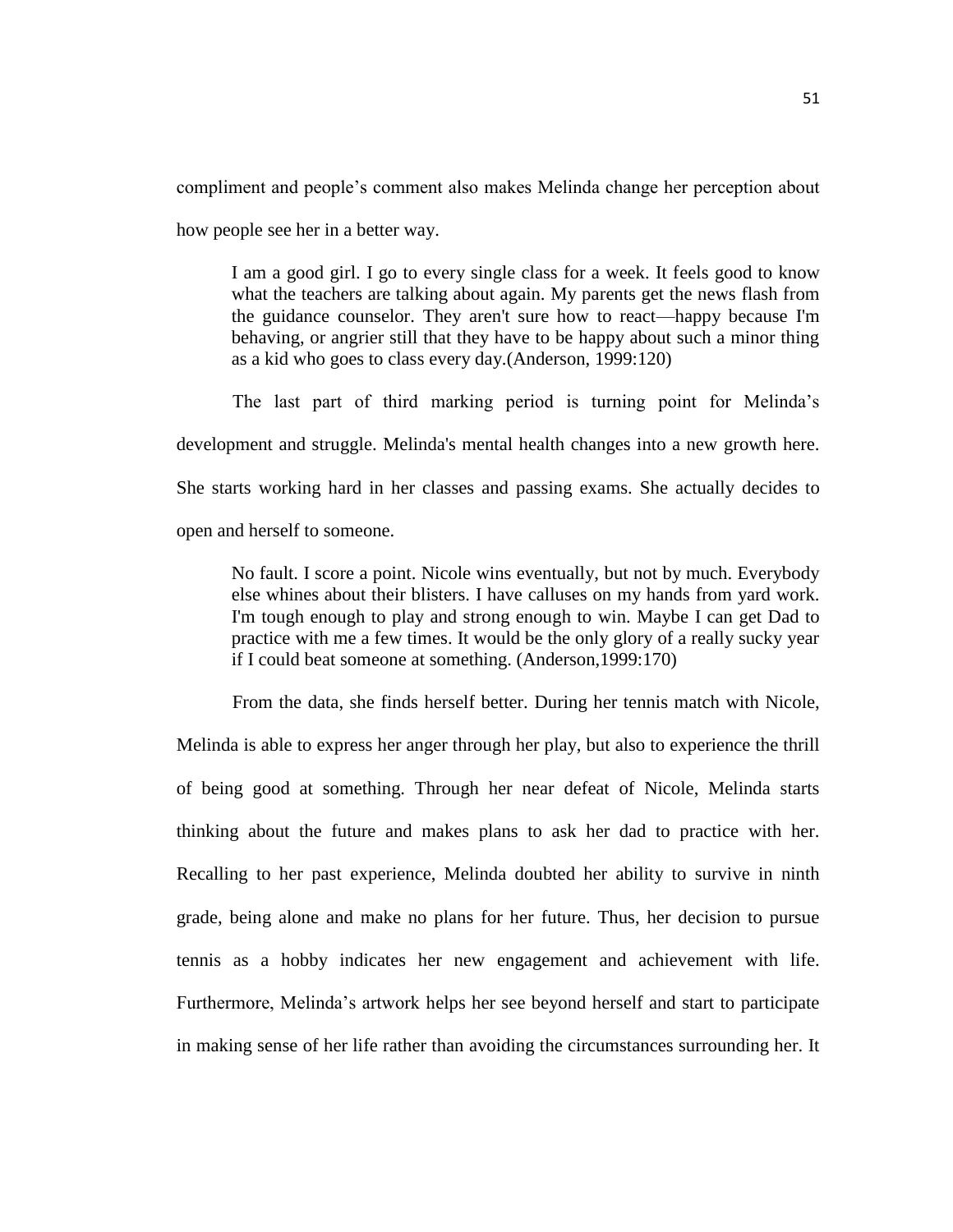compliment and people's comment also makes Melinda change her perception about how people see her in a better way.

> I am a good girl. I go to every single class for a week. It feels good to know what the teachers are talking about again. My parents get the news flash from the guidance counselor. They aren't sure how to react—happy because I'm behaving, or angrier still that they have to be happy about such a minor thing as a kid who goes to class every day.(Anderson, 1999:120)

The last part of third marking period is turning point for Melinda's development and struggle. Melinda's mental health changes into a new growth here. She starts working hard in her classes and passing exams. She actually decides to open and herself to someone.

> No fault. I score a point. Nicole wins eventually, but not by much. Everybody else whines about their blisters. I have calluses on my hands from yard work. I'm tough enough to play and strong enough to win. Maybe I can get Dad to practice with me a few times. It would be the only glory of a really sucky year if I could beat someone at something. (Anderson,1999:170)

From the data, she finds herself better. During her tennis match with Nicole, Melinda is able to express her anger through her play, but also to experience the thrill of being good at something. Through her near defeat of Nicole, Melinda starts thinking about the future and makes plans to ask her dad to practice with her. Recalling to her past experience, Melinda doubted her ability to survive in ninth grade, being alone and make no plans for her future. Thus, her decision to pursue tennis as a hobby indicates her new engagement and achievement with life. Furthermore, Melinda's artwork helps her see beyond herself and start to participate in making sense of her life rather than avoiding the circumstances surrounding her. It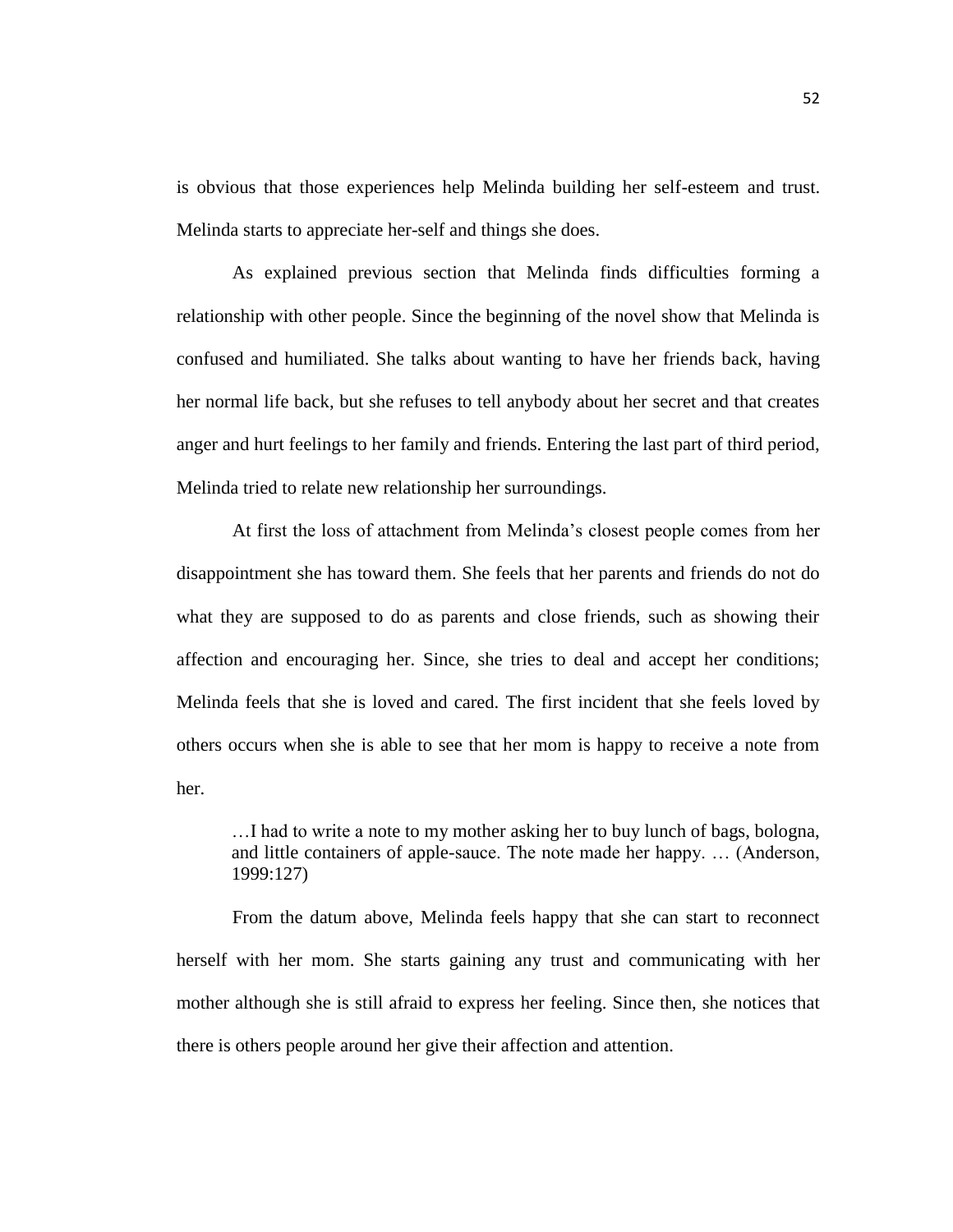is obvious that those experiences help Melinda building her self-esteem and trust. Melinda starts to appreciate her-self and things she does.

As explained previous section that Melinda finds difficulties forming a relationship with other people. Since the beginning of the novel show that Melinda is confused and humiliated. She talks about wanting to have her friends back, having her normal life back, but she refuses to tell anybody about her secret and that creates anger and hurt feelings to her family and friends. Entering the last part of third period, Melinda tried to relate new relationship her surroundings.

At first the loss of attachment from Melinda's closest people comes from her disappointment she has toward them. She feels that her parents and friends do not do what they are supposed to do as parents and close friends, such as showing their affection and encouraging her. Since, she tries to deal and accept her conditions; Melinda feels that she is loved and cared. The first incident that she feels loved by others occurs when she is able to see that her mom is happy to receive a note from her.

> …I had to write a note to my mother asking her to buy lunch of bags, bologna, and little containers of apple-sauce. The note made her happy. … (Anderson, 1999:127)

From the datum above, Melinda feels happy that she can start to reconnect herself with her mom. She starts gaining any trust and communicating with her mother although she is still afraid to express her feeling. Since then, she notices that there is others people around her give their affection and attention.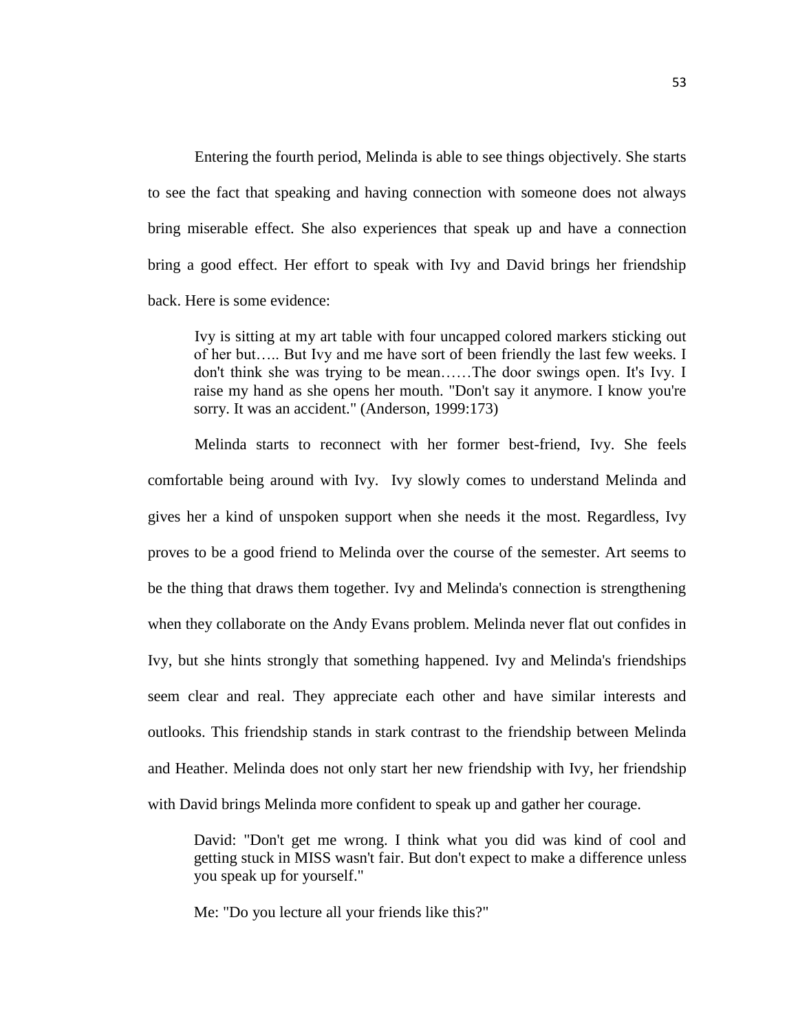Entering the fourth period, Melinda is able to see things objectively. She starts to see the fact that speaking and having connection with someone does not always bring miserable effect. She also experiences that speak up and have a connection bring a good effect. Her effort to speak with Ivy and David brings her friendship back. Here is some evidence:

> Ivy is sitting at my art table with four uncapped colored markers sticking out of her but….. But Ivy and me have sort of been friendly the last few weeks. I don't think she was trying to be mean……The door swings open. It's Ivy. I raise my hand as she opens her mouth. "Don't say it anymore. I know you're sorry. It was an accident." (Anderson, 1999:173)

Melinda starts to reconnect with her former best-friend, Ivy. She feels comfortable being around with Ivy. Ivy slowly comes to understand Melinda and gives her a kind of unspoken support when she needs it the most. Regardless, Ivy proves to be a good friend to Melinda over the course of the semester. Art seems to be the thing that draws them together. Ivy and Melinda's connection is strengthening when they collaborate on the Andy Evans problem. Melinda never flat out confides in Ivy, but she hints strongly that something happened. Ivy and Melinda's friendships seem clear and real. They appreciate each other and have similar interests and outlooks. This friendship stands in stark contrast to the friendship between Melinda and Heather. Melinda does not only start her new friendship with Ivy, her friendship with David brings Melinda more confident to speak up and gather her courage.

> David: "Don't get me wrong. I think what you did was kind of cool and getting stuck in MISS wasn't fair. But don't expect to make a difference unless you speak up for yourself."
>
> Me: "Do you lecture all your friends like this?"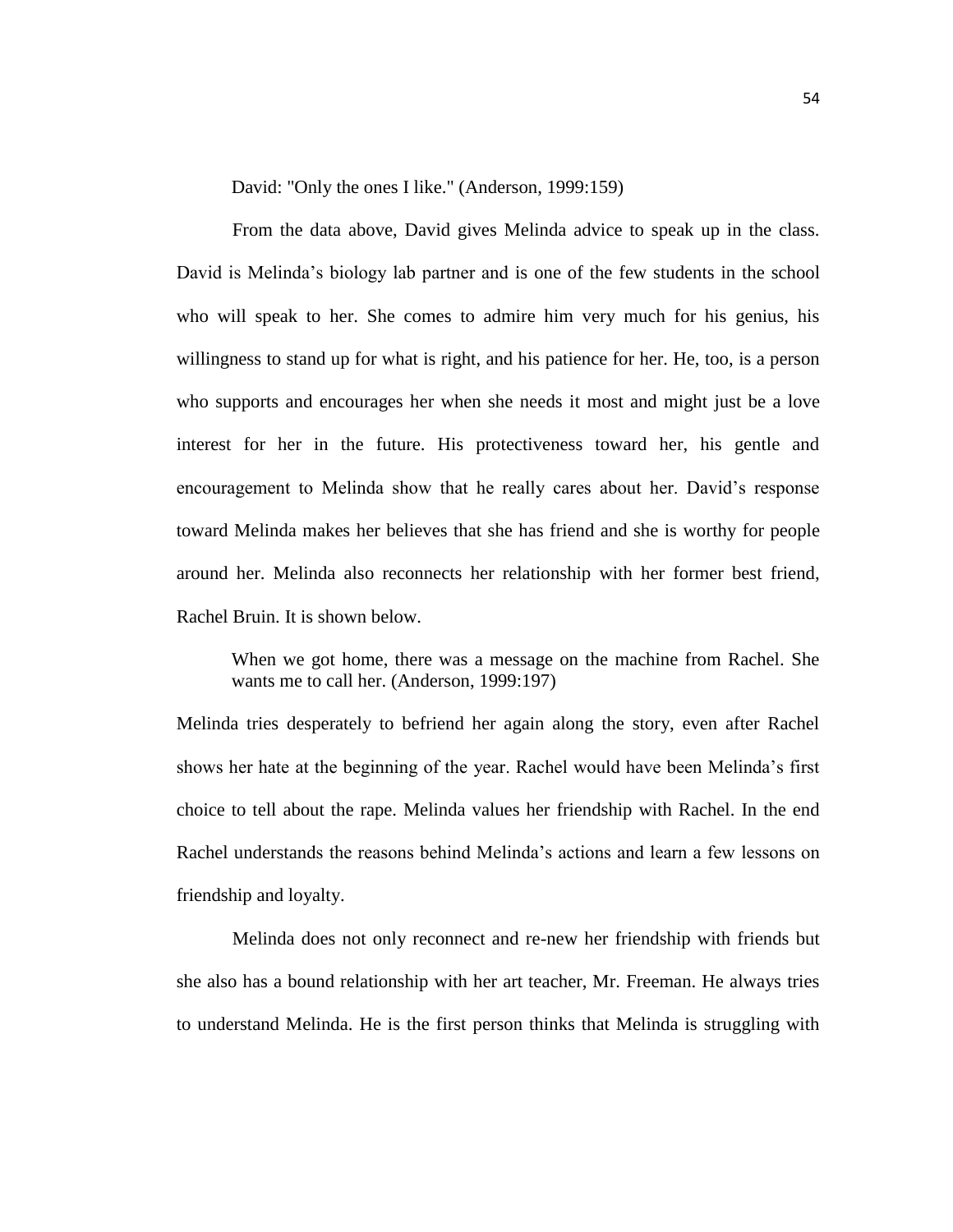David: "Only the ones I like." (Anderson, 1999:159)

From the data above, David gives Melinda advice to speak up in the class. David is Melinda's biology lab partner and is one of the few students in the school who will speak to her. She comes to admire him very much for his genius, his willingness to stand up for what is right, and his patience for her. He, too, is a person who supports and encourages her when she needs it most and might just be a love interest for her in the future. His protectiveness toward her, his gentle and encouragement to Melinda show that he really cares about her. David's response toward Melinda makes her believes that she has friend and she is worthy for people around her. Melinda also reconnects her relationship with her former best friend, Rachel Bruin. It is shown below.

> When we got home, there was a message on the machine from Rachel. She wants me to call her. (Anderson, 1999:197)

Melinda tries desperately to befriend her again along the story, even after Rachel shows her hate at the beginning of the year. Rachel would have been Melinda's first choice to tell about the rape. Melinda values her friendship with Rachel. In the end Rachel understands the reasons behind Melinda's actions and learn a few lessons on friendship and loyalty.

Melinda does not only reconnect and re-new her friendship with friends but she also has a bound relationship with her art teacher, Mr. Freeman. He always tries to understand Melinda. He is the first person thinks that Melinda is struggling with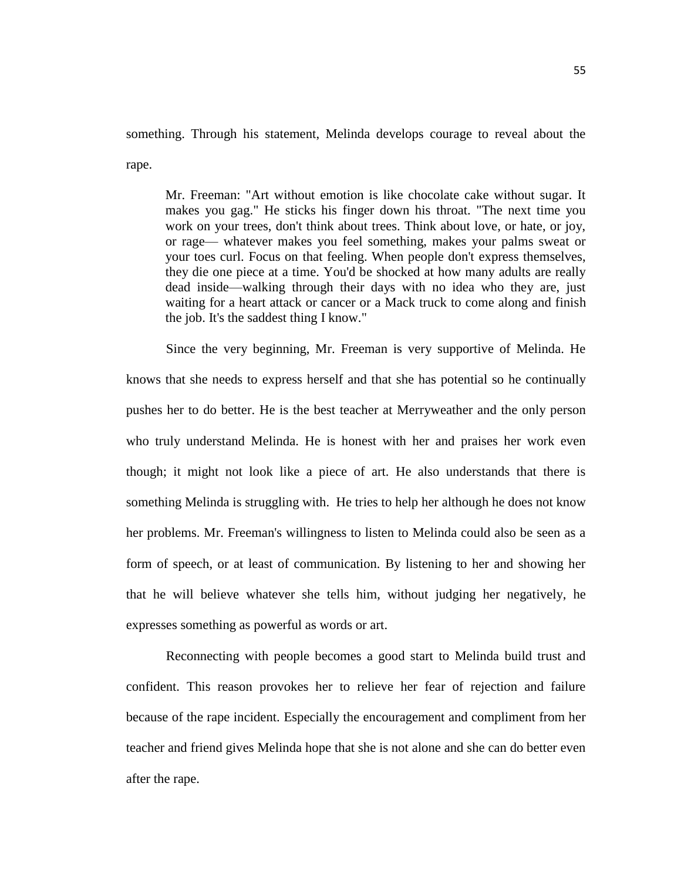something. Through his statement, Melinda develops courage to reveal about the rape.

> Mr. Freeman: "Art without emotion is like chocolate cake without sugar. It makes you gag." He sticks his finger down his throat. "The next time you work on your trees, don't think about trees. Think about love, or hate, or joy, or rage— whatever makes you feel something, makes your palms sweat or your toes curl. Focus on that feeling. When people don't express themselves, they die one piece at a time. You'd be shocked at how many adults are really dead inside—walking through their days with no idea who they are, just waiting for a heart attack or cancer or a Mack truck to come along and finish the job. It's the saddest thing I know."

Since the very beginning, Mr. Freeman is very supportive of Melinda. He knows that she needs to express herself and that she has potential so he continually pushes her to do better. He is the best teacher at Merryweather and the only person who truly understand Melinda. He is honest with her and praises her work even though; it might not look like a piece of art. He also understands that there is something Melinda is struggling with. He tries to help her although he does not know her problems. Mr. Freeman's willingness to listen to Melinda could also be seen as a form of speech, or at least of communication. By listening to her and showing her that he will believe whatever she tells him, without judging her negatively, he expresses something as powerful as words or art.

Reconnecting with people becomes a good start to Melinda build trust and confident. This reason provokes her to relieve her fear of rejection and failure because of the rape incident. Especially the encouragement and compliment from her teacher and friend gives Melinda hope that she is not alone and she can do better even after the rape.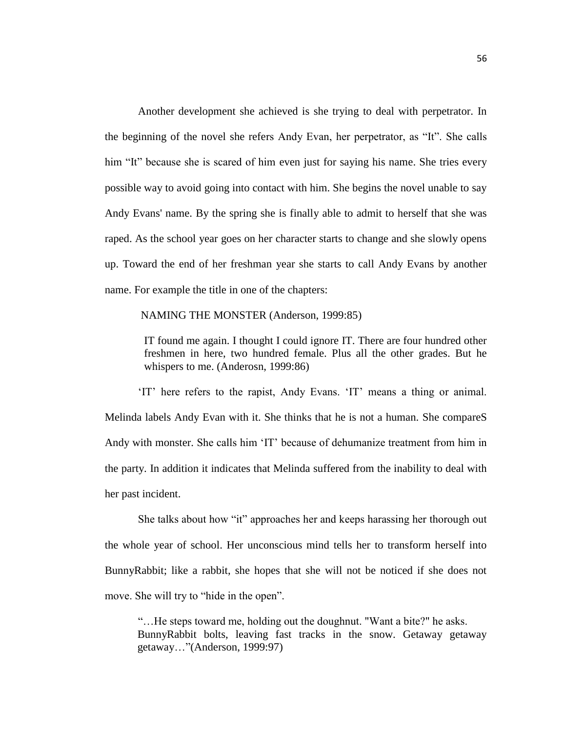Another development she achieved is she trying to deal with perpetrator. In the beginning of the novel she refers Andy Evan, her perpetrator, as "It". She calls him "It" because she is scared of him even just for saying his name. She tries every possible way to avoid going into contact with him. She begins the novel unable to say Andy Evans' name. By the spring she is finally able to admit to herself that she was raped. As the school year goes on her character starts to change and she slowly opens up. Toward the end of her freshman year she starts to call Andy Evans by another name. For example the title in one of the chapters:

NAMING THE MONSTER (Anderson, 1999:85)

> IT found me again. I thought I could ignore IT. There are four hundred other freshmen in here, two hundred female. Plus all the other grades. But he whispers to me. (Anderosn, 1999:86)

'IT' here refers to the rapist, Andy Evans. 'IT' means a thing or animal. Melinda labels Andy Evan with it. She thinks that he is not a human. She compareS Andy with monster. She calls him 'IT' because of dehumanize treatment from him in the party. In addition it indicates that Melinda suffered from the inability to deal with her past incident.

She talks about how "it" approaches her and keeps harassing her thorough out the whole year of school. Her unconscious mind tells her to transform herself into BunnyRabbit; like a rabbit, she hopes that she will not be noticed if she does not move. She will try to "hide in the open".

> "…He steps toward me, holding out the doughnut. "Want a bite?" he asks. BunnyRabbit bolts, leaving fast tracks in the snow. Getaway getaway getaway…"(Anderson, 1999:97)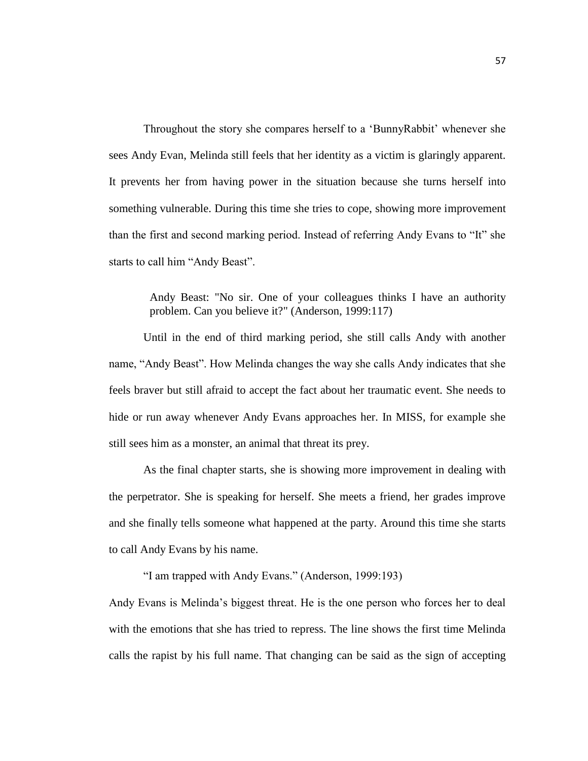Throughout the story she compares herself to a 'BunnyRabbit' whenever she sees Andy Evan, Melinda still feels that her identity as a victim is glaringly apparent. It prevents her from having power in the situation because she turns herself into something vulnerable. During this time she tries to cope, showing more improvement than the first and second marking period. Instead of referring Andy Evans to "It" she starts to call him "Andy Beast".

> Andy Beast: "No sir. One of your colleagues thinks I have an authority problem. Can you believe it?" (Anderson, 1999:117)

Until in the end of third marking period, she still calls Andy with another name, "Andy Beast". How Melinda changes the way she calls Andy indicates that she feels braver but still afraid to accept the fact about her traumatic event. She needs to hide or run away whenever Andy Evans approaches her. In MISS, for example she still sees him as a monster, an animal that threat its prey.

As the final chapter starts, she is showing more improvement in dealing with the perpetrator. She is speaking for herself. She meets a friend, her grades improve and she finally tells someone what happened at the party. Around this time she starts to call Andy Evans by his name.

"I am trapped with Andy Evans." (Anderson, 1999:193)

Andy Evans is Melinda's biggest threat. He is the one person who forces her to deal with the emotions that she has tried to repress. The line shows the first time Melinda calls the rapist by his full name. That changing can be said as the sign of accepting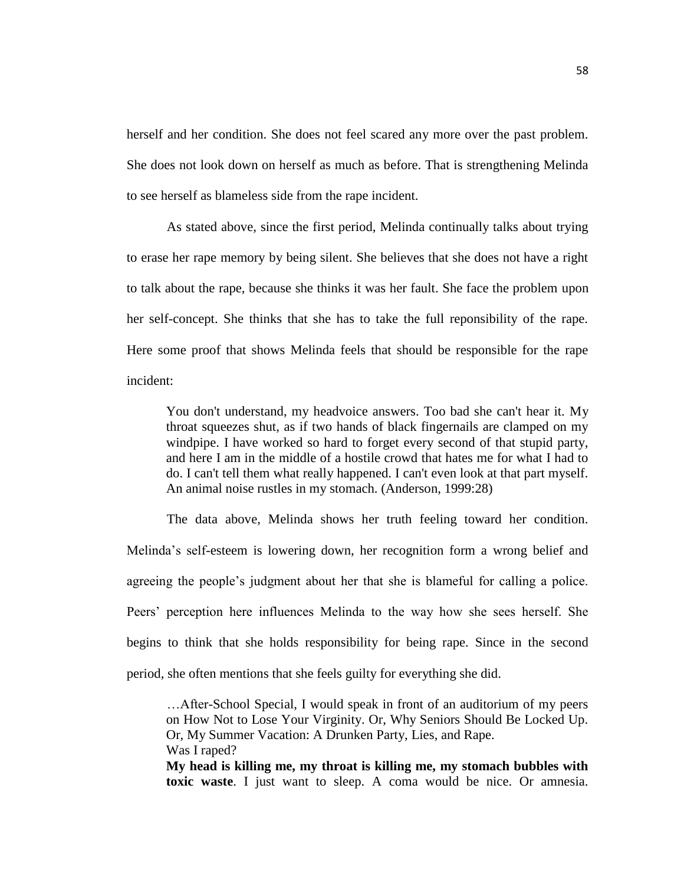herself and her condition. She does not feel scared any more over the past problem. She does not look down on herself as much as before. That is strengthening Melinda to see herself as blameless side from the rape incident.

As stated above, since the first period, Melinda continually talks about trying to erase her rape memory by being silent. She believes that she does not have a right to talk about the rape, because she thinks it was her fault. She face the problem upon her self-concept. She thinks that she has to take the full reponsibility of the rape. Here some proof that shows Melinda feels that should be responsible for the rape incident:

> You don't understand, my headvoice answers. Too bad she can't hear it. My throat squeezes shut, as if two hands of black fingernails are clamped on my windpipe. I have worked so hard to forget every second of that stupid party, and here I am in the middle of a hostile crowd that hates me for what I had to do. I can't tell them what really happened. I can't even look at that part myself. An animal noise rustles in my stomach. (Anderson, 1999:28)

The data above, Melinda shows her truth feeling toward her condition. Melinda's self-esteem is lowering down, her recognition form a wrong belief and agreeing the people's judgment about her that she is blameful for calling a police. Peers' perception here influences Melinda to the way how she sees herself. She begins to think that she holds responsibility for being rape. Since in the second period, she often mentions that she feels guilty for everything she did.

> …After-School Special, I would speak in front of an auditorium of my peers on How Not to Lose Your Virginity. Or, Why Seniors Should Be Locked Up. Or, My Summer Vacation: A Drunken Party, Lies, and Rape.
> Was I raped?
> **My head is killing me, my throat is killing me, my stomach bubbles with toxic waste**. I just want to sleep. A coma would be nice. Or amnesia.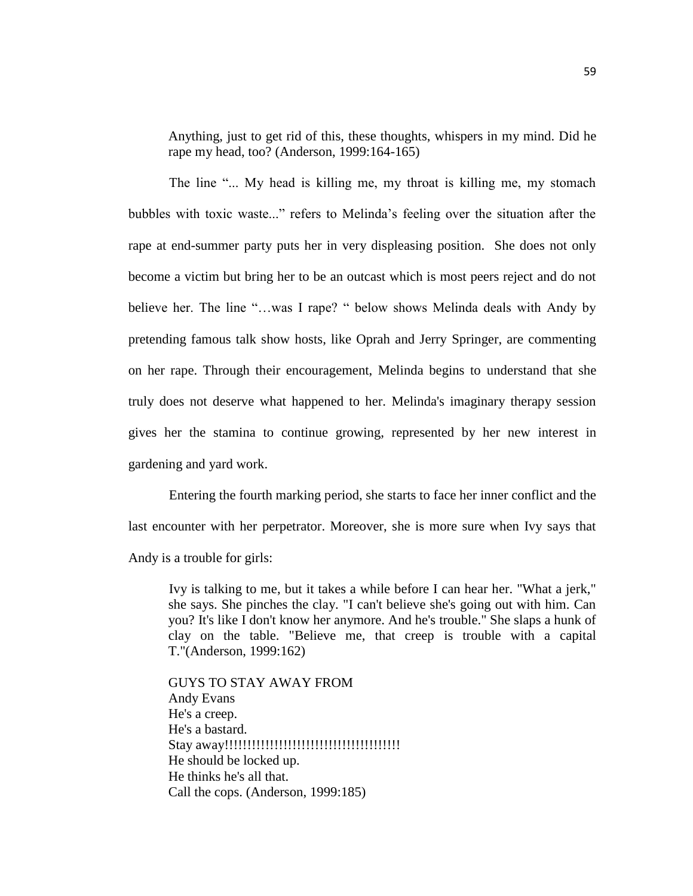> Anything, just to get rid of this, these thoughts, whispers in my mind. Did he rape my head, too? (Anderson, 1999:164-165)

The line "... My head is killing me, my throat is killing me, my stomach bubbles with toxic waste..." refers to Melinda's feeling over the situation after the rape at end-summer party puts her in very displeasing position. She does not only become a victim but bring her to be an outcast which is most peers reject and do not believe her. The line "…was I rape? " below shows Melinda deals with Andy by pretending famous talk show hosts, like Oprah and Jerry Springer, are commenting on her rape. Through their encouragement, Melinda begins to understand that she truly does not deserve what happened to her. Melinda's imaginary therapy session gives her the stamina to continue growing, represented by her new interest in gardening and yard work.

Entering the fourth marking period, she starts to face her inner conflict and the last encounter with her perpetrator. Moreover, she is more sure when Ivy says that Andy is a trouble for girls:

> Ivy is talking to me, but it takes a while before I can hear her. "What a jerk," she says. She pinches the clay. "I can't believe she's going out with him. Can you? It's like I don't know her anymore. And he's trouble." She slaps a hunk of clay on the table. "Believe me, that creep is trouble with a capital T."(Anderson, 1999:162)
>
> GUYS TO STAY AWAY FROM
> Andy Evans
> He's a creep.
> He's a bastard.
> Stay away!!!!!!!!!!!!!!!!!!!!!!!!!!!!!!!!!!!!!!!!!!
> He should be locked up.
> He thinks he's all that.
> Call the cops. (Anderson, 1999:185)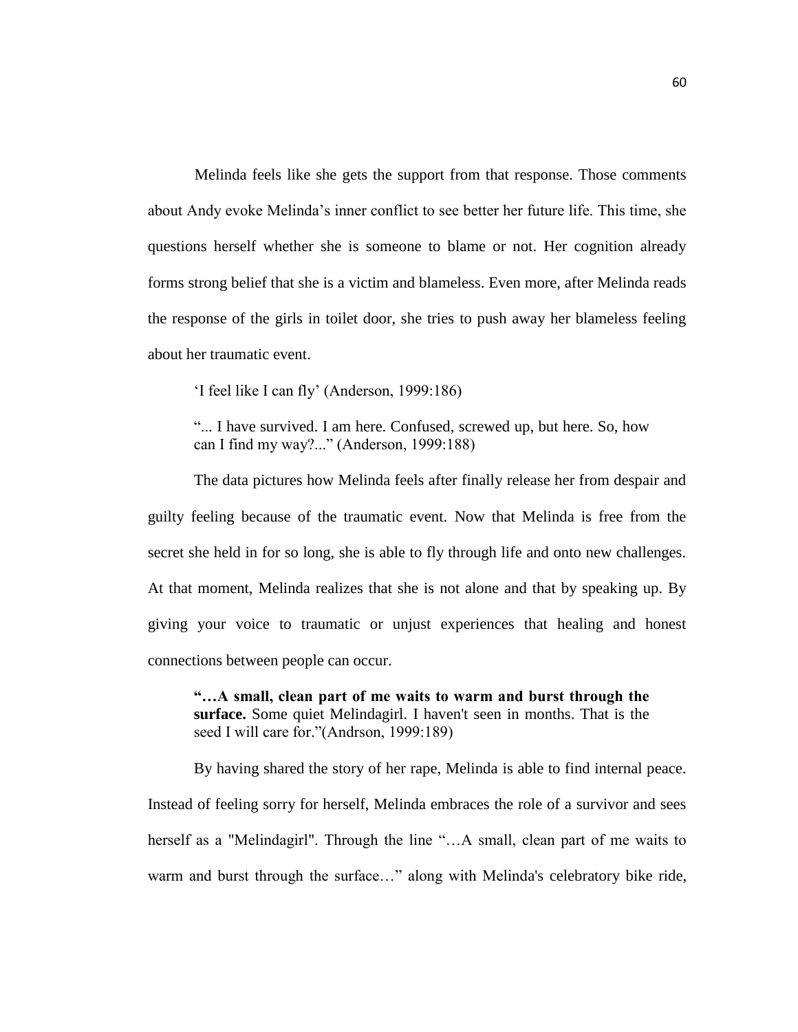Melinda feels like she gets the support from that response. Those comments about Andy evoke Melinda's inner conflict to see better her future life. This time, she questions herself whether she is someone to blame or not. Her cognition already forms strong belief that she is a victim and blameless. Even more, after Melinda reads the response of the girls in toilet door, she tries to push away her blameless feeling about her traumatic event.

> 'I feel like I can fly' (Anderson, 1999:186)
>
> "... I have survived. I am here. Confused, screwed up, but here. So, how can I find my way?..." (Anderson, 1999:188)

The data pictures how Melinda feels after finally release her from despair and guilty feeling because of the traumatic event. Now that Melinda is free from the secret she held in for so long, she is able to fly through life and onto new challenges. At that moment, Melinda realizes that she is not alone and that by speaking up. By giving your voice to traumatic or unjust experiences that healing and honest connections between people can occur.

> **"…A small, clean part of me waits to warm and burst through the surface.** Some quiet Melindagirl. I haven't seen in months. That is the seed I will care for."(Andrson, 1999:189)

By having shared the story of her rape, Melinda is able to find internal peace. Instead of feeling sorry for herself, Melinda embraces the role of a survivor and sees herself as a "Melindagirl". Through the line "…A small, clean part of me waits to warm and burst through the surface…" along with Melinda's celebratory bike ride,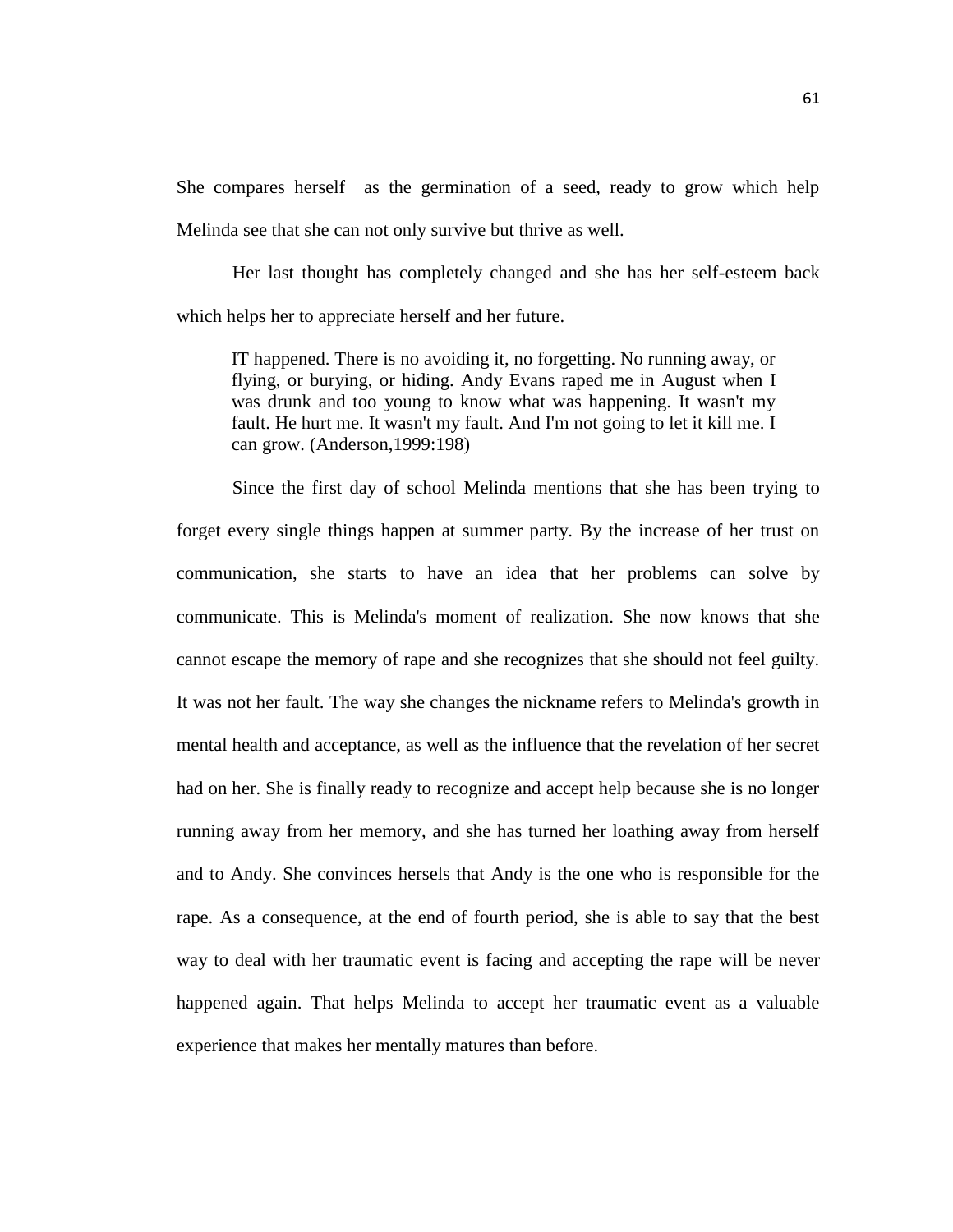She compares herself  as the germination of a seed, ready to grow which help Melinda see that she can not only survive but thrive as well.

Her last thought has completely changed and she has her self-esteem back which helps her to appreciate herself and her future.

> IT happened. There is no avoiding it, no forgetting. No running away, or flying, or burying, or hiding. Andy Evans raped me in August when I was drunk and too young to know what was happening. It wasn't my fault. He hurt me. It wasn't my fault. And I'm not going to let it kill me. I can grow. (Anderson,1999:198)

Since the first day of school Melinda mentions that she has been trying to forget every single things happen at summer party. By the increase of her trust on communication, she starts to have an idea that her problems can solve by communicate. This is Melinda's moment of realization. She now knows that she cannot escape the memory of rape and she recognizes that she should not feel guilty. It was not her fault. The way she changes the nickname refers to Melinda's growth in mental health and acceptance, as well as the influence that the revelation of her secret had on her. She is finally ready to recognize and accept help because she is no longer running away from her memory, and she has turned her loathing away from herself and to Andy. She convinces hersels that Andy is the one who is responsible for the rape. As a consequence, at the end of fourth period, she is able to say that the best way to deal with her traumatic event is facing and accepting the rape will be never happened again. That helps Melinda to accept her traumatic event as a valuable experience that makes her mentally matures than before.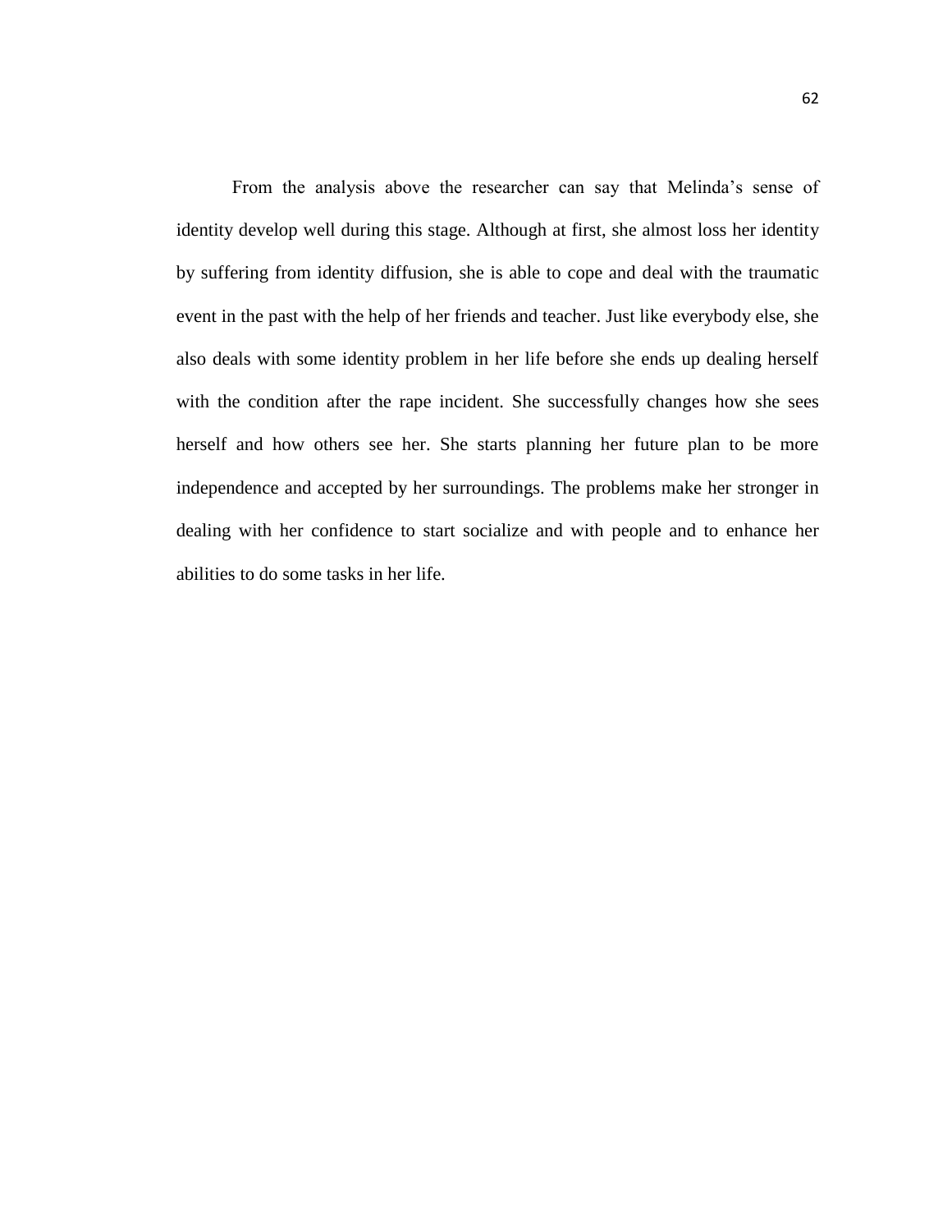From the analysis above the researcher can say that Melinda's sense of identity develop well during this stage. Although at first, she almost loss her identity by suffering from identity diffusion, she is able to cope and deal with the traumatic event in the past with the help of her friends and teacher. Just like everybody else, she also deals with some identity problem in her life before she ends up dealing herself with the condition after the rape incident. She successfully changes how she sees herself and how others see her. She starts planning her future plan to be more independence and accepted by her surroundings. The problems make her stronger in dealing with her confidence to start socialize and with people and to enhance her abilities to do some tasks in her life.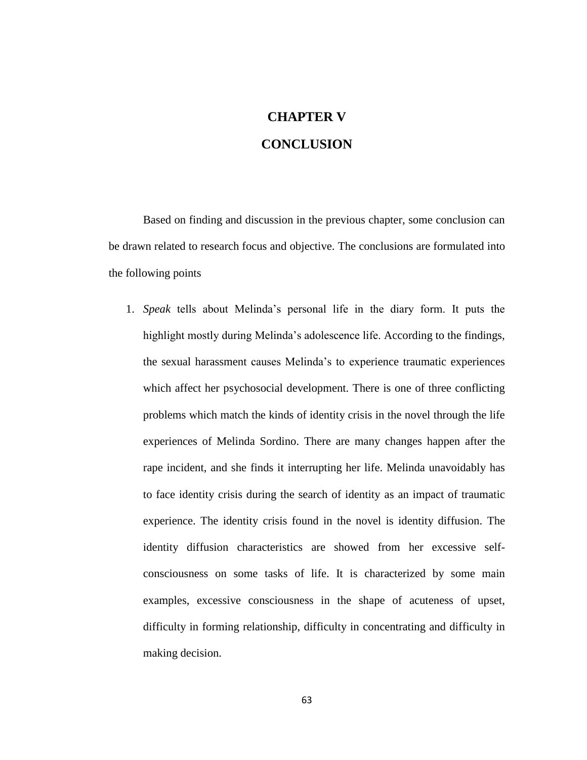# CHAPTER V
# CONCLUSION

Based on finding and discussion in the previous chapter, some conclusion can be drawn related to research focus and objective. The conclusions are formulated into the following points

1. *Speak* tells about Melinda's personal life in the diary form. It puts the highlight mostly during Melinda's adolescence life. According to the findings, the sexual harassment causes Melinda's to experience traumatic experiences which affect her psychosocial development. There is one of three conflicting problems which match the kinds of identity crisis in the novel through the life experiences of Melinda Sordino. There are many changes happen after the rape incident, and she finds it interrupting her life. Melinda unavoidably has to face identity crisis during the search of identity as an impact of traumatic experience. The identity crisis found in the novel is identity diffusion. The identity diffusion characteristics are showed from her excessive self-consciousness on some tasks of life. It is characterized by some main examples, excessive consciousness in the shape of acuteness of upset, difficulty in forming relationship, difficulty in concentrating and difficulty in making decision.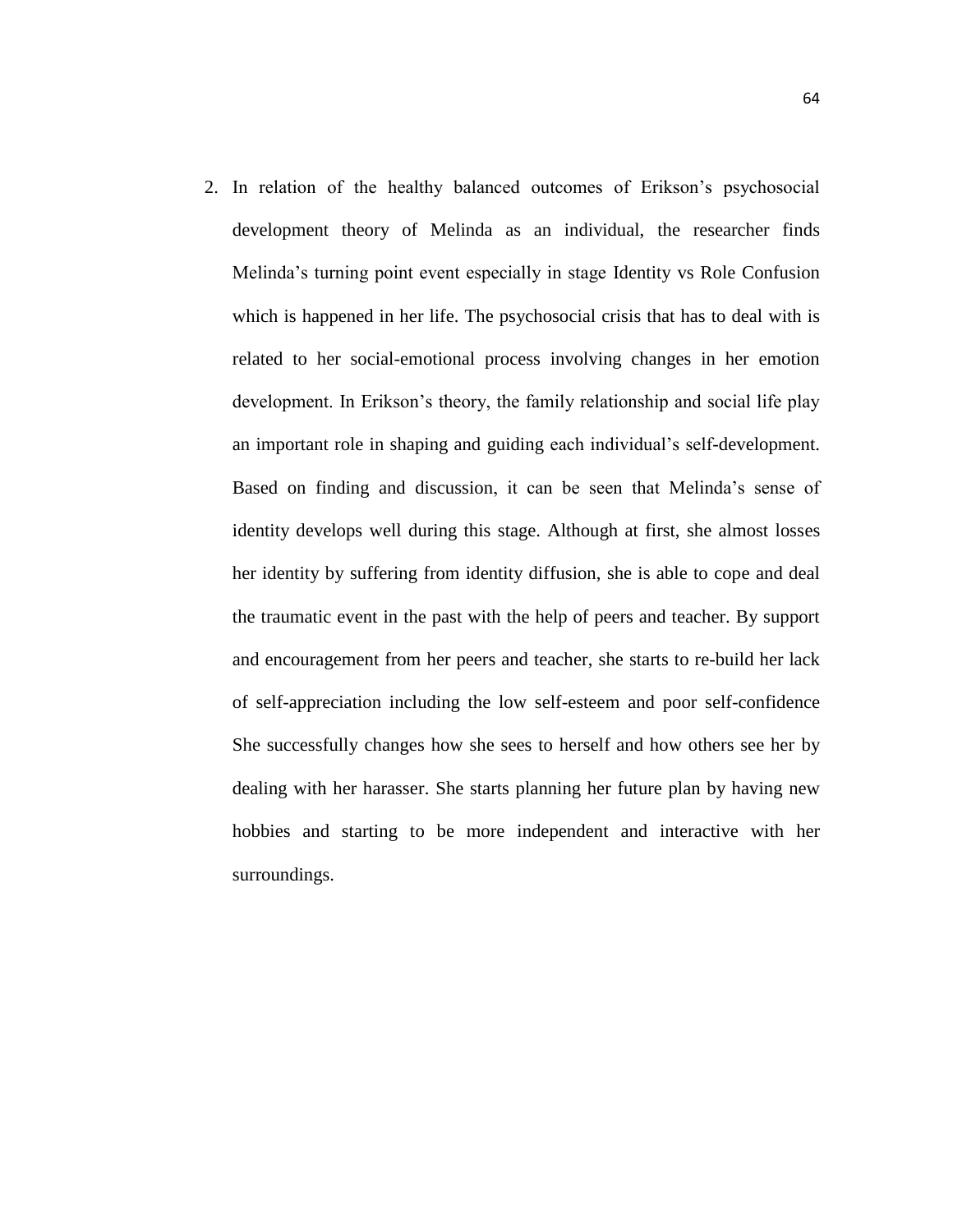2. In relation of the healthy balanced outcomes of Erikson's psychosocial development theory of Melinda as an individual, the researcher finds Melinda's turning point event especially in stage Identity vs Role Confusion which is happened in her life. The psychosocial crisis that has to deal with is related to her social-emotional process involving changes in her emotion development. In Erikson's theory, the family relationship and social life play an important role in shaping and guiding each individual's self-development. Based on finding and discussion, it can be seen that Melinda's sense of identity develops well during this stage. Although at first, she almost losses her identity by suffering from identity diffusion, she is able to cope and deal the traumatic event in the past with the help of peers and teacher. By support and encouragement from her peers and teacher, she starts to re-build her lack of self-appreciation including the low self-esteem and poor self-confidence She successfully changes how she sees to herself and how others see her by dealing with her harasser. She starts planning her future plan by having new hobbies and starting to be more independent and interactive with her surroundings.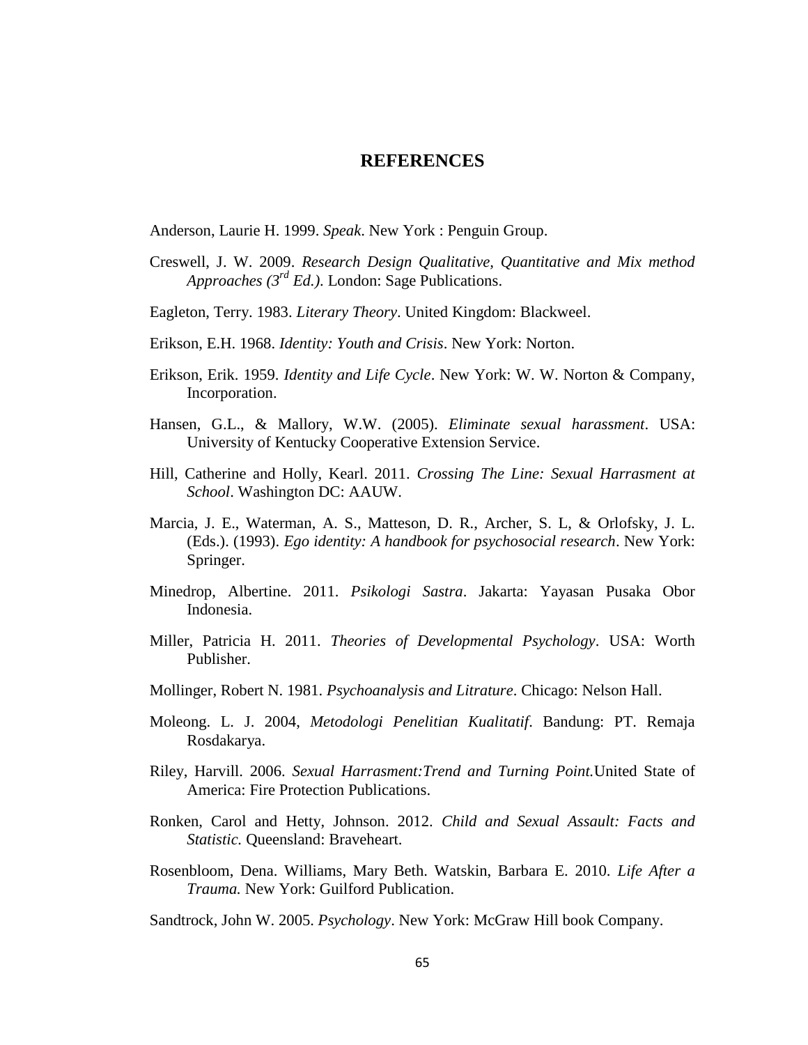# REFERENCES

Anderson, Laurie H. 1999. *Speak*. New York : Penguin Group.

Creswell, J. W. 2009. *Research Design Qualitative, Quantitative and Mix method Approaches (3rd Ed.)*. London: Sage Publications.

Eagleton, Terry. 1983. *Literary Theory*. United Kingdom: Blackweel.

Erikson, E.H. 1968. *Identity: Youth and Crisis*. New York: Norton.

Erikson, Erik. 1959. *Identity and Life Cycle*. New York: W. W. Norton & Company, Incorporation.

Hansen, G.L., & Mallory, W.W. (2005). *Eliminate sexual harassment*. USA: University of Kentucky Cooperative Extension Service.

Hill, Catherine and Holly, Kearl. 2011. *Crossing The Line: Sexual Harrasment at School*. Washington DC: AAUW.

Marcia, J. E., Waterman, A. S., Matteson, D. R., Archer, S. L, & Orlofsky, J. L. (Eds.). (1993). *Ego identity: A handbook for psychosocial research*. New York: Springer.

Minedrop, Albertine. 2011. *Psikologi Sastra*. Jakarta: Yayasan Pusaka Obor Indonesia.

Miller, Patricia H. 2011. *Theories of Developmental Psychology*. USA: Worth Publisher.

Mollinger, Robert N. 1981. *Psychoanalysis and Litrature*. Chicago: Nelson Hall.

Moleong. L. J. 2004, *Metodologi Penelitian Kualitatif*. Bandung: PT. Remaja Rosdakarya.

Riley, Harvill. 2006. *Sexual Harrasment:Trend and Turning Point.*United State of America: Fire Protection Publications.

Ronken, Carol and Hetty, Johnson. 2012. *Child and Sexual Assault: Facts and Statistic.* Queensland: Braveheart.

Rosenbloom, Dena. Williams, Mary Beth. Watskin, Barbara E. 2010. *Life After a Trauma.* New York: Guilford Publication.

Sandtrock, John W. 2005. *Psychology*. New York: McGraw Hill book Company.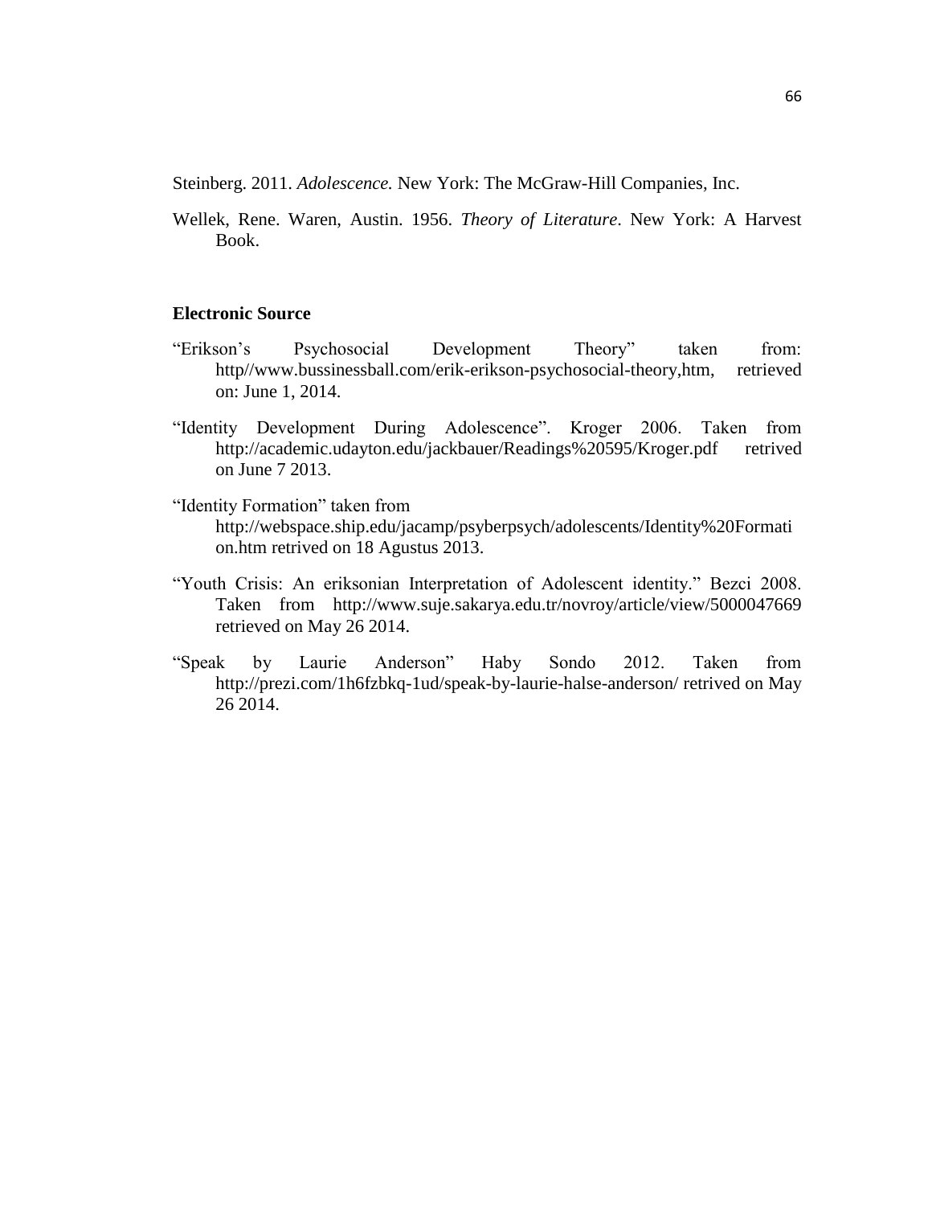Steinberg. 2011. *Adolescence.* New York: The McGraw-Hill Companies, Inc.

Wellek, Rene. Waren, Austin. 1956. *Theory of Literature*. New York: A Harvest Book.

**Electronic Source**

"Erikson's Psychosocial Development Theory" taken from: http//www.bussinessball.com/erik-erikson-psychosocial-theory,htm, retrieved on: June 1, 2014.

"Identity Development During Adolescence". Kroger 2006. Taken from http://academic.udayton.edu/jackbauer/Readings%20595/Kroger.pdf retrived on June 7 2013.

"Identity Formation" taken from http://webspace.ship.edu/jacamp/psyberpsych/adolescents/Identity%20Formation.htm retrived on 18 Agustus 2013.

"Youth Crisis: An eriksonian Interpretation of Adolescent identity." Bezci 2008. Taken from http://www.suje.sakarya.edu.tr/novroy/article/view/5000047669 retrieved on May 26 2014.

"Speak by Laurie Anderson" Haby Sondo 2012. Taken from http://prezi.com/1h6fzbkq-1ud/speak-by-laurie-halse-anderson/ retrived on May 26 2014.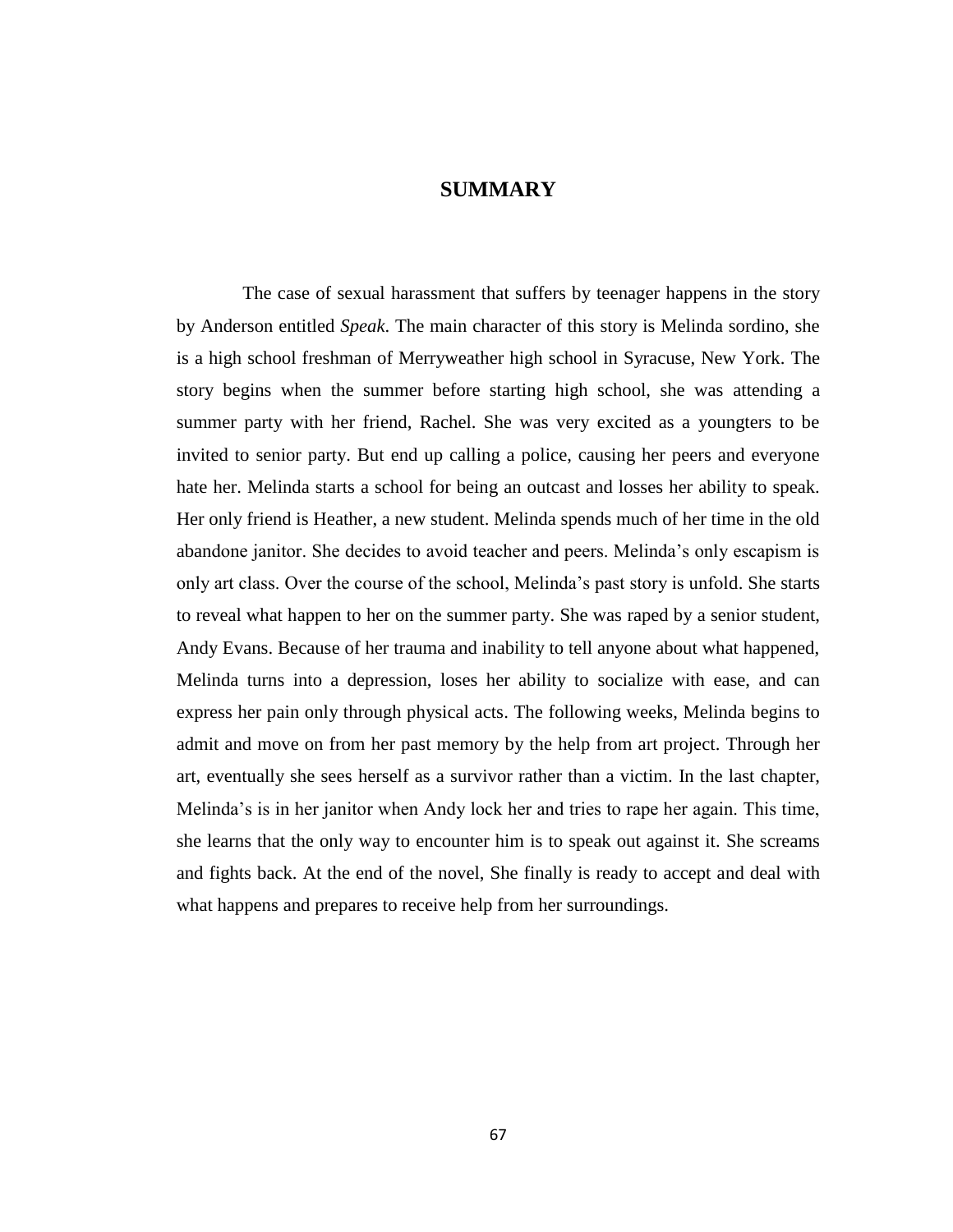# SUMMARY

The case of sexual harassment that suffers by teenager happens in the story by Anderson entitled *Speak*. The main character of this story is Melinda sordino, she is a high school freshman of Merryweather high school in Syracuse, New York. The story begins when the summer before starting high school, she was attending a summer party with her friend, Rachel. She was very excited as a youngters to be invited to senior party. But end up calling a police, causing her peers and everyone hate her. Melinda starts a school for being an outcast and losses her ability to speak. Her only friend is Heather, a new student. Melinda spends much of her time in the old abandone janitor. She decides to avoid teacher and peers. Melinda's only escapism is only art class. Over the course of the school, Melinda's past story is unfold. She starts to reveal what happen to her on the summer party. She was raped by a senior student, Andy Evans. Because of her trauma and inability to tell anyone about what happened, Melinda turns into a depression, loses her ability to socialize with ease, and can express her pain only through physical acts. The following weeks, Melinda begins to admit and move on from her past memory by the help from art project. Through her art, eventually she sees herself as a survivor rather than a victim. In the last chapter, Melinda's is in her janitor when Andy lock her and tries to rape her again. This time, she learns that the only way to encounter him is to speak out against it. She screams and fights back. At the end of the novel, She finally is ready to accept and deal with what happens and prepares to receive help from her surroundings.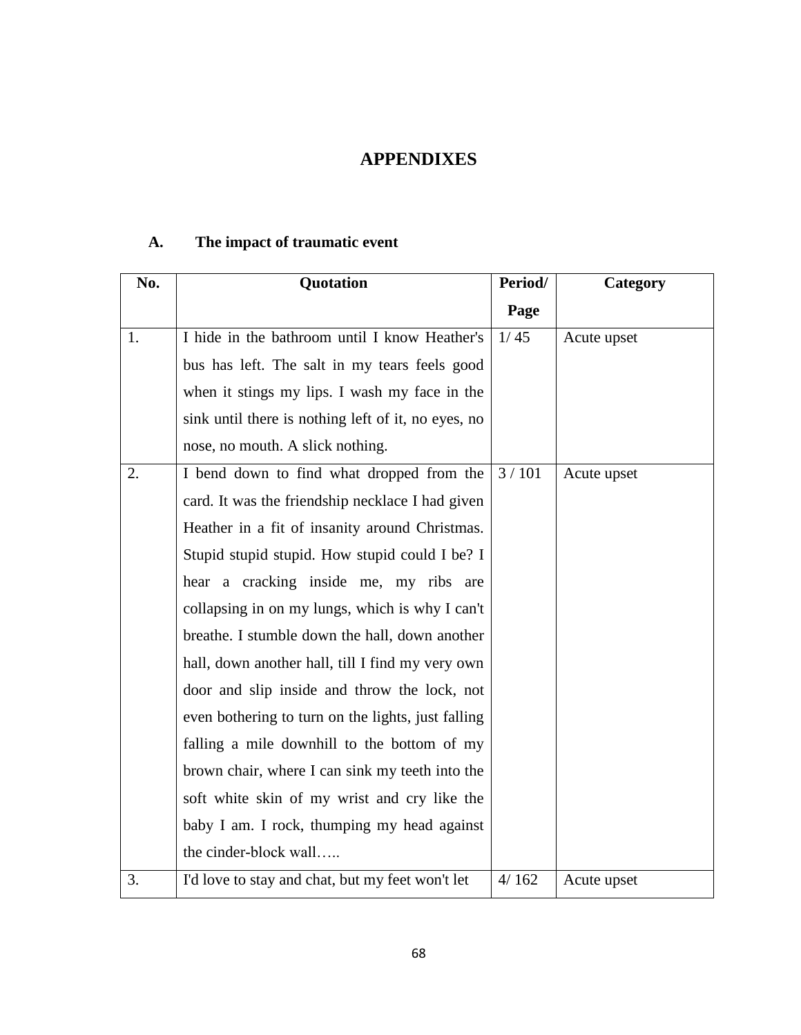# APPENDIXES

## A. The impact of traumatic event

| No. | Quotation | Period/ Page | Category |
|---|---|---|---|
| 1. | I hide in the bathroom until I know Heather's bus has left. The salt in my tears feels good when it stings my lips. I wash my face in the sink until there is nothing left of it, no eyes, no nose, no mouth. A slick nothing. | 1/ 45 | Acute upset |
| 2. | I bend down to find what dropped from the card. It was the friendship necklace I had given Heather in a fit of insanity around Christmas. Stupid stupid stupid. How stupid could I be? I hear a cracking inside me, my ribs are collapsing in on my lungs, which is why I can't breathe. I stumble down the hall, down another hall, down another hall, till I find my very own door and slip inside and throw the lock, not even bothering to turn on the lights, just falling falling a mile downhill to the bottom of my brown chair, where I can sink my teeth into the soft white skin of my wrist and cry like the baby I am. I rock, thumping my head against the cinder-block wall….. | 3 / 101 | Acute upset |
| 3. | I'd love to stay and chat, but my feet won't let | 4/ 162 | Acute upset |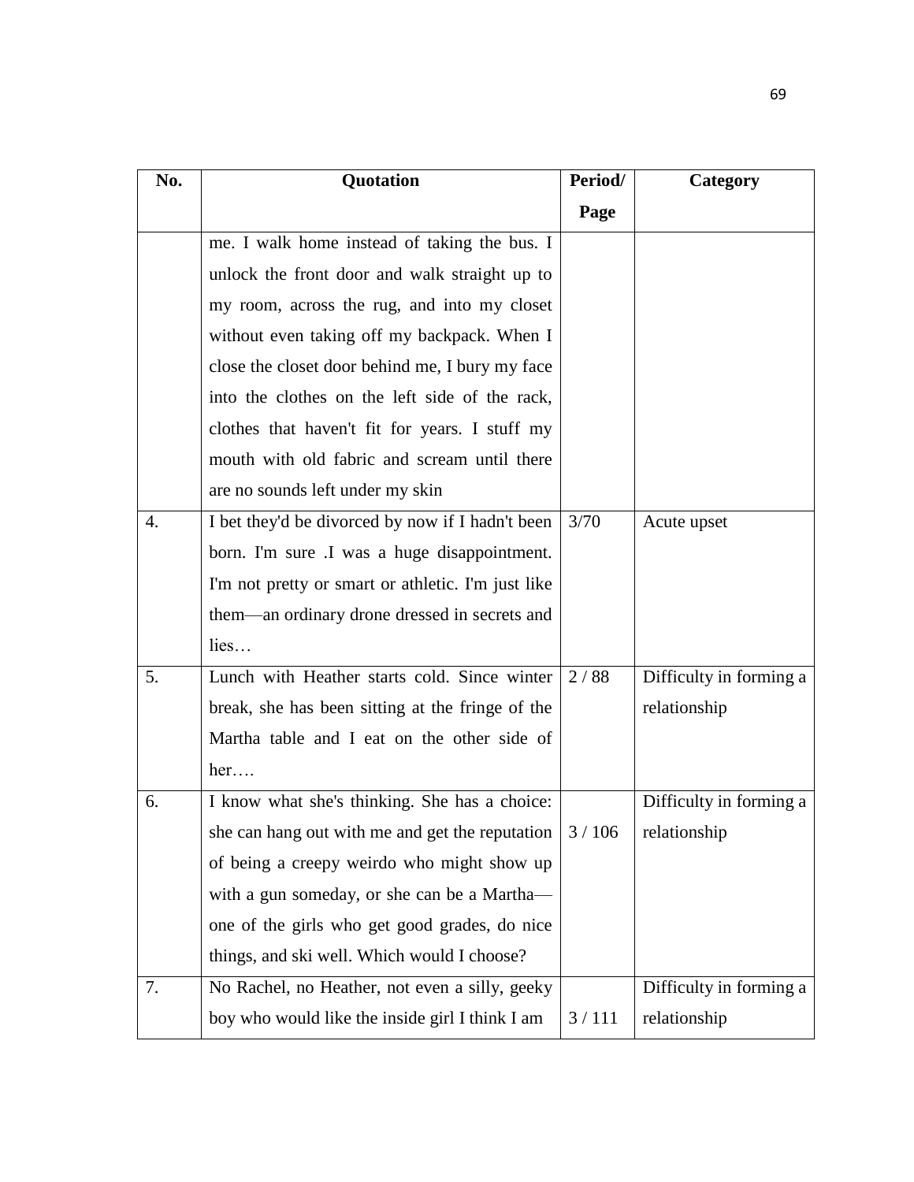| No. | Quotation | Period/ Page | Category |
|---|---|---|---|
| | me. I walk home instead of taking the bus. I unlock the front door and walk straight up to my room, across the rug, and into my closet without even taking off my backpack. When I close the closet door behind me, I bury my face into the clothes on the left side of the rack, clothes that haven't fit for years. I stuff my mouth with old fabric and scream until there are no sounds left under my skin | | |
| 4. | I bet they'd be divorced by now if I hadn't been born. I'm sure .I was a huge disappointment. I'm not pretty or smart or athletic. I'm just like them—an ordinary drone dressed in secrets and lies… | 3/70 | Acute upset |
| 5. | Lunch with Heather starts cold. Since winter break, she has been sitting at the fringe of the Martha table and I eat on the other side of her…. | 2 / 88 | Difficulty in forming a relationship |
| 6. | I know what she's thinking. She has a choice: she can hang out with me and get the reputation of being a creepy weirdo who might show up with a gun someday, or she can be a Martha—one of the girls who get good grades, do nice things, and ski well. Which would I choose? | 3 / 106 | Difficulty in forming a relationship |
| 7. | No Rachel, no Heather, not even a silly, geeky boy who would like the inside girl I think I am | 3 / 111 | Difficulty in forming a relationship |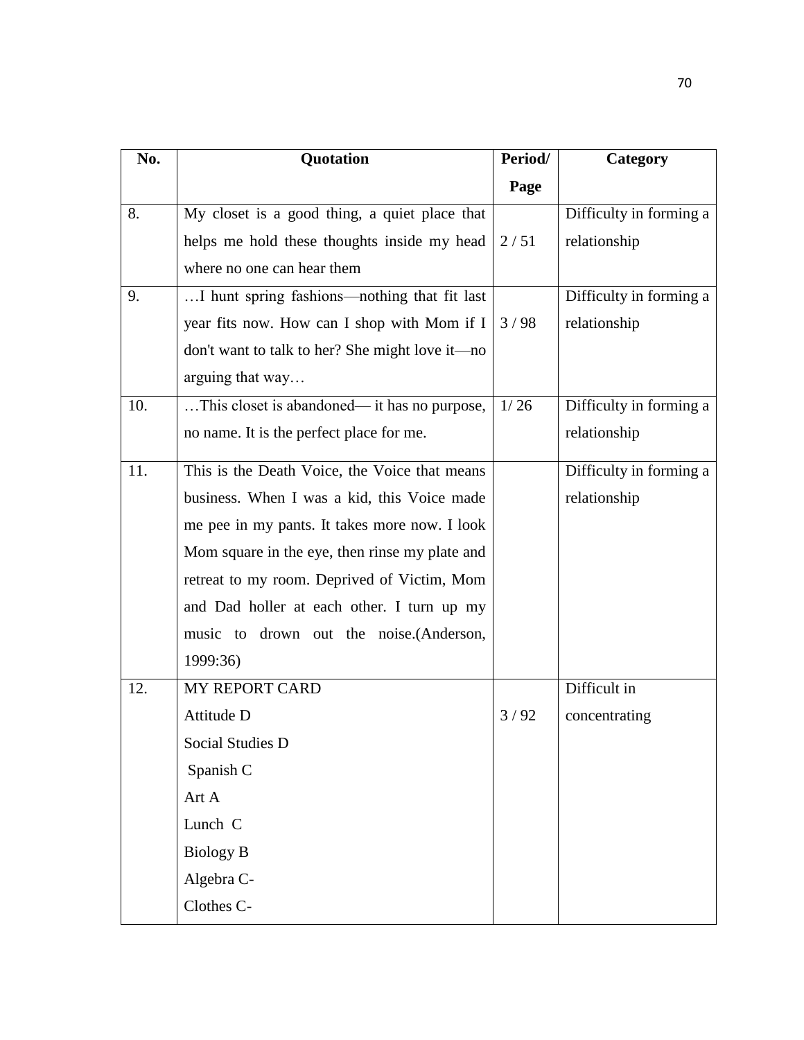| No. | Quotation | Period/ Page | Category |
|---|---|---|---|
| 8. | My closet is a good thing, a quiet place that helps me hold these thoughts inside my head where no one can hear them | 2 / 51 | Difficulty in forming a relationship |
| 9. | …I hunt spring fashions—nothing that fit last year fits now. How can I shop with Mom if I don't want to talk to her? She might love it—no arguing that way… | 3 / 98 | Difficulty in forming a relationship |
| 10. | …This closet is abandoned— it has no purpose, no name. It is the perfect place for me. | 1/ 26 | Difficulty in forming a relationship |
| 11. | This is the Death Voice, the Voice that means business. When I was a kid, this Voice made me pee in my pants. It takes more now. I look Mom square in the eye, then rinse my plate and retreat to my room. Deprived of Victim, Mom and Dad holler at each other. I turn up my music to drown out the noise.(Anderson, 1999:36) | | Difficulty in forming a relationship |
| 12. | MY REPORT CARD<br>Attitude D<br>Social Studies D<br>Spanish C<br>Art A<br>Lunch C<br>Biology B<br>Algebra C-<br>Clothes C- | 3 / 92 | Difficult in concentrating |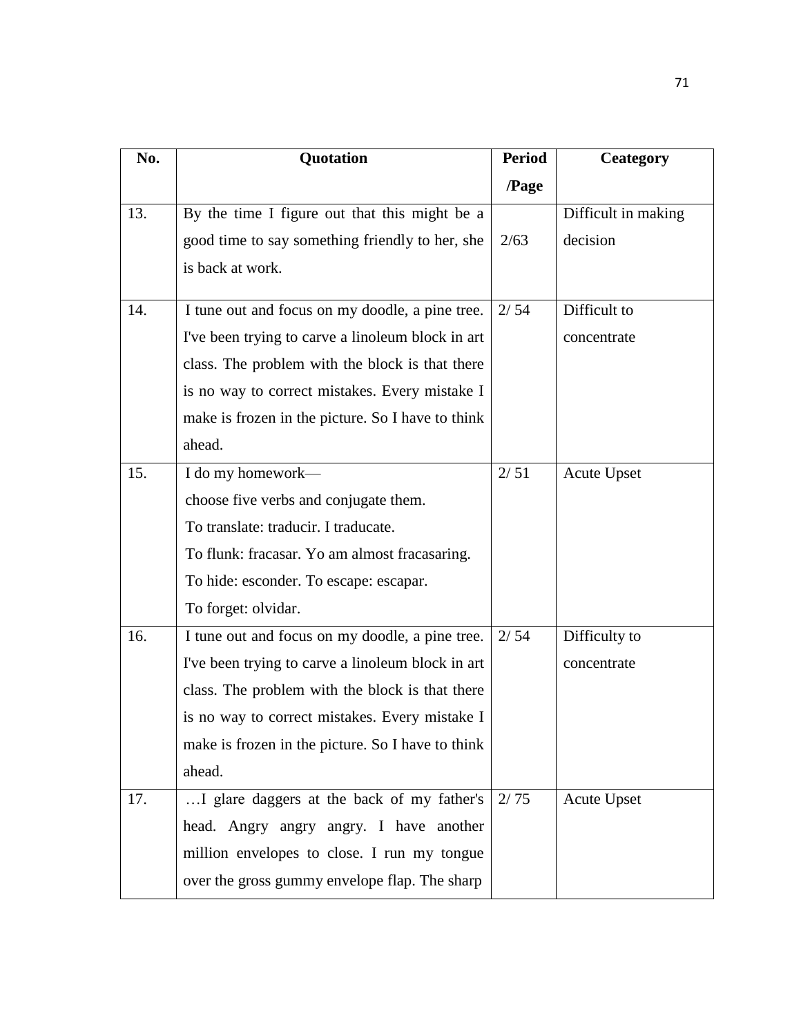| No. | Quotation | Period /Page | Ceategory |
|---|---|---|---|
| 13. | By the time I figure out that this might be a good time to say something friendly to her, she is back at work. | 2/63 | Difficult in making decision |
| 14. | I tune out and focus on my doodle, a pine tree. I've been trying to carve a linoleum block in art class. The problem with the block is that there is no way to correct mistakes. Every mistake I make is frozen in the picture. So I have to think ahead. | 2/ 54 | Difficult to concentrate |
| 15. | I do my homework— choose five verbs and conjugate them. To translate: traducir. I traducate. To flunk: fracasar. Yo am almost fracasaring. To hide: esconder. To escape: escapar. To forget: olvidar. | 2/ 51 | Acute Upset |
| 16. | I tune out and focus on my doodle, a pine tree. I've been trying to carve a linoleum block in art class. The problem with the block is that there is no way to correct mistakes. Every mistake I make is frozen in the picture. So I have to think ahead. | 2/ 54 | Difficulty to concentrate |
| 17. | …I glare daggers at the back of my father's head. Angry angry angry. I have another million envelopes to close. I run my tongue over the gross gummy envelope flap. The sharp | 2/ 75 | Acute Upset |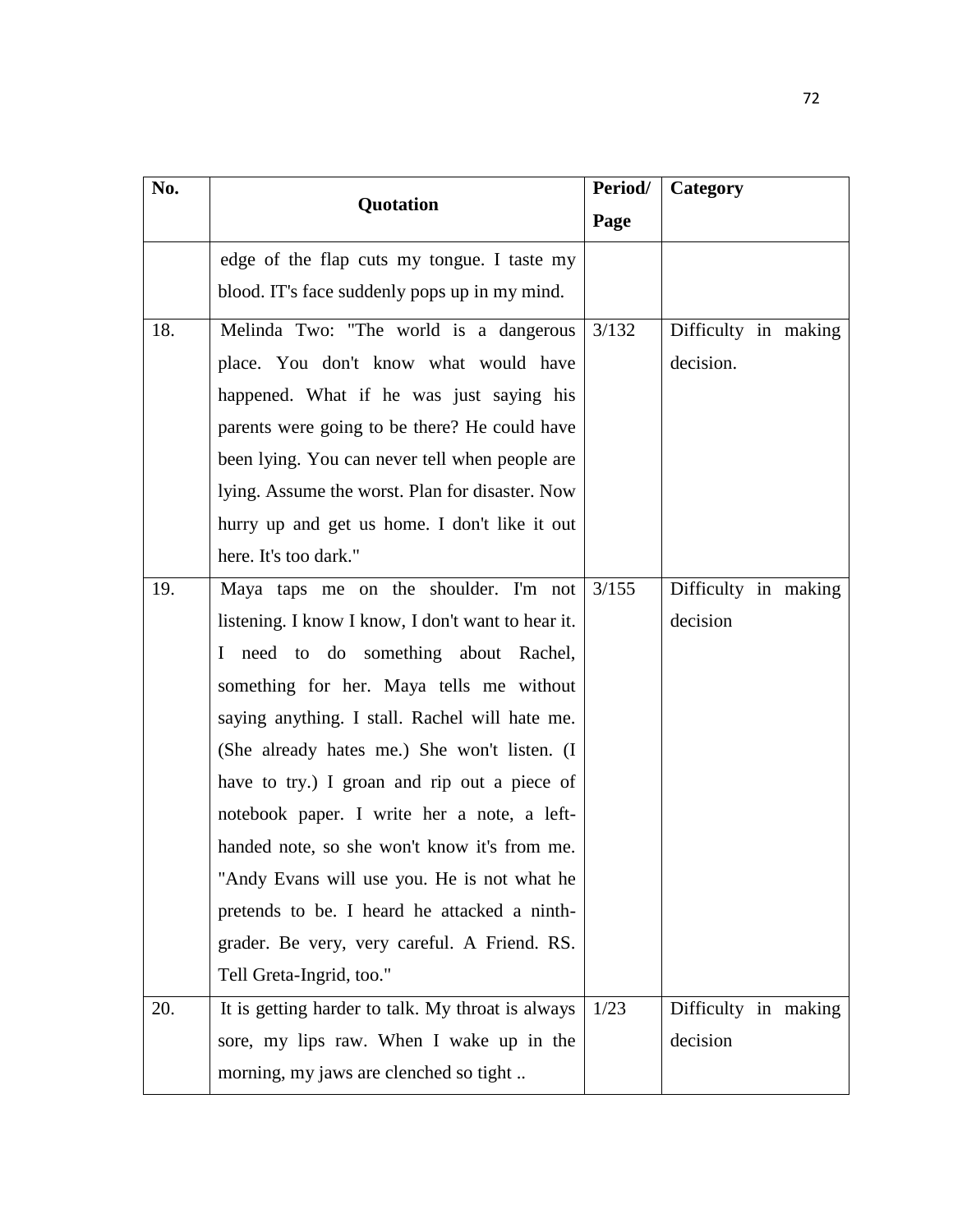| No. | Quotation | Period/ Page | Category |
|---|---|---|---|
| | edge of the flap cuts my tongue. I taste my blood. IT's face suddenly pops up in my mind. | | |
| 18. | Melinda Two: "The world is a dangerous place. You don't know what would have happened. What if he was just saying his parents were going to be there? He could have been lying. You can never tell when people are lying. Assume the worst. Plan for disaster. Now hurry up and get us home. I don't like it out here. It's too dark." | 3/132 | Difficulty in making decision. |
| 19. | Maya taps me on the shoulder. I'm not listening. I know I know, I don't want to hear it. I need to do something about Rachel, something for her. Maya tells me without saying anything. I stall. Rachel will hate me. (She already hates me.) She won't listen. (I have to try.) I groan and rip out a piece of notebook paper. I write her a note, a left-handed note, so she won't know it's from me. "Andy Evans will use you. He is not what he pretends to be. I heard he attacked a ninth-grader. Be very, very careful. A Friend. RS. Tell Greta-Ingrid, too." | 3/155 | Difficulty in making decision |
| 20. | It is getting harder to talk. My throat is always sore, my lips raw. When I wake up in the morning, my jaws are clenched so tight .. | 1/23 | Difficulty in making decision |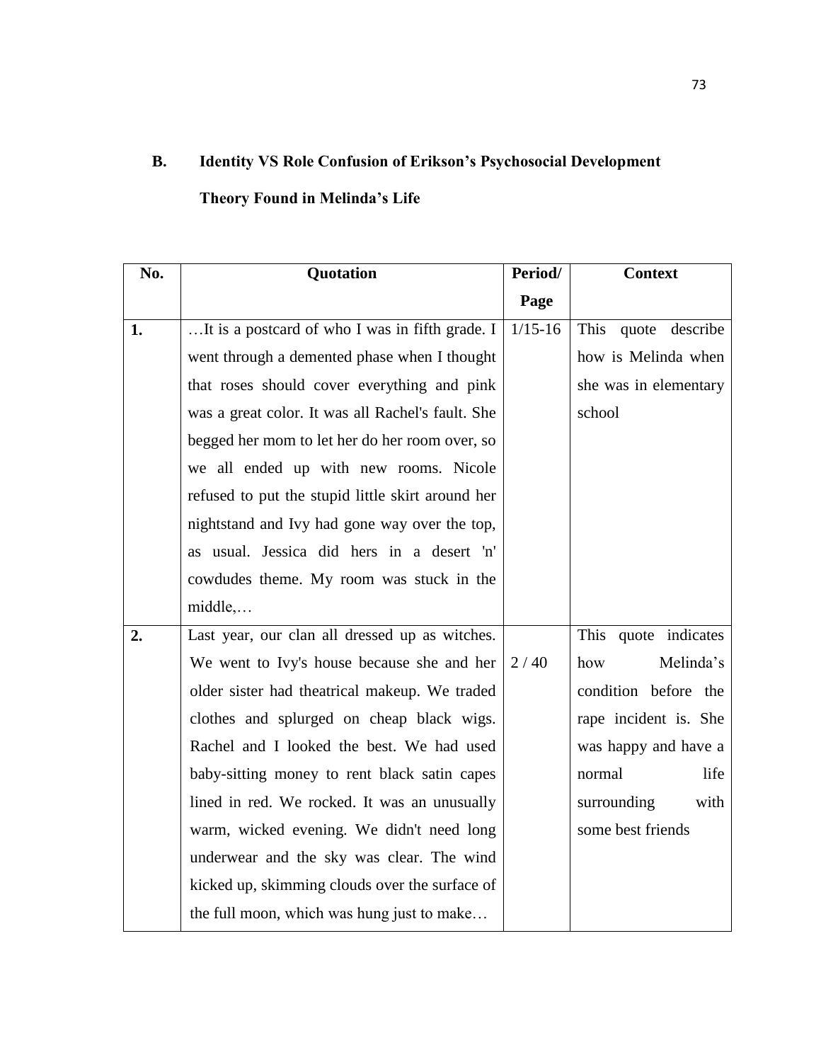## B. Identity VS Role Confusion of Erikson's Psychosocial Development Theory Found in Melinda's Life

| No. | Quotation | Period/ Page | Context |
|---|---|---|---|
| **1.** | …It is a postcard of who I was in fifth grade. I went through a demented phase when I thought that roses should cover everything and pink was a great color. It was all Rachel's fault. She begged her mom to let her do her room over, so we all ended up with new rooms. Nicole refused to put the stupid little skirt around her nightstand and Ivy had gone way over the top, as usual. Jessica did hers in a desert 'n' cowdudes theme. My room was stuck in the middle,… | 1/15-16 | This quote describe how is Melinda when she was in elementary school |
| **2.** | Last year, our clan all dressed up as witches. We went to Ivy's house because she and her older sister had theatrical makeup. We traded clothes and splurged on cheap black wigs. Rachel and I looked the best. We had used baby-sitting money to rent black satin capes lined in red. We rocked. It was an unusually warm, wicked evening. We didn't need long underwear and the sky was clear. The wind kicked up, skimming clouds over the surface of the full moon, which was hung just to make… | 2 / 40 | This quote indicates how Melinda's condition before the rape incident is. She was happy and have a normal life surrounding with some best friends |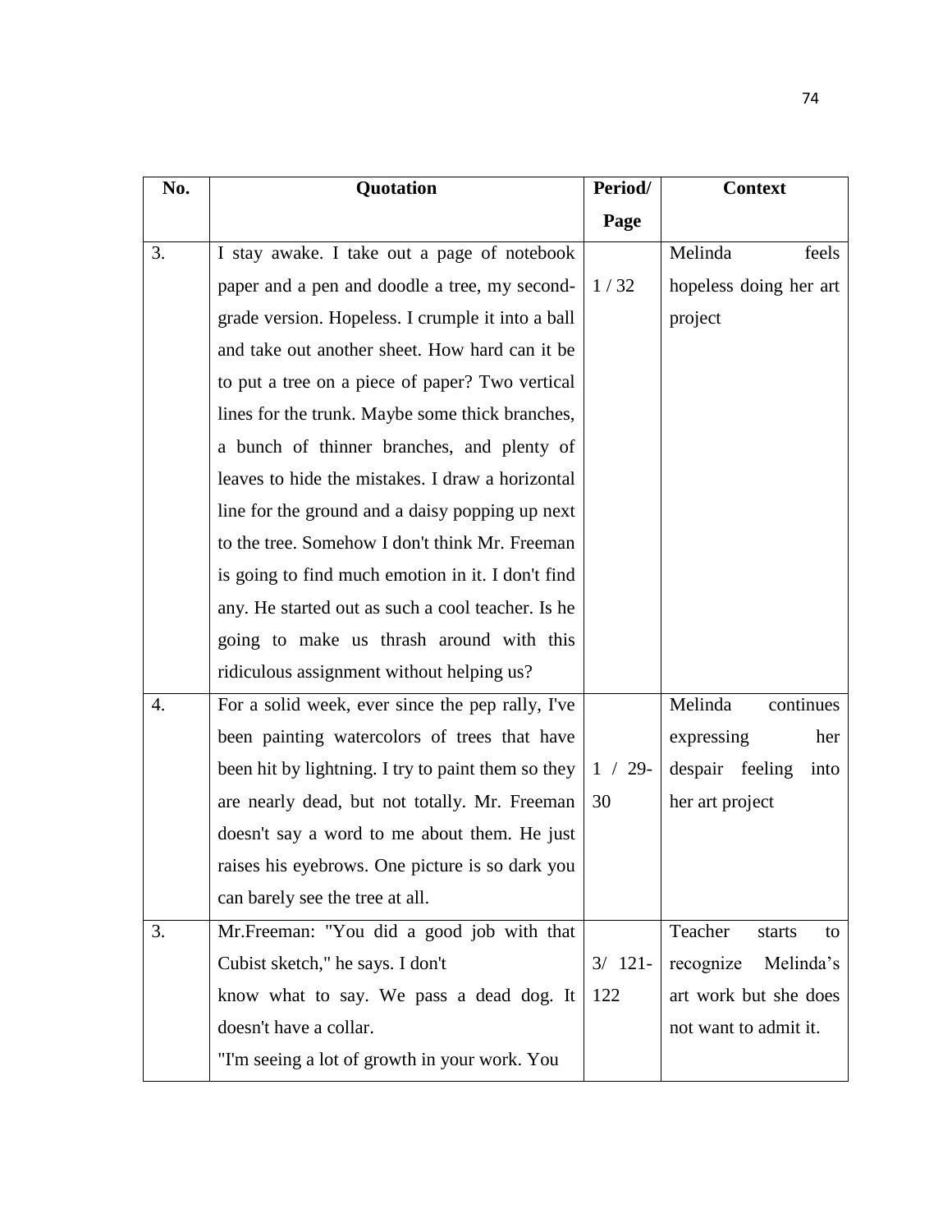| No. | Quotation | Period/ Page | Context |
|---|---|---|---|
| 3. | I stay awake. I take out a page of notebook paper and a pen and doodle a tree, my second-grade version. Hopeless. I crumple it into a ball and take out another sheet. How hard can it be to put a tree on a piece of paper? Two vertical lines for the trunk. Maybe some thick branches, a bunch of thinner branches, and plenty of leaves to hide the mistakes. I draw a horizontal line for the ground and a daisy popping up next to the tree. Somehow I don't think Mr. Freeman is going to find much emotion in it. I don't find any. He started out as such a cool teacher. Is he going to make us thrash around with this ridiculous assignment without helping us? | 1 / 32 | Melinda feels hopeless doing her art project |
| 4. | For a solid week, ever since the pep rally, I've been painting watercolors of trees that have been hit by lightning. I try to paint them so they are nearly dead, but not totally. Mr. Freeman doesn't say a word to me about them. He just raises his eyebrows. One picture is so dark you can barely see the tree at all. | 1 / 29-30 | Melinda continues expressing her despair feeling into her art project |
| 3. | Mr.Freeman: "You did a good job with that Cubist sketch," he says. I don't know what to say. We pass a dead dog. It doesn't have a collar. "I'm seeing a lot of growth in your work. You | 3/ 121-122 | Teacher starts to recognize Melinda's art work but she does not want to admit it. |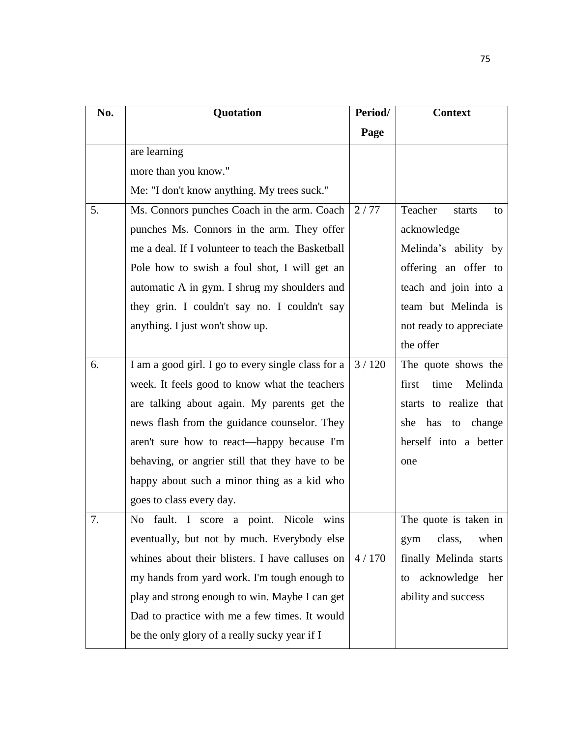| No. | Quotation | Period/ Page | Context |
|---|---|---|---|
| | are learning more than you know." Me: "I don't know anything. My trees suck." | | |
| 5. | Ms. Connors punches Coach in the arm. Coach punches Ms. Connors in the arm. They offer me a deal. If I volunteer to teach the Basketball Pole how to swish a foul shot, I will get an automatic A in gym. I shrug my shoulders and they grin. I couldn't say no. I couldn't say anything. I just won't show up. | 2 / 77 | Teacher starts to acknowledge Melinda's ability by offering an offer to teach and join into a team but Melinda is not ready to appreciate the offer |
| 6. | I am a good girl. I go to every single class for a week. It feels good to know what the teachers are talking about again. My parents get the news flash from the guidance counselor. They aren't sure how to react—happy because I'm behaving, or angrier still that they have to be happy about such a minor thing as a kid who goes to class every day. | 3 / 120 | The quote shows the first time Melinda starts to realize that she has to change herself into a better one |
| 7. | No fault. I score a point. Nicole wins eventually, but not by much. Everybody else whines about their blisters. I have calluses on my hands from yard work. I'm tough enough to play and strong enough to win. Maybe I can get Dad to practice with me a few times. It would be the only glory of a really sucky year if I | 4 / 170 | The quote is taken in gym class, when finally Melinda starts to acknowledge her ability and success |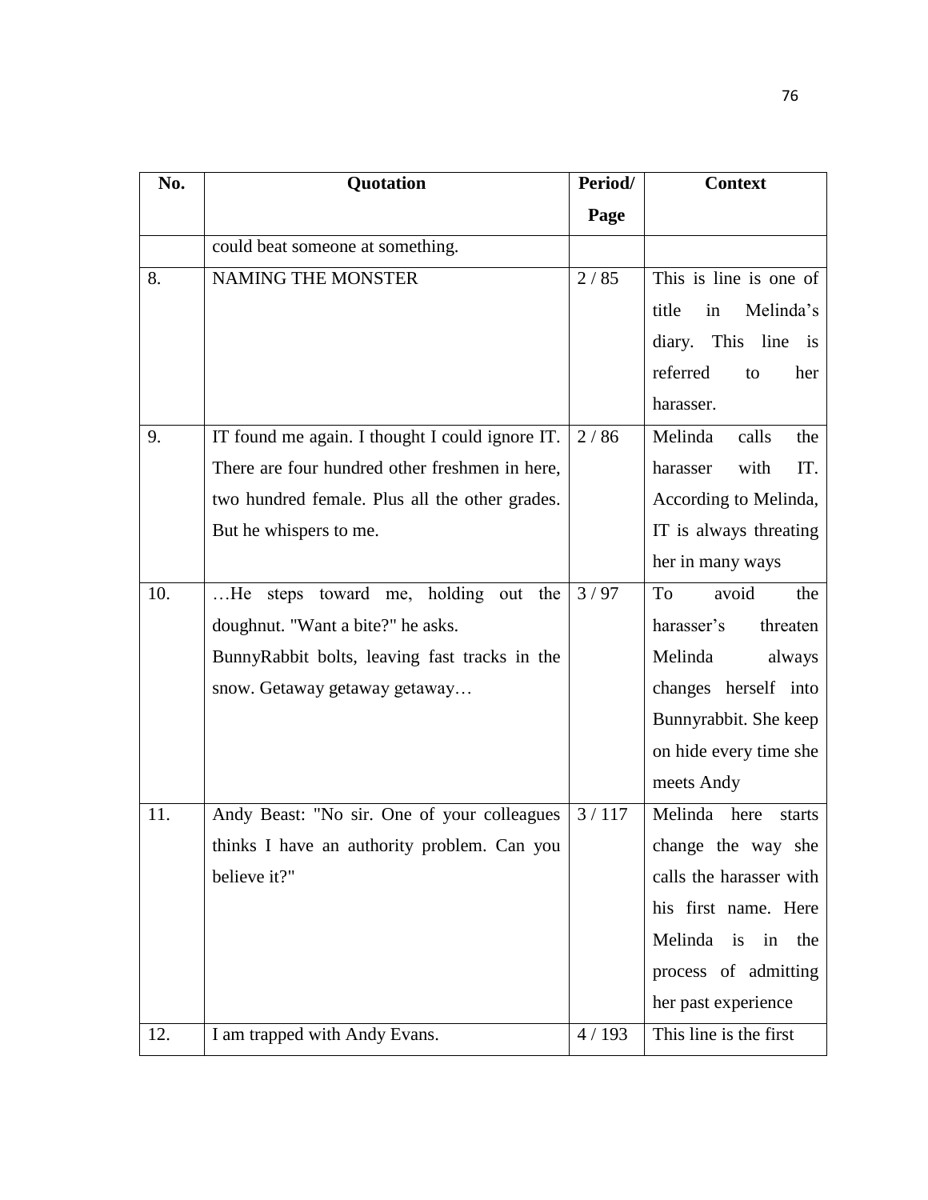| No. | Quotation | Period/ Page | Context |
|---|---|---|---|
| | could beat someone at something. | | |
| 8. | NAMING THE MONSTER | 2 / 85 | This is line is one of title in Melinda's diary. This line is referred to her harasser. |
| 9. | IT found me again. I thought I could ignore IT. There are four hundred other freshmen in here, two hundred female. Plus all the other grades. But he whispers to me. | 2 / 86 | Melinda calls the harasser with IT. According to Melinda, IT is always threating her in many ways |
| 10. | …He steps toward me, holding out the doughnut. "Want a bite?" he asks. BunnyRabbit bolts, leaving fast tracks in the snow. Getaway getaway getaway… | 3 / 97 | To avoid the harasser's threaten Melinda always changes herself into Bunnyrabbit. She keep on hide every time she meets Andy |
| 11. | Andy Beast: "No sir. One of your colleagues thinks I have an authority problem. Can you believe it?" | 3 / 117 | Melinda here starts change the way she calls the harasser with his first name. Here Melinda is in the process of admitting her past experience |
| 12. | I am trapped with Andy Evans. | 4 / 193 | This line is the first |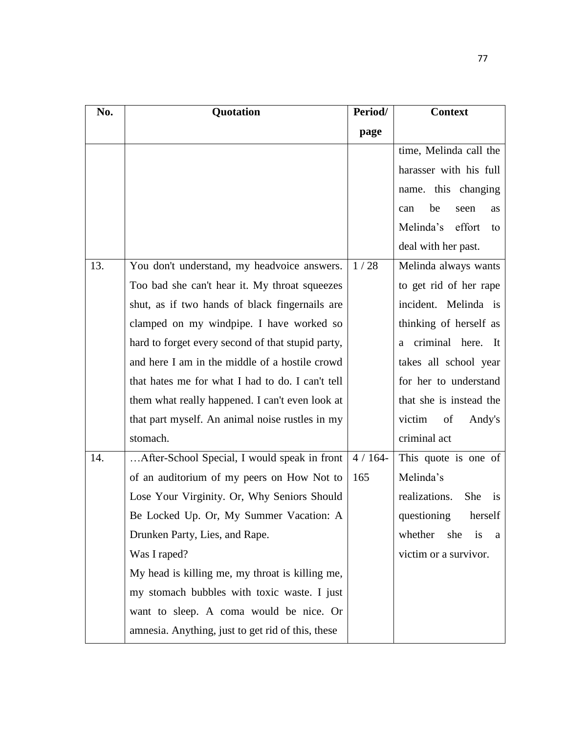| No. | Quotation | Period/ page | Context |
|---|---|---|---|
| | | | time, Melinda call the harasser with his full name. this changing can be seen as Melinda's effort to deal with her past. |
| 13. | You don't understand, my headvoice answers. Too bad she can't hear it. My throat squeezes shut, as if two hands of black fingernails are clamped on my windpipe. I have worked so hard to forget every second of that stupid party, and here I am in the middle of a hostile crowd that hates me for what I had to do. I can't tell them what really happened. I can't even look at that part myself. An animal noise rustles in my stomach. | 1 / 28 | Melinda always wants to get rid of her rape incident. Melinda is thinking of herself as a criminal here. It takes all school year for her to understand that she is instead the victim of Andy's criminal act |
| 14. | …After-School Special, I would speak in front of an auditorium of my peers on How Not to Lose Your Virginity. Or, Why Seniors Should Be Locked Up. Or, My Summer Vacation: A Drunken Party, Lies, and Rape.<br>Was I raped?<br>My head is killing me, my throat is killing me, my stomach bubbles with toxic waste. I just want to sleep. A coma would be nice. Or amnesia. Anything, just to get rid of this, these | 4 / 164-165 | This quote is one of Melinda's realizations. She is questioning herself whether she is a victim or a survivor. |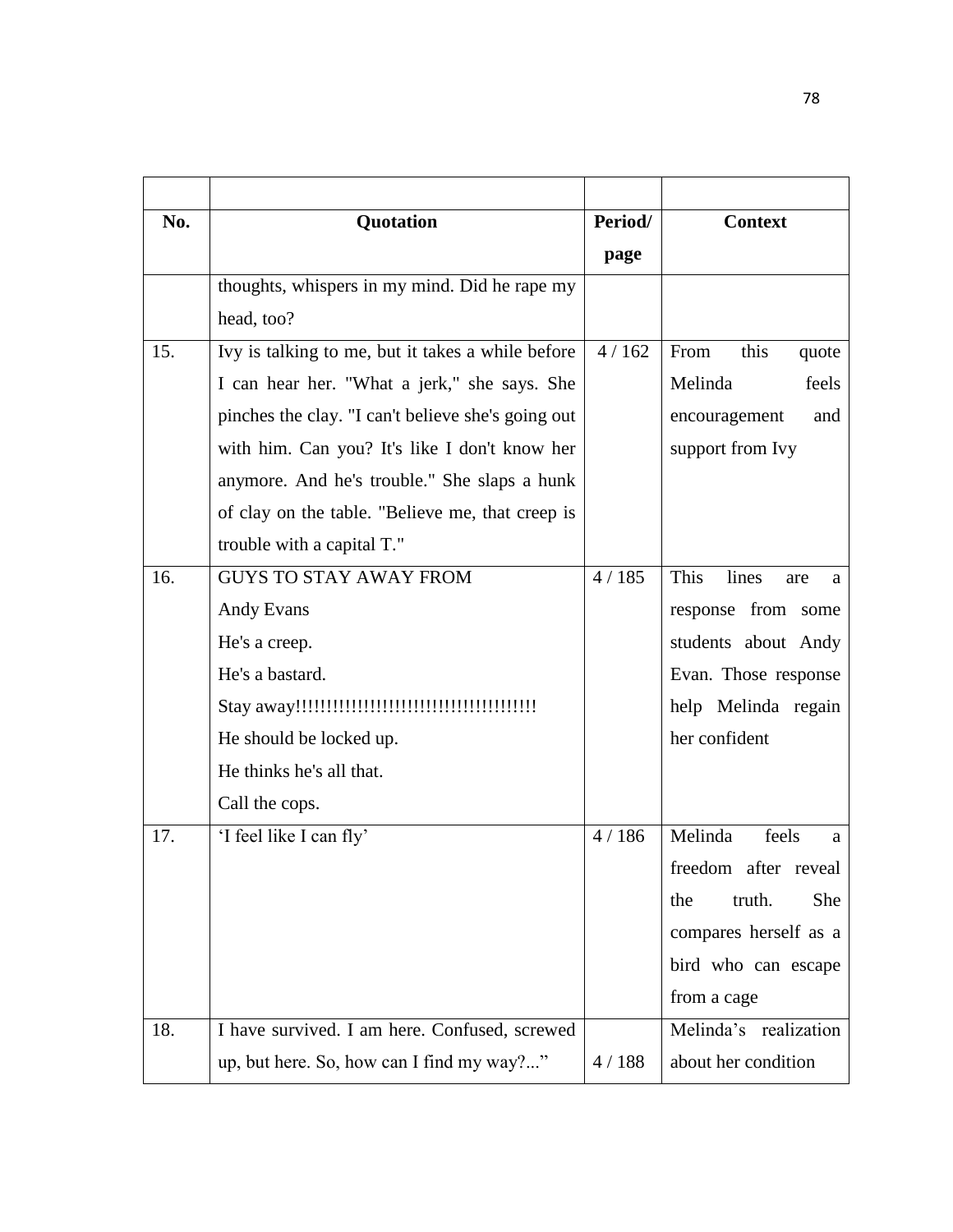| No. | Quotation | Period/ page | Context |
|---|---|---|---|
| | thoughts, whispers in my mind. Did he rape my head, too? | | |
| 15. | Ivy is talking to me, but it takes a while before I can hear her. "What a jerk," she says. She pinches the clay. "I can't believe she's going out with him. Can you? It's like I don't know her anymore. And he's trouble." She slaps a hunk of clay on the table. "Believe me, that creep is trouble with a capital T." | 4 / 162 | From this quote Melinda feels encouragement and support from Ivy |
| 16. | GUYS TO STAY AWAY FROM<br>Andy Evans<br>He's a creep.<br>He's a bastard.<br>Stay away!!!!!!!!!!!!!!!!!!!!!!!!!!!!!!!!!!!!!!!<br>He should be locked up.<br>He thinks he's all that.<br>Call the cops. | 4 / 185 | This lines are a response from some students about Andy Evan. Those response help Melinda regain her confident |
| 17. | 'I feel like I can fly' | 4 / 186 | Melinda feels a freedom after reveal the truth. She compares herself as a bird who can escape from a cage |
| 18. | I have survived. I am here. Confused, screwed up, but here. So, how can I find my way?..." | 4 / 188 | Melinda's realization about her condition |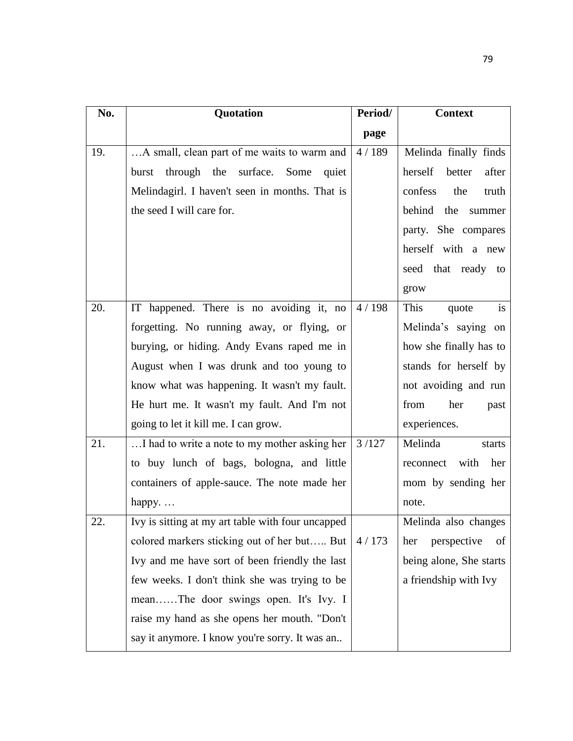| No. | Quotation | Period/ page | Context |
|---|---|---|---|
| 19. | …A small, clean part of me waits to warm and burst through the surface. Some quiet Melindagirl. I haven't seen in months. That is the seed I will care for. | 4 / 189 | Melinda finally finds herself better after confess the truth behind the summer party. She compares herself with a new seed that ready to grow |
| 20. | IT happened. There is no avoiding it, no forgetting. No running away, or flying, or burying, or hiding. Andy Evans raped me in August when I was drunk and too young to know what was happening. It wasn't my fault. He hurt me. It wasn't my fault. And I'm not going to let it kill me. I can grow. | 4 / 198 | This quote is Melinda's saying on how she finally has to stands for herself by not avoiding and run from her past experiences. |
| 21. | …I had to write a note to my mother asking her to buy lunch of bags, bologna, and little containers of apple-sauce. The note made her happy. … | 3 /127 | Melinda starts reconnect with her mom by sending her note. |
| 22. | Ivy is sitting at my art table with four uncapped colored markers sticking out of her but….. But Ivy and me have sort of been friendly the last few weeks. I don't think she was trying to be mean……The door swings open. It's Ivy. I raise my hand as she opens her mouth. "Don't say it anymore. I know you're sorry. It was an.. | 4 / 173 | Melinda also changes her perspective of being alone, She starts a friendship with Ivy |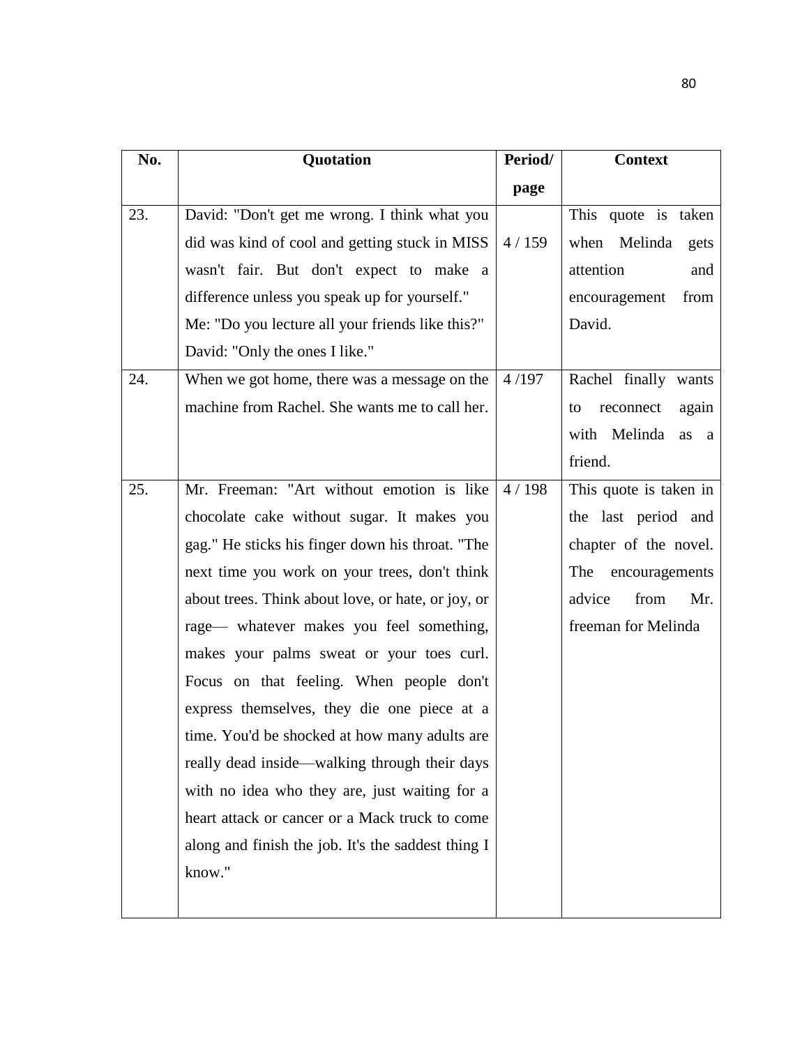| No. | Quotation | Period/ page | Context |
|---|---|---|---|
| 23. | David: "Don't get me wrong. I think what you did was kind of cool and getting stuck in MISS wasn't fair. But don't expect to make a difference unless you speak up for yourself." Me: "Do you lecture all your friends like this?" David: "Only the ones I like." | 4 / 159 | This quote is taken when Melinda gets attention and encouragement from David. |
| 24. | When we got home, there was a message on the machine from Rachel. She wants me to call her. | 4 /197 | Rachel finally wants to reconnect again with Melinda as a friend. |
| 25. | Mr. Freeman: "Art without emotion is like chocolate cake without sugar. It makes you gag." He sticks his finger down his throat. "The next time you work on your trees, don't think about trees. Think about love, or hate, or joy, or rage— whatever makes you feel something, makes your palms sweat or your toes curl. Focus on that feeling. When people don't express themselves, they die one piece at a time. You'd be shocked at how many adults are really dead inside—walking through their days with no idea who they are, just waiting for a heart attack or cancer or a Mack truck to come along and finish the job. It's the saddest thing I know." | 4 / 198 | This quote is taken in the last period and chapter of the novel. The encouragements advice from Mr. freeman for Melinda |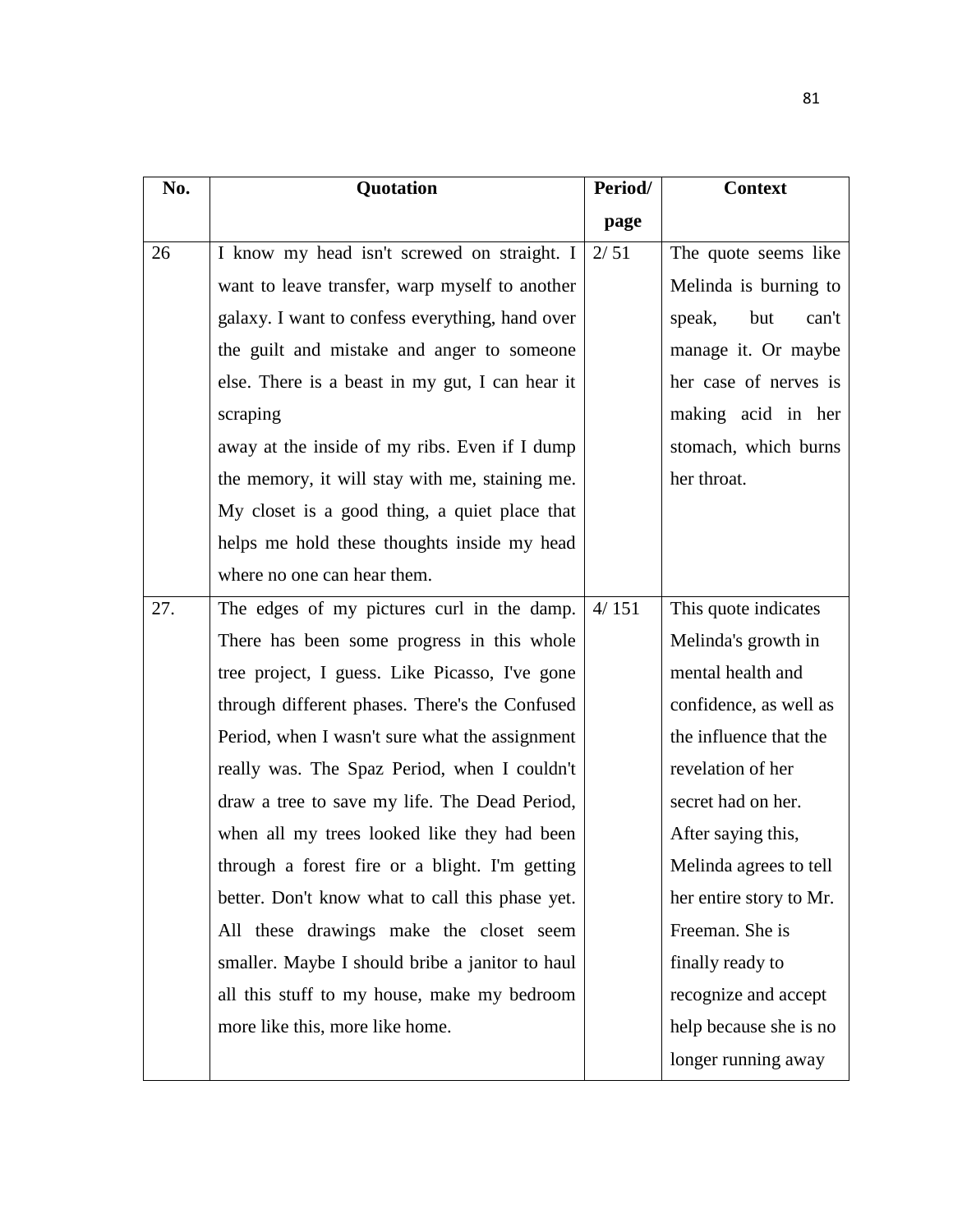| No. | Quotation | Period/ page | Context |
|---|---|---|---|
| 26 | I know my head isn't screwed on straight. I want to leave transfer, warp myself to another galaxy. I want to confess everything, hand over the guilt and mistake and anger to someone else. There is a beast in my gut, I can hear it scraping away at the inside of my ribs. Even if I dump the memory, it will stay with me, staining me. My closet is a good thing, a quiet place that helps me hold these thoughts inside my head where no one can hear them. | 2/ 51 | The quote seems like Melinda is burning to speak, but can't manage it. Or maybe her case of nerves is making acid in her stomach, which burns her throat. |
| 27. | The edges of my pictures curl in the damp. There has been some progress in this whole tree project, I guess. Like Picasso, I've gone through different phases. There's the Confused Period, when I wasn't sure what the assignment really was. The Spaz Period, when I couldn't draw a tree to save my life. The Dead Period, when all my trees looked like they had been through a forest fire or a blight. I'm getting better. Don't know what to call this phase yet. All these drawings make the closet seem smaller. Maybe I should bribe a janitor to haul all this stuff to my house, make my bedroom more like this, more like home. | 4/ 151 | This quote indicates Melinda's growth in mental health and confidence, as well as the influence that the revelation of her secret had on her. After saying this, Melinda agrees to tell her entire story to Mr. Freeman. She is finally ready to recognize and accept help because she is no longer running away |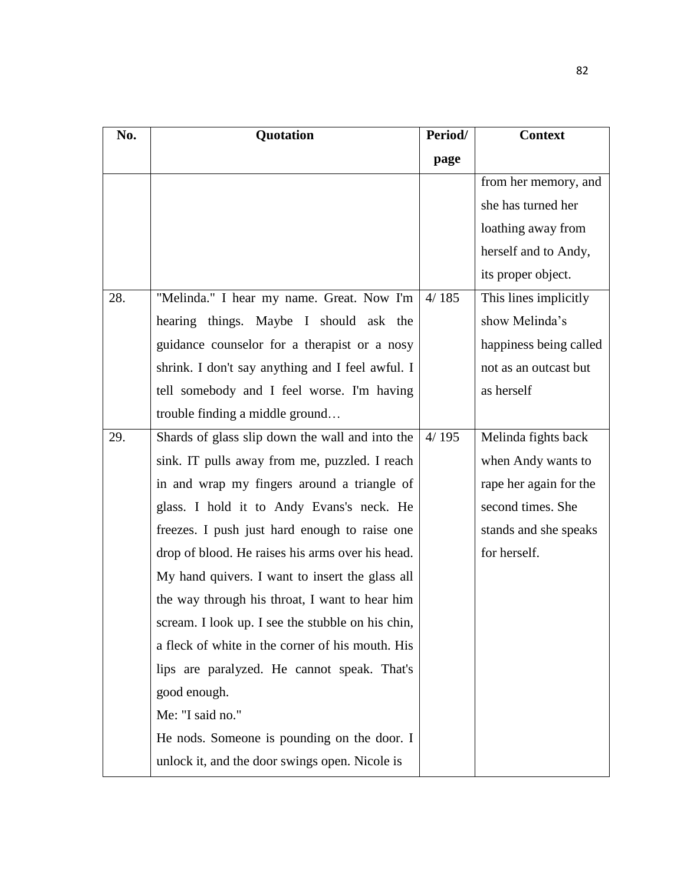| No. | Quotation | Period/ page | Context |
| --- | --- | --- | --- |
| | | | from her memory, and she has turned her loathing away from herself and to Andy, its proper object. |
| 28. | "Melinda." I hear my name. Great. Now I'm hearing things. Maybe I should ask the guidance counselor for a therapist or a nosy shrink. I don't say anything and I feel awful. I tell somebody and I feel worse. I'm having trouble finding a middle ground… | 4/ 185 | This lines implicitly show Melinda's happiness being called not as an outcast but as herself |
| 29. | Shards of glass slip down the wall and into the sink. IT pulls away from me, puzzled. I reach in and wrap my fingers around a triangle of glass. I hold it to Andy Evans's neck. He freezes. I push just hard enough to raise one drop of blood. He raises his arms over his head. My hand quivers. I want to insert the glass all the way through his throat, I want to hear him scream. I look up. I see the stubble on his chin, a fleck of white in the corner of his mouth. His lips are paralyzed. He cannot speak. That's good enough.<br>Me: "I said no."<br>He nods. Someone is pounding on the door. I unlock it, and the door swings open. Nicole is | 4/ 195 | Melinda fights back when Andy wants to rape her again for the second times. She stands and she speaks for herself. |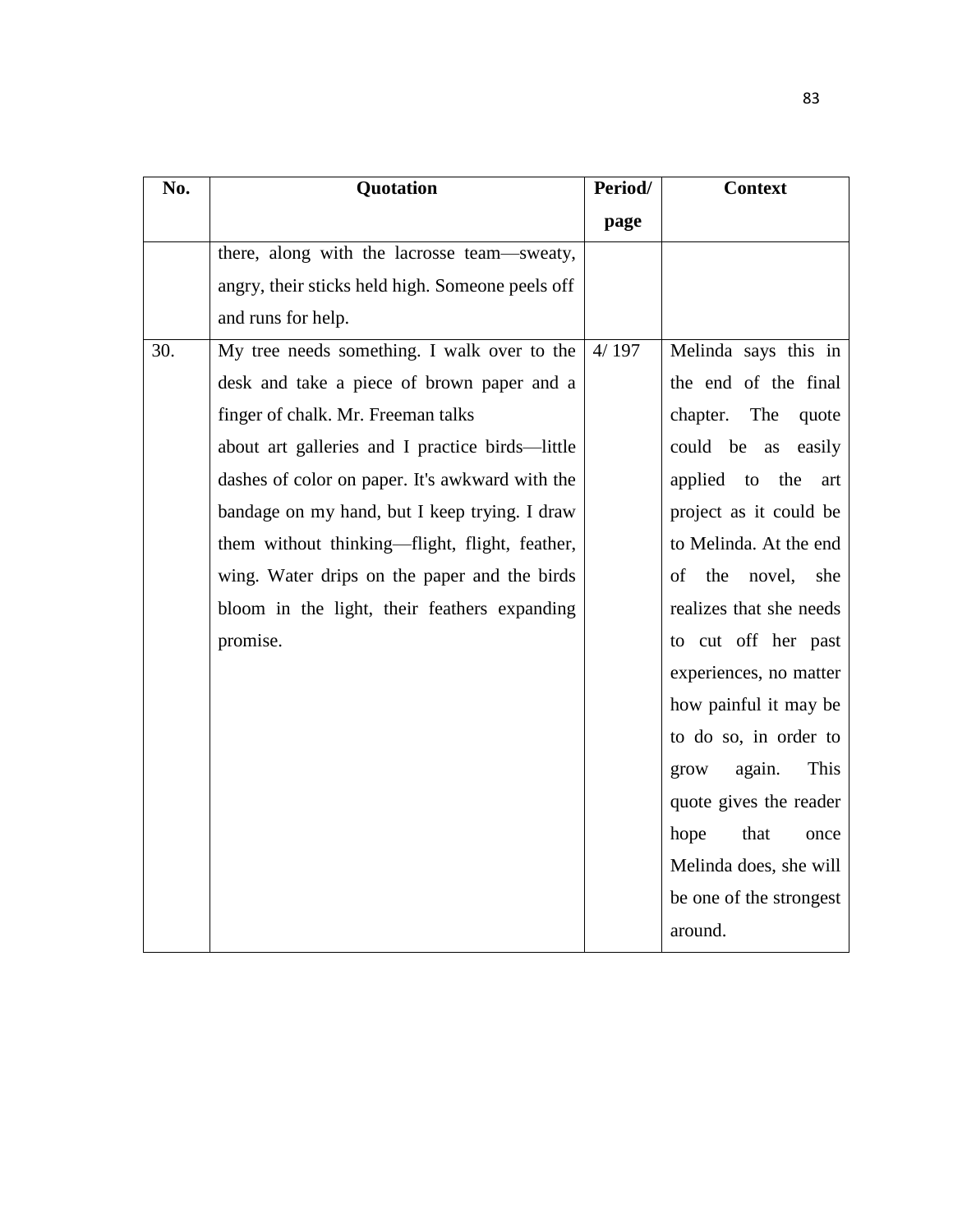| No. | Quotation | Period/ page | Context |
|---|---|---|---|
| | there, along with the lacrosse team—sweaty, angry, their sticks held high. Someone peels off and runs for help. | | |
| 30. | My tree needs something. I walk over to the desk and take a piece of brown paper and a finger of chalk. Mr. Freeman talks about art galleries and I practice birds—little dashes of color on paper. It's awkward with the bandage on my hand, but I keep trying. I draw them without thinking—flight, flight, feather, wing. Water drips on the paper and the birds bloom in the light, their feathers expanding promise. | 4/ 197 | Melinda says this in the end of the final chapter. The quote could be as easily applied to the art project as it could be to Melinda. At the end of the novel, she realizes that she needs to cut off her past experiences, no matter how painful it may be to do so, in order to grow again. This quote gives the reader hope that once Melinda does, she will be one of the strongest around. |